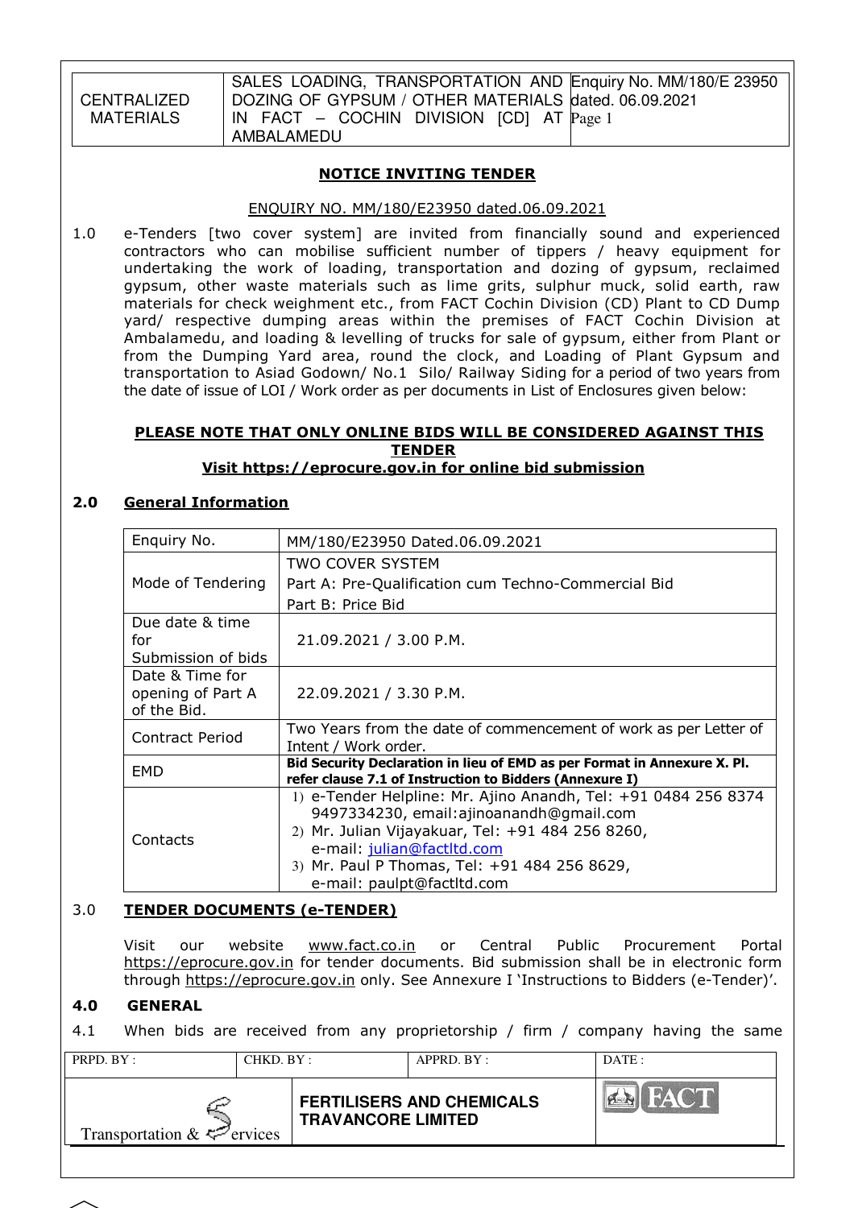## NOTICE INVITING TENDER

ENQUIRY NO. MM/180/E23950 dated.06.09.2021

1.0 e-Tenders [two cover system] are invited from financially sound and experienced contractors who can mobilise sufficient number of tippers / heavy equipment for undertaking the work of loading, transportation and dozing of gypsum, reclaimed gypsum, other waste materials such as lime grits, sulphur muck, solid earth, raw materials for check weighment etc., from FACT Cochin Division (CD) Plant to CD Dump yard/ respective dumping areas within the premises of FACT Cochin Division at Ambalamedu, and loading & levelling of trucks for sale of gypsum, either from Plant or from the Dumping Yard area, round the clock, and Loading of Plant Gypsum and transportation to Asiad Godown/ No.1 Silo/ Railway Siding for a period of two years from the date of issue of LOI / Work order as per documents in List of Enclosures given below:

**PLEASE NOTE THAT ONLY ONLINE BIDS WILL BE CONSIDERED AGAINST THIS TENDER**

**Visit https://eprocure.gov.in for online bid submission**

### 2.0 General Information

| Enquiry No. | MM/180/E23950 Dated.06.09.2021 |
|---|---|
| Mode of Tendering | TWO COVER SYSTEM<br>Part A: Pre-Qualification cum Techno-Commercial Bid<br>Part B: Price Bid |
| Due date & time for Submission of bids | 21.09.2021 / 3.00 P.M. |
| Date & Time for opening of Part A of the Bid. | 22.09.2021 / 3.30 P.M. |
| Contract Period | Two Years from the date of commencement of work as per Letter of Intent / Work order. |
| EMD | **Bid Security Declaration in lieu of EMD as per Format in Annexure X. Pl. refer clause 7.1 of Instruction to Bidders (Annexure I)** |
| Contacts | 1) e-Tender Helpline: Mr. Ajino Anandh, Tel: +91 0484 256 8374 9497334230, email:ajinoanandh@gmail.com<br>2) Mr. Julian Vijayakuar, Tel: +91 484 256 8260, e-mail: julian@factltd.com<br>3) Mr. Paul P Thomas, Tel: +91 484 256 8629, e-mail: paulpt@factltd.com |

### 3.0 TENDER DOCUMENTS (e-TENDER)

Visit our website www.fact.co.in or Central Public Procurement Portal https://eprocure.gov.in for tender documents. Bid submission shall be in electronic form through https://eprocure.gov.in only. See Annexure I 'Instructions to Bidders (e-Tender)'.

### 4.0 GENERAL

4.1 When bids are received from any proprietorship / firm / company having the same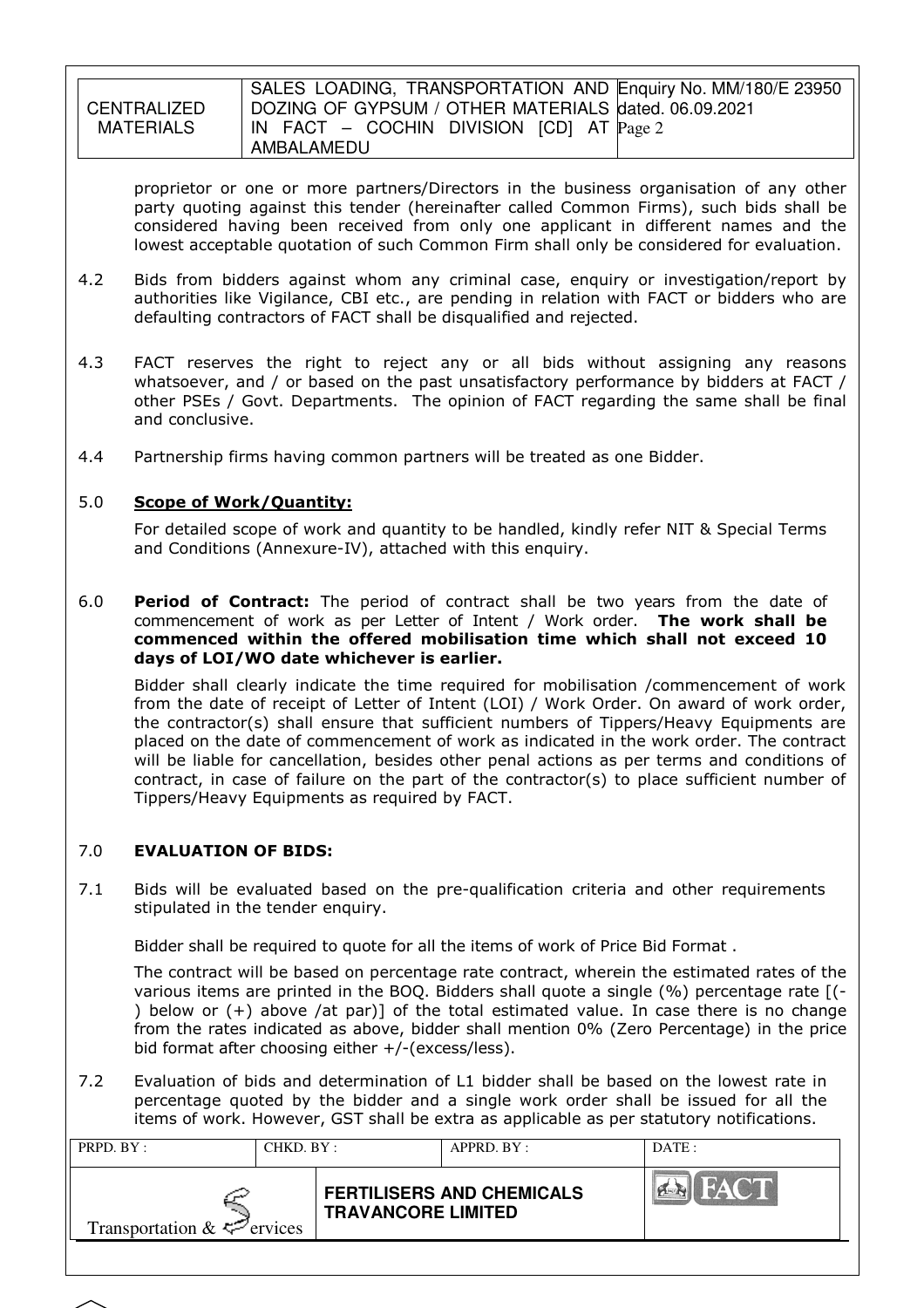proprietor or one or more partners/Directors in the business organisation of any other party quoting against this tender (hereinafter called Common Firms), such bids shall be considered having been received from only one applicant in different names and the lowest acceptable quotation of such Common Firm shall only be considered for evaluation.

4.2 Bids from bidders against whom any criminal case, enquiry or investigation/report by authorities like Vigilance, CBI etc., are pending in relation with FACT or bidders who are defaulting contractors of FACT shall be disqualified and rejected.

4.3 FACT reserves the right to reject any or all bids without assigning any reasons whatsoever, and / or based on the past unsatisfactory performance by bidders at FACT / other PSEs / Govt. Departments. The opinion of FACT regarding the same shall be final and conclusive.

4.4 Partnership firms having common partners will be treated as one Bidder.

## 5.0 Scope of Work/Quantity:

For detailed scope of work and quantity to be handled, kindly refer NIT & Special Terms and Conditions (Annexure-IV), attached with this enquiry.

6.0 **Period of Contract:** The period of contract shall be two years from the date of commencement of work as per Letter of Intent / Work order. **The work shall be commenced within the offered mobilisation time which shall not exceed 10 days of LOI/WO date whichever is earlier.**

Bidder shall clearly indicate the time required for mobilisation /commencement of work from the date of receipt of Letter of Intent (LOI) / Work Order. On award of work order, the contractor(s) shall ensure that sufficient numbers of Tippers/Heavy Equipments are placed on the date of commencement of work as indicated in the work order. The contract will be liable for cancellation, besides other penal actions as per terms and conditions of contract, in case of failure on the part of the contractor(s) to place sufficient number of Tippers/Heavy Equipments as required by FACT.

## 7.0 EVALUATION OF BIDS:

7.1 Bids will be evaluated based on the pre-qualification criteria and other requirements stipulated in the tender enquiry.

Bidder shall be required to quote for all the items of work of Price Bid Format .

The contract will be based on percentage rate contract, wherein the estimated rates of the various items are printed in the BOQ. Bidders shall quote a single (%) percentage rate [(-) below or (+) above /at par)] of the total estimated value. In case there is no change from the rates indicated as above, bidder shall mention 0% (Zero Percentage) in the price bid format after choosing either +/-(excess/less).

7.2 Evaluation of bids and determination of L1 bidder shall be based on the lowest rate in percentage quoted by the bidder and a single work order shall be issued for all the items of work. However, GST shall be extra as applicable as per statutory notifications.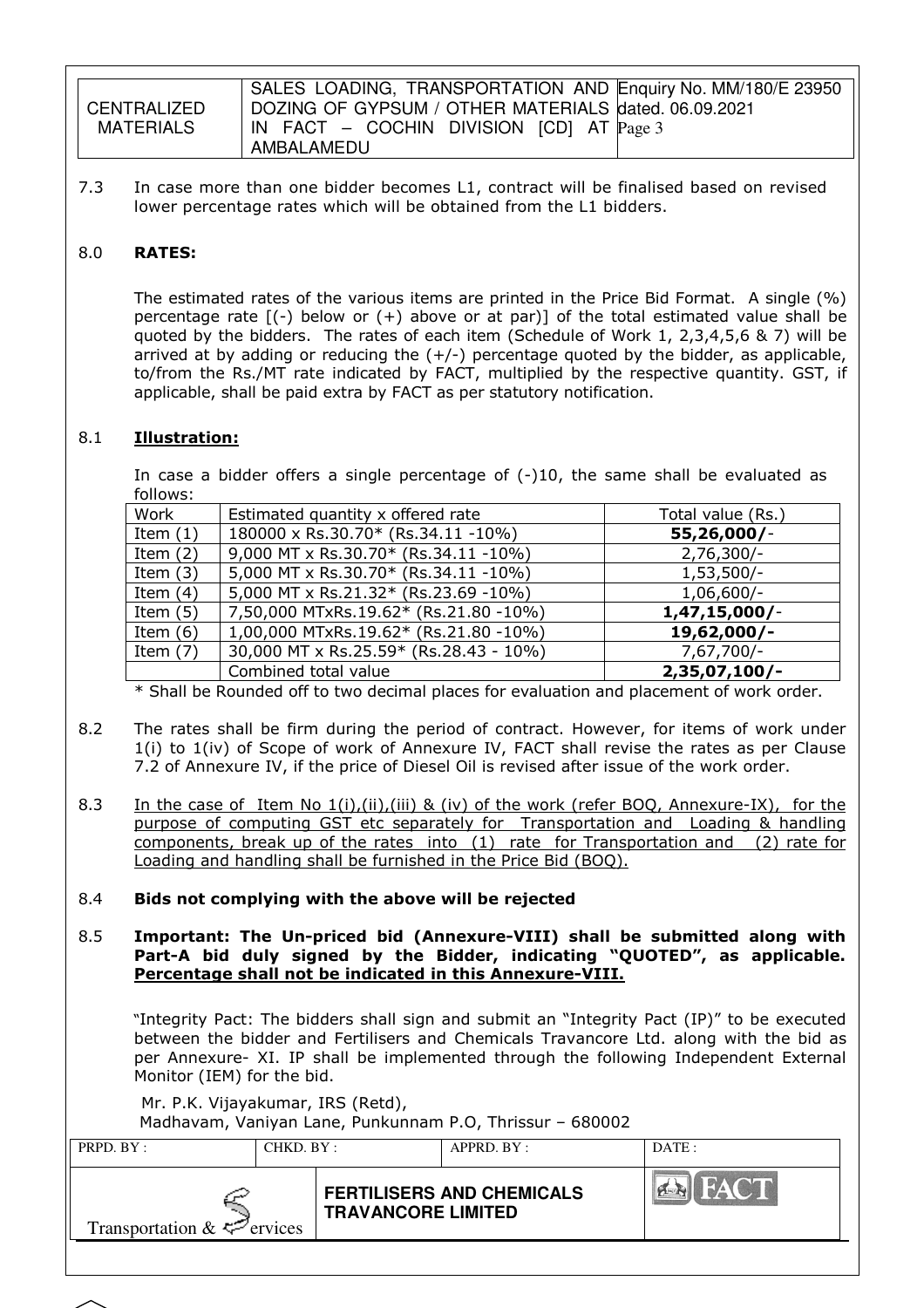7.3 In case more than one bidder becomes L1, contract will be finalised based on revised lower percentage rates which will be obtained from the L1 bidders.

## 8.0 RATES:

The estimated rates of the various items are printed in the Price Bid Format. A single (%) percentage rate [(-) below or (+) above or at par)] of the total estimated value shall be quoted by the bidders. The rates of each item (Schedule of Work 1, 2,3,4,5,6 & 7) will be arrived at by adding or reducing the (+/-) percentage quoted by the bidder, as applicable, to/from the Rs./MT rate indicated by FACT, multiplied by the respective quantity. GST, if applicable, shall be paid extra by FACT as per statutory notification.

### 8.1 Illustration:

In case a bidder offers a single percentage of (-)10, the same shall be evaluated as follows:

| Work | Estimated quantity x offered rate | Total value (Rs.) |
|---|---|---|
| Item (1) | 180000 x Rs.30.70* (Rs.34.11 -10%) | **55,26,000/-** |
| Item (2) | 9,000 MT x Rs.30.70* (Rs.34.11 -10%) | 2,76,300/- |
| Item (3) | 5,000 MT x Rs.30.70* (Rs.34.11 -10%) | 1,53,500/- |
| Item (4) | 5,000 MT x Rs.21.32* (Rs.23.69 -10%) | 1,06,600/- |
| Item (5) | 7,50,000 MTxRs.19.62* (Rs.21.80 -10%) | **1,47,15,000/-** |
| Item (6) | 1,00,000 MTxRs.19.62* (Rs.21.80 -10%) | **19,62,000/-** |
| Item (7) | 30,000 MT x Rs.25.59* (Rs.28.43 - 10%) | 7,67,700/- |
| | Combined total value | **2,35,07,100/-** |

\* Shall be Rounded off to two decimal places for evaluation and placement of work order.

8.2 The rates shall be firm during the period of contract. However, for items of work under 1(i) to 1(iv) of Scope of work of Annexure IV, FACT shall revise the rates as per Clause 7.2 of Annexure IV, if the price of Diesel Oil is revised after issue of the work order.

8.3 <u>In the case of Item No 1(i),(ii),(iii) & (iv) of the work (refer BOQ, Annexure-IX), for the purpose of computing GST etc separately for Transportation and Loading & handling components, break up of the rates into (1) rate for Transportation and (2) rate for Loading and handling shall be furnished in the Price Bid (BOQ).</u>

8.4 **Bids not complying with the above will be rejected**

8.5 **Important: The Un-priced bid (Annexure-VIII) shall be submitted along with Part-A bid duly signed by the Bidder, indicating "QUOTED", as applicable. <u>Percentage shall not be indicated in this Annexure-VIII.</u>**

"Integrity Pact: The bidders shall sign and submit an "Integrity Pact (IP)" to be executed between the bidder and Fertilisers and Chemicals Travancore Ltd. along with the bid as per Annexure- XI. IP shall be implemented through the following Independent External Monitor (IEM) for the bid.

Mr. P.K. Vijayakumar, IRS (Retd),
Madhavam, Vaniyan Lane, Punkunnam P.O, Thrissur – 680002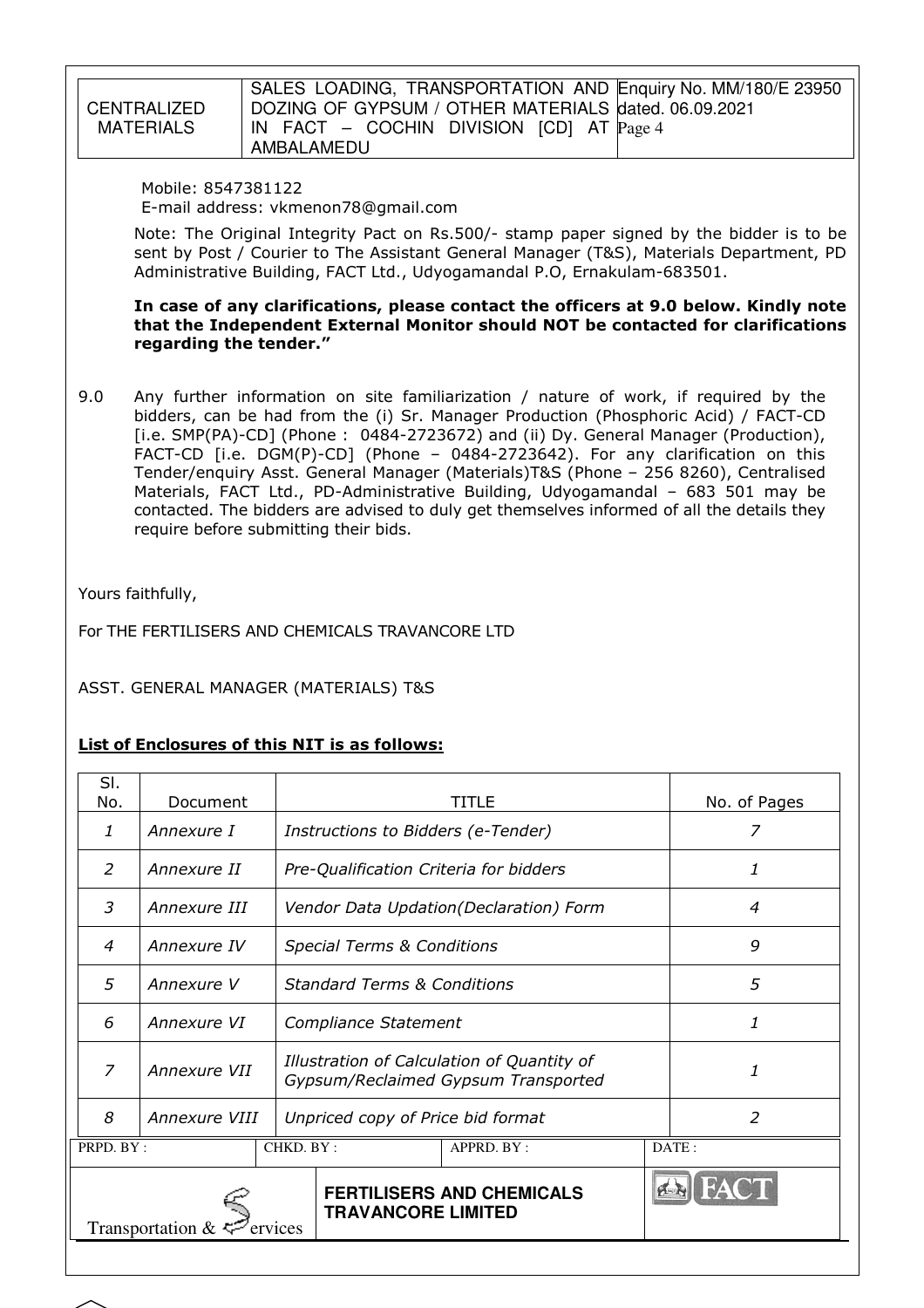Mobile: 8547381122
E-mail address: vkmenon78@gmail.com

Note: The Original Integrity Pact on Rs.500/- stamp paper signed by the bidder is to be sent by Post / Courier to The Assistant General Manager (T&S), Materials Department, PD Administrative Building, FACT Ltd., Udyogamandal P.O, Ernakulam-683501.

**In case of any clarifications, please contact the officers at 9.0 below. Kindly note that the Independent External Monitor should NOT be contacted for clarifications regarding the tender."**

9.0 Any further information on site familiarization / nature of work, if required by the bidders, can be had from the (i) Sr. Manager Production (Phosphoric Acid) / FACT-CD [i.e. SMP(PA)-CD] (Phone : 0484-2723672) and (ii) Dy. General Manager (Production), FACT-CD [i.e. DGM(P)-CD] (Phone – 0484-2723642). For any clarification on this Tender/enquiry Asst. General Manager (Materials)T&S (Phone – 256 8260), Centralised Materials, FACT Ltd., PD-Administrative Building, Udyogamandal – 683 501 may be contacted. The bidders are advised to duly get themselves informed of all the details they require before submitting their bids.

Yours faithfully,

For THE FERTILISERS AND CHEMICALS TRAVANCORE LTD

ASST. GENERAL MANAGER (MATERIALS) T&S

**List of Enclosures of this NIT is as follows:**

| Sl. No. | Document | TITLE | No. of Pages |
|---|---|---|---|
| *1* | *Annexure I* | *Instructions to Bidders (e-Tender)* | *7* |
| *2* | *Annexure II* | *Pre-Qualification Criteria for bidders* | *1* |
| *3* | *Annexure III* | *Vendor Data Updation(Declaration) Form* | *4* |
| *4* | *Annexure IV* | *Special Terms & Conditions* | *9* |
| *5* | *Annexure V* | *Standard Terms & Conditions* | *5* |
| *6* | *Annexure VI* | *Compliance Statement* | *1* |
| *7* | *Annexure VII* | *Illustration of Calculation of Quantity of Gypsum/Reclaimed Gypsum Transported* | *1* |
| *8* | *Annexure VIII* | *Unpriced copy of Price bid format* | *2* |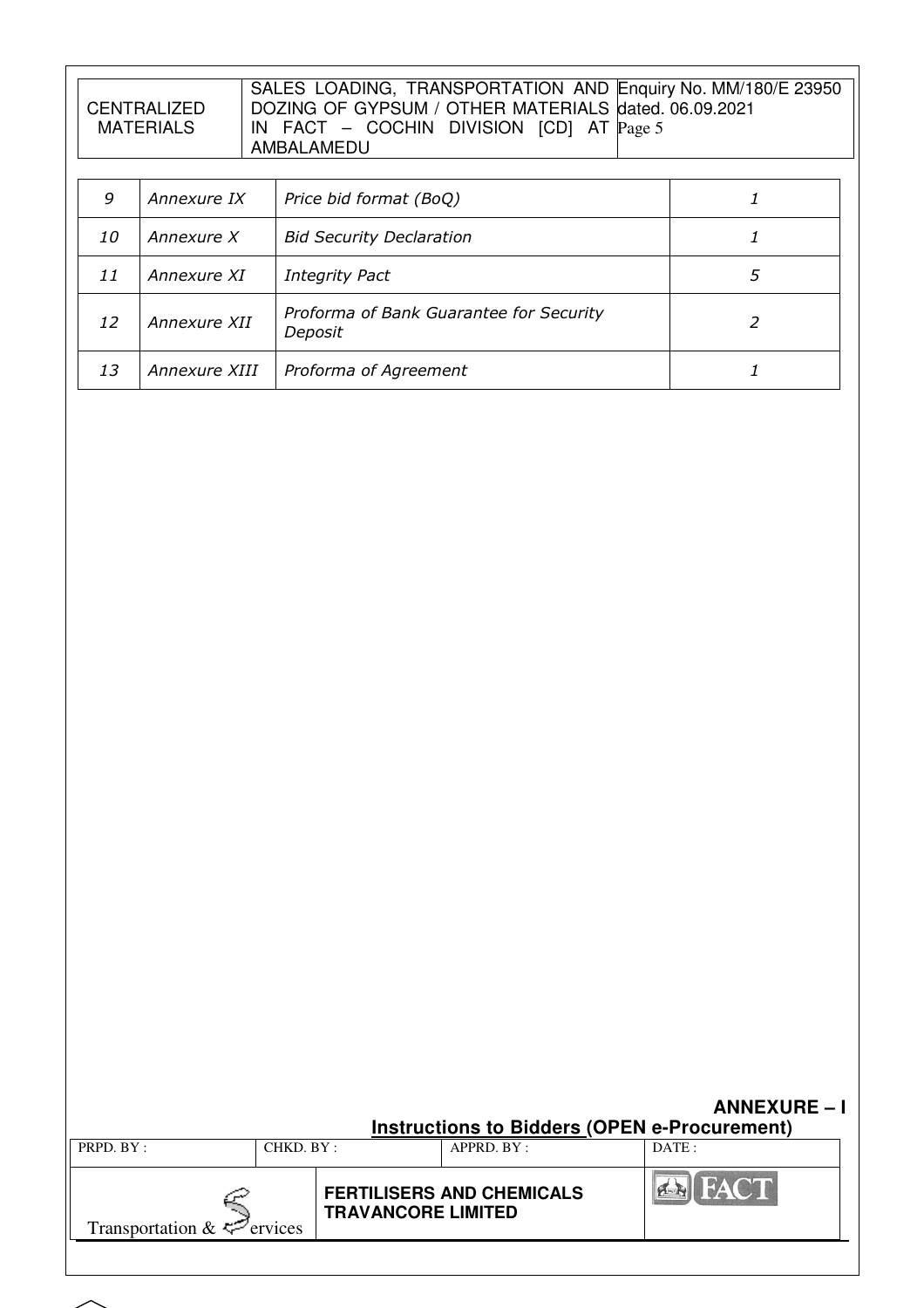| 9 | Annexure IX | Price bid format (BoQ) | 1 |
|---|---|---|---|
| 10 | Annexure X | Bid Security Declaration | 1 |
| 11 | Annexure XI | Integrity Pact | 5 |
| 12 | Annexure XII | Proforma of Bank Guarantee for Security Deposit | 2 |
| 13 | Annexure XIII | Proforma of Agreement | 1 |

## ANNEXURE – I

### Instructions to Bidders (OPEN e-Procurement)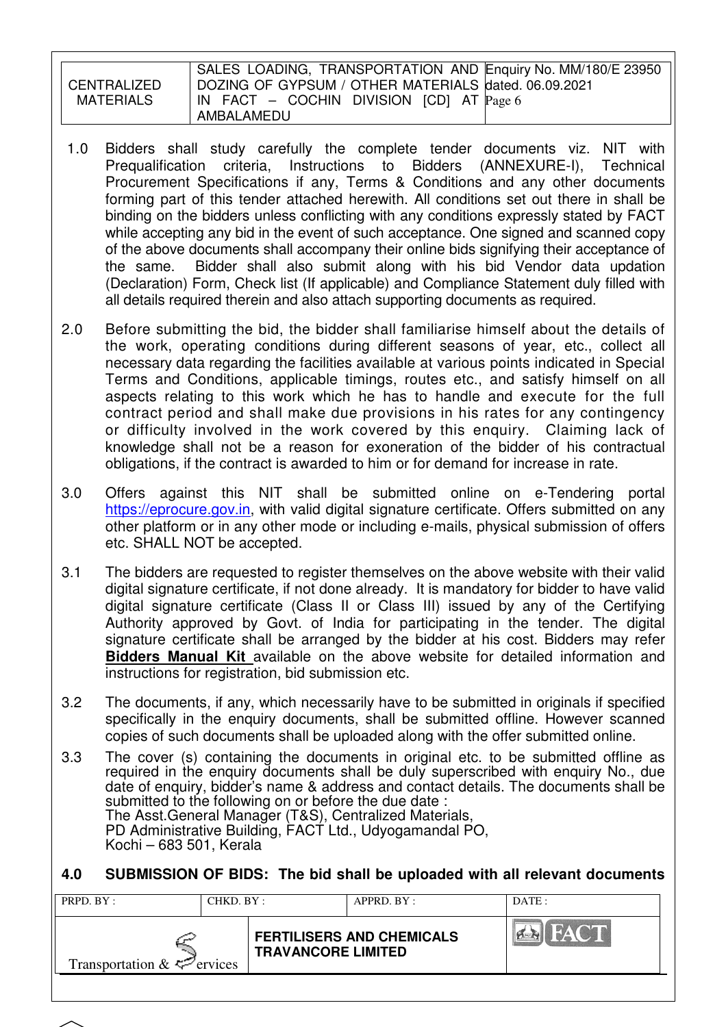1.0 Bidders shall study carefully the complete tender documents viz. NIT with Prequalification criteria, Instructions to Bidders (ANNEXURE-I), Technical Procurement Specifications if any, Terms & Conditions and any other documents forming part of this tender attached herewith. All conditions set out there in shall be binding on the bidders unless conflicting with any conditions expressly stated by FACT while accepting any bid in the event of such acceptance. One signed and scanned copy of the above documents shall accompany their online bids signifying their acceptance of the same. Bidder shall also submit along with his bid Vendor data updation (Declaration) Form, Check list (If applicable) and Compliance Statement duly filled with all details required therein and also attach supporting documents as required.

2.0 Before submitting the bid, the bidder shall familiarise himself about the details of the work, operating conditions during different seasons of year, etc., collect all necessary data regarding the facilities available at various points indicated in Special Terms and Conditions, applicable timings, routes etc., and satisfy himself on all aspects relating to this work which he has to handle and execute for the full contract period and shall make due provisions in his rates for any contingency or difficulty involved in the work covered by this enquiry. Claiming lack of knowledge shall not be a reason for exoneration of the bidder of his contractual obligations, if the contract is awarded to him or for demand for increase in rate.

3.0 Offers against this NIT shall be submitted online on e-Tendering portal https://eprocure.gov.in, with valid digital signature certificate. Offers submitted on any other platform or in any other mode or including e-mails, physical submission of offers etc. SHALL NOT be accepted.

3.1 The bidders are requested to register themselves on the above website with their valid digital signature certificate, if not done already. It is mandatory for bidder to have valid digital signature certificate (Class II or Class III) issued by any of the Certifying Authority approved by Govt. of India for participating in the tender. The digital signature certificate shall be arranged by the bidder at his cost. Bidders may refer **Bidders Manual Kit** available on the above website for detailed information and instructions for registration, bid submission etc.

3.2 The documents, if any, which necessarily have to be submitted in originals if specified specifically in the enquiry documents, shall be submitted offline. However scanned copies of such documents shall be uploaded along with the offer submitted online.

3.3 The cover (s) containing the documents in original etc. to be submitted offline as required in the enquiry documents shall be duly superscribed with enquiry No., due date of enquiry, bidder's name & address and contact details. The documents shall be submitted to the following on or before the due date :
The Asst.General Manager (T&S), Centralized Materials,
PD Administrative Building, FACT Ltd., Udyogamandal PO,
Kochi – 683 501, Kerala

**4.0 SUBMISSION OF BIDS: The bid shall be uploaded with all relevant documents**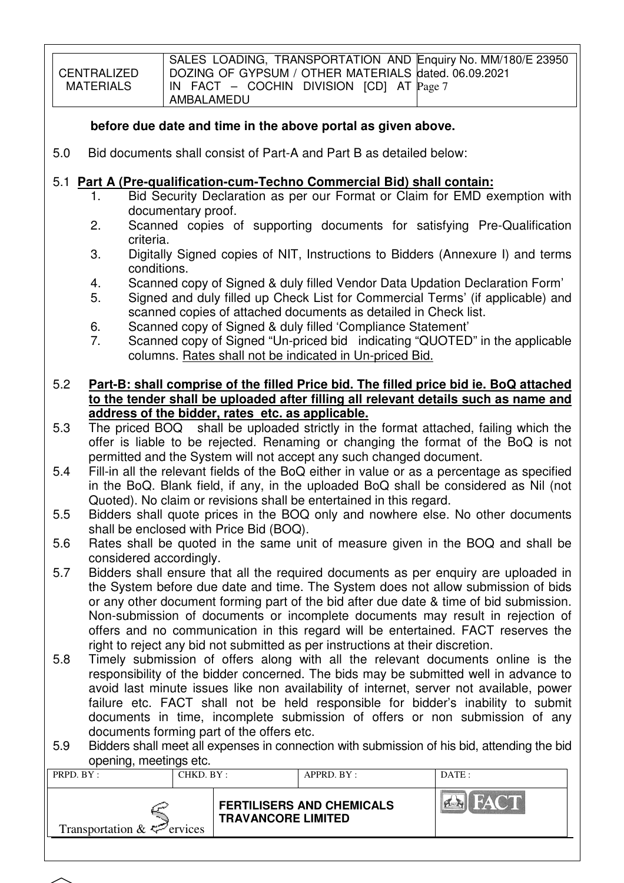**before due date and time in the above portal as given above.**

5.0 Bid documents shall consist of Part-A and Part B as detailed below:

5.1 **Part A (Pre-qualification-cum-Techno Commercial Bid) shall contain:**

1. Bid Security Declaration as per our Format or Claim for EMD exemption with documentary proof.
2. Scanned copies of supporting documents for satisfying Pre-Qualification criteria.
3. Digitally Signed copies of NIT, Instructions to Bidders (Annexure I) and terms conditions.
4. Scanned copy of Signed & duly filled Vendor Data Updation Declaration Form'
5. Signed and duly filled up Check List for Commercial Terms' (if applicable) and scanned copies of attached documents as detailed in Check list.
6. Scanned copy of Signed & duly filled 'Compliance Statement'
7. Scanned copy of Signed "Un-priced bid indicating "QUOTED" in the applicable columns. Rates shall not be indicated in Un-priced Bid.

5.2 **Part-B: shall comprise of the filled Price bid. The filled price bid ie. BoQ attached to the tender shall be uploaded after filling all relevant details such as name and address of the bidder, rates etc. as applicable.**

5.3 The priced BOQ shall be uploaded strictly in the format attached, failing which the offer is liable to be rejected. Renaming or changing the format of the BoQ is not permitted and the System will not accept any such changed document.

5.4 Fill-in all the relevant fields of the BoQ either in value or as a percentage as specified in the BoQ. Blank field, if any, in the uploaded BoQ shall be considered as Nil (not Quoted). No claim or revisions shall be entertained in this regard.

5.5 Bidders shall quote prices in the BOQ only and nowhere else. No other documents shall be enclosed with Price Bid (BOQ).

5.6 Rates shall be quoted in the same unit of measure given in the BOQ and shall be considered accordingly.

5.7 Bidders shall ensure that all the required documents as per enquiry are uploaded in the System before due date and time. The System does not allow submission of bids or any other document forming part of the bid after due date & time of bid submission. Non-submission of documents or incomplete documents may result in rejection of offers and no communication in this regard will be entertained. FACT reserves the right to reject any bid not submitted as per instructions at their discretion.

5.8 Timely submission of offers along with all the relevant documents online is the responsibility of the bidder concerned. The bids may be submitted well in advance to avoid last minute issues like non availability of internet, server not available, power failure etc. FACT shall not be held responsible for bidder's inability to submit documents in time, incomplete submission of offers or non submission of any documents forming part of the offers etc.

5.9 Bidders shall meet all expenses in connection with submission of his bid, attending the bid opening, meetings etc.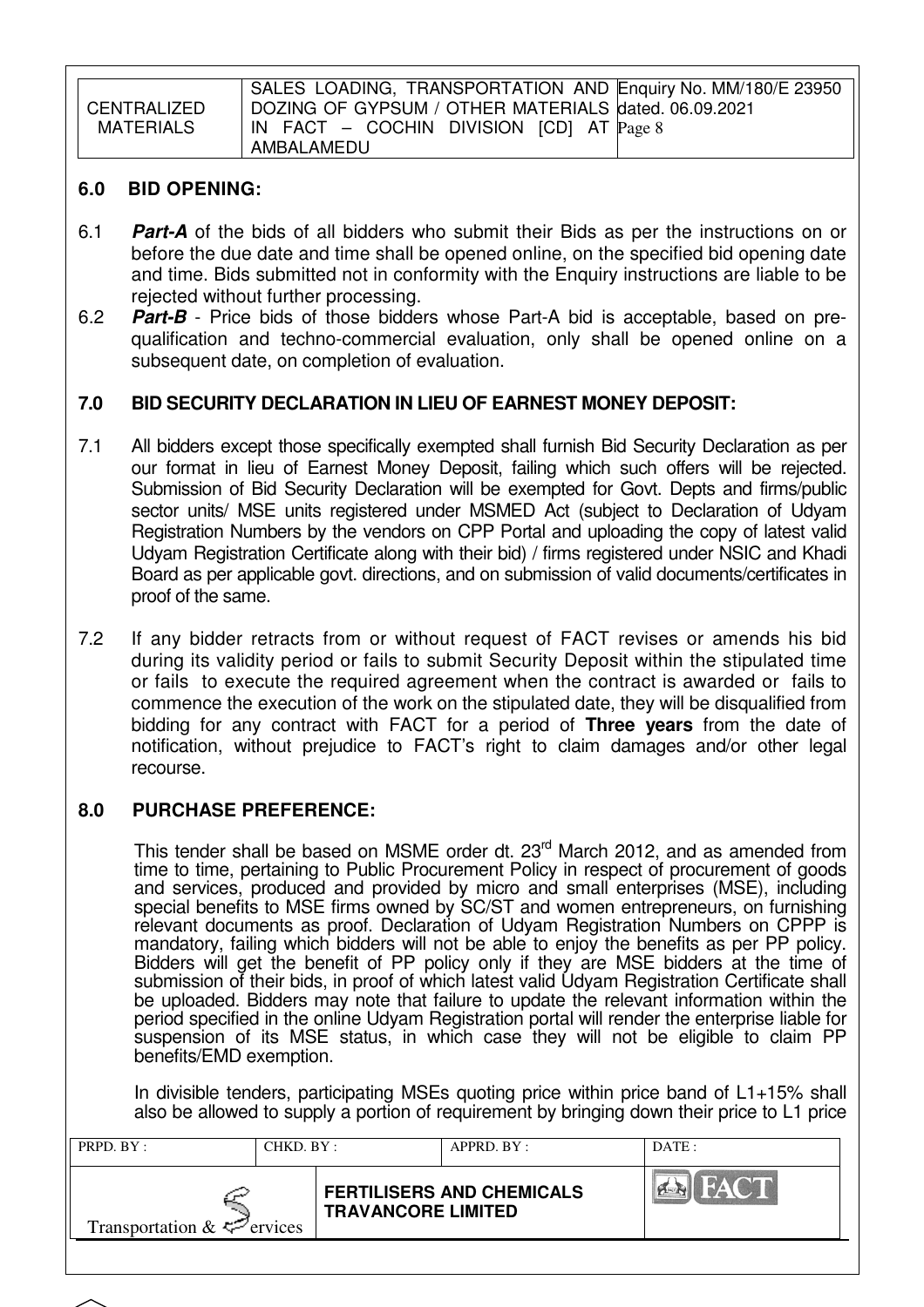## 6.0 BID OPENING:

6.1 ***Part-A*** of the bids of all bidders who submit their Bids as per the instructions on or before the due date and time shall be opened online, on the specified bid opening date and time. Bids submitted not in conformity with the Enquiry instructions are liable to be rejected without further processing.

6.2 ***Part-B*** - Price bids of those bidders whose Part-A bid is acceptable, based on pre-qualification and techno-commercial evaluation, only shall be opened online on a subsequent date, on completion of evaluation.

## 7.0 BID SECURITY DECLARATION IN LIEU OF EARNEST MONEY DEPOSIT:

7.1 All bidders except those specifically exempted shall furnish Bid Security Declaration as per our format in lieu of Earnest Money Deposit, failing which such offers will be rejected. Submission of Bid Security Declaration will be exempted for Govt. Depts and firms/public sector units/ MSE units registered under MSMED Act (subject to Declaration of Udyam Registration Numbers by the vendors on CPP Portal and uploading the copy of latest valid Udyam Registration Certificate along with their bid) / firms registered under NSIC and Khadi Board as per applicable govt. directions, and on submission of valid documents/certificates in proof of the same.

7.2 If any bidder retracts from or without request of FACT revises or amends his bid during its validity period or fails to submit Security Deposit within the stipulated time or fails to execute the required agreement when the contract is awarded or fails to commence the execution of the work on the stipulated date, they will be disqualified from bidding for any contract with FACT for a period of **Three years** from the date of notification, without prejudice to FACT's right to claim damages and/or other legal recourse.

## 8.0 PURCHASE PREFERENCE:

This tender shall be based on MSME order dt. 23rd March 2012, and as amended from time to time, pertaining to Public Procurement Policy in respect of procurement of goods and services, produced and provided by micro and small enterprises (MSE), including special benefits to MSE firms owned by SC/ST and women entrepreneurs, on furnishing relevant documents as proof. Declaration of Udyam Registration Numbers on CPPP is mandatory, failing which bidders will not be able to enjoy the benefits as per PP policy. Bidders will get the benefit of PP policy only if they are MSE bidders at the time of submission of their bids, in proof of which latest valid Udyam Registration Certificate shall be uploaded. Bidders may note that failure to update the relevant information within the period specified in the online Udyam Registration portal will render the enterprise liable for suspension of its MSE status, in which case they will not be eligible to claim PP benefits/EMD exemption.

In divisible tenders, participating MSEs quoting price within price band of L1+15% shall also be allowed to supply a portion of requirement by bringing down their price to L1 price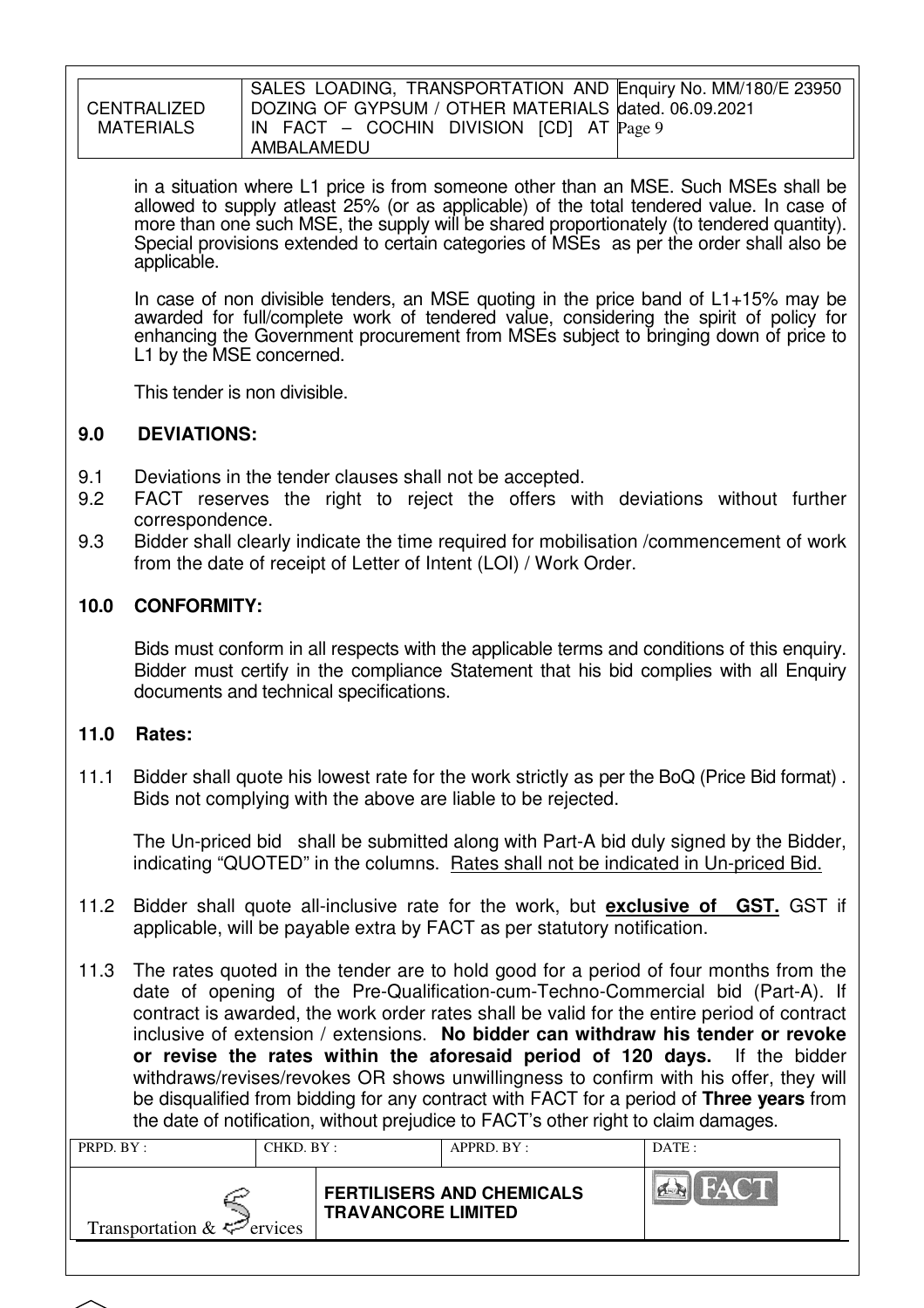in a situation where L1 price is from someone other than an MSE. Such MSEs shall be allowed to supply atleast 25% (or as applicable) of the total tendered value. In case of more than one such MSE, the supply will be shared proportionately (to tendered quantity). Special provisions extended to certain categories of MSEs as per the order shall also be applicable.

In case of non divisible tenders, an MSE quoting in the price band of L1+15% may be awarded for full/complete work of tendered value, considering the spirit of policy for enhancing the Government procurement from MSEs subject to bringing down of price to L1 by the MSE concerned.

This tender is non divisible.

## 9.0 DEVIATIONS:

9.1 Deviations in the tender clauses shall not be accepted.

9.2 FACT reserves the right to reject the offers with deviations without further correspondence.

9.3 Bidder shall clearly indicate the time required for mobilisation /commencement of work from the date of receipt of Letter of Intent (LOI) / Work Order.

## 10.0 CONFORMITY:

Bids must conform in all respects with the applicable terms and conditions of this enquiry. Bidder must certify in the compliance Statement that his bid complies with all Enquiry documents and technical specifications.

## 11.0 Rates:

11.1 Bidder shall quote his lowest rate for the work strictly as per the BoQ (Price Bid format) . Bids not complying with the above are liable to be rejected.

The Un-priced bid shall be submitted along with Part-A bid duly signed by the Bidder, indicating "QUOTED" in the columns. Rates shall not be indicated in Un-priced Bid.

11.2 Bidder shall quote all-inclusive rate for the work, but **exclusive of GST.** GST if applicable, will be payable extra by FACT as per statutory notification.

11.3 The rates quoted in the tender are to hold good for a period of four months from the date of opening of the Pre-Qualification-cum-Techno-Commercial bid (Part-A). If contract is awarded, the work order rates shall be valid for the entire period of contract inclusive of extension / extensions. **No bidder can withdraw his tender or revoke or revise the rates within the aforesaid period of 120 days.** If the bidder withdraws/revises/revokes OR shows unwillingness to confirm with his offer, they will be disqualified from bidding for any contract with FACT for a period of **Three years** from the date of notification, without prejudice to FACT's other right to claim damages.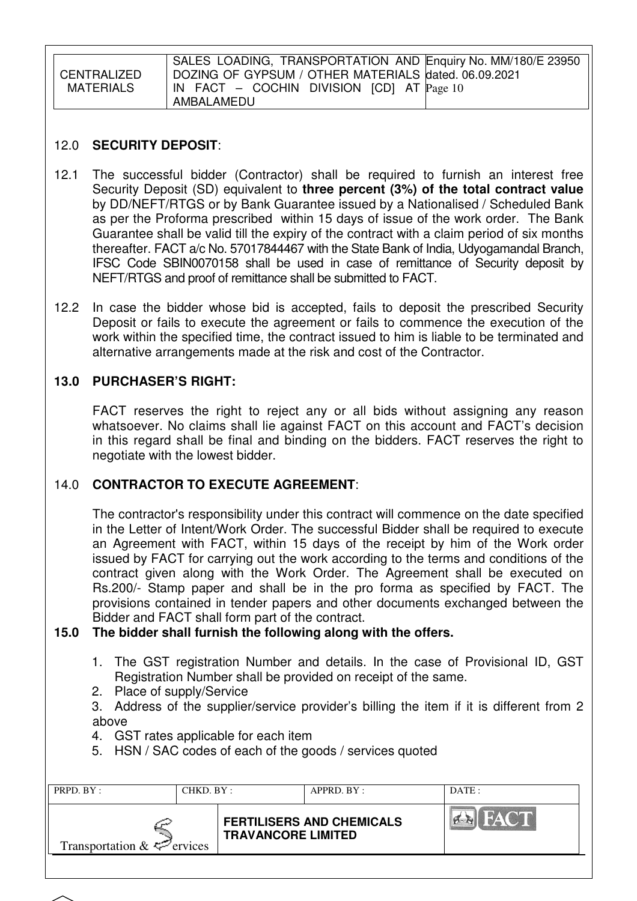## 12.0 **SECURITY DEPOSIT**:

12.1 The successful bidder (Contractor) shall be required to furnish an interest free Security Deposit (SD) equivalent to **three percent (3%) of the total contract value** by DD/NEFT/RTGS or by Bank Guarantee issued by a Nationalised / Scheduled Bank as per the Proforma prescribed within 15 days of issue of the work order. The Bank Guarantee shall be valid till the expiry of the contract with a claim period of six months thereafter. FACT a/c No. 57017844467 with the State Bank of India, Udyogamandal Branch, IFSC Code SBIN0070158 shall be used in case of remittance of Security deposit by NEFT/RTGS and proof of remittance shall be submitted to FACT.

12.2 In case the bidder whose bid is accepted, fails to deposit the prescribed Security Deposit or fails to execute the agreement or fails to commence the execution of the work within the specified time, the contract issued to him is liable to be terminated and alternative arrangements made at the risk and cost of the Contractor.

## 13.0 PURCHASER'S RIGHT:

FACT reserves the right to reject any or all bids without assigning any reason whatsoever. No claims shall lie against FACT on this account and FACT's decision in this regard shall be final and binding on the bidders. FACT reserves the right to negotiate with the lowest bidder.

## 14.0 **CONTRACTOR TO EXECUTE AGREEMENT**:

The contractor's responsibility under this contract will commence on the date specified in the Letter of Intent/Work Order. The successful Bidder shall be required to execute an Agreement with FACT, within 15 days of the receipt by him of the Work order issued by FACT for carrying out the work according to the terms and conditions of the contract given along with the Work Order. The Agreement shall be executed on Rs.200/- Stamp paper and shall be in the pro forma as specified by FACT. The provisions contained in tender papers and other documents exchanged between the Bidder and FACT shall form part of the contract.

## 15.0 The bidder shall furnish the following along with the offers.

1. The GST registration Number and details. In the case of Provisional ID, GST Registration Number shall be provided on receipt of the same.
2. Place of supply/Service
3. Address of the supplier/service provider's billing the item if it is different from 2 above
4. GST rates applicable for each item
5. HSN / SAC codes of each of the goods / services quoted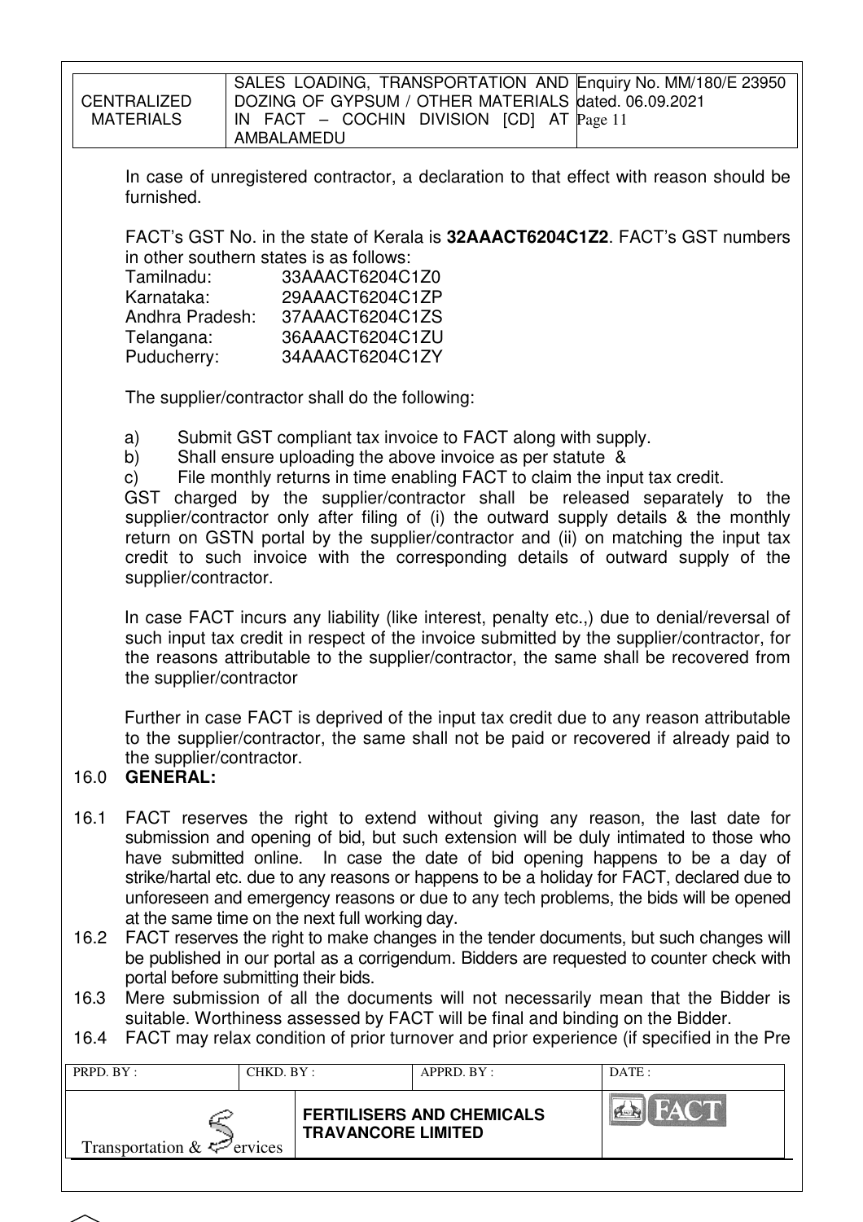In case of unregistered contractor, a declaration to that effect with reason should be furnished.

FACT's GST No. in the state of Kerala is **32AAACT6204C1Z2**. FACT's GST numbers in other southern states is as follows:

| | |
|---|---|
| Tamilnadu: | 33AAACT6204C1Z0 |
| Karnataka: | 29AAACT6204C1ZP |
| Andhra Pradesh: | 37AAACT6204C1ZS |
| Telangana: | 36AAACT6204C1ZU |
| Puducherry: | 34AAACT6204C1ZY |

The supplier/contractor shall do the following:

a) Submit GST compliant tax invoice to FACT along with supply.
b) Shall ensure uploading the above invoice as per statute &
c) File monthly returns in time enabling FACT to claim the input tax credit.

GST charged by the supplier/contractor shall be released separately to the supplier/contractor only after filing of (i) the outward supply details & the monthly return on GSTN portal by the supplier/contractor and (ii) on matching the input tax credit to such invoice with the corresponding details of outward supply of the supplier/contractor.

In case FACT incurs any liability (like interest, penalty etc.,) due to denial/reversal of such input tax credit in respect of the invoice submitted by the supplier/contractor, for the reasons attributable to the supplier/contractor, the same shall be recovered from the supplier/contractor

Further in case FACT is deprived of the input tax credit due to any reason attributable to the supplier/contractor, the same shall not be paid or recovered if already paid to the supplier/contractor.

## 16.0 GENERAL:

16.1 FACT reserves the right to extend without giving any reason, the last date for submission and opening of bid, but such extension will be duly intimated to those who have submitted online. In case the date of bid opening happens to be a day of strike/hartal etc. due to any reasons or happens to be a holiday for FACT, declared due to unforeseen and emergency reasons or due to any tech problems, the bids will be opened at the same time on the next full working day.

16.2 FACT reserves the right to make changes in the tender documents, but such changes will be published in our portal as a corrigendum. Bidders are requested to counter check with portal before submitting their bids.

16.3 Mere submission of all the documents will not necessarily mean that the Bidder is suitable. Worthiness assessed by FACT will be final and binding on the Bidder.

16.4 FACT may relax condition of prior turnover and prior experience (if specified in the Pre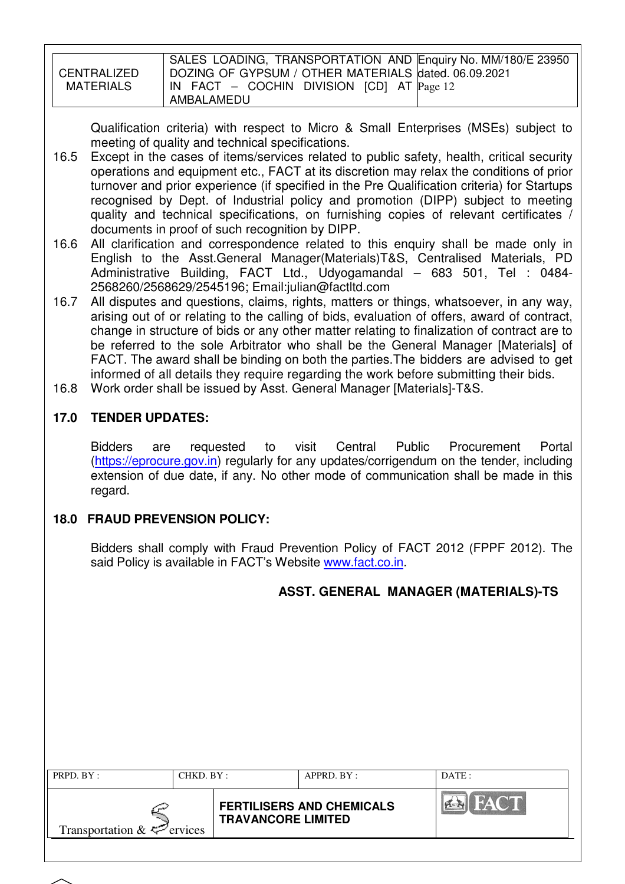Qualification criteria) with respect to Micro & Small Enterprises (MSEs) subject to meeting of quality and technical specifications.

16.5 Except in the cases of items/services related to public safety, health, critical security operations and equipment etc., FACT at its discretion may relax the conditions of prior turnover and prior experience (if specified in the Pre Qualification criteria) for Startups recognised by Dept. of Industrial policy and promotion (DIPP) subject to meeting quality and technical specifications, on furnishing copies of relevant certificates / documents in proof of such recognition by DIPP.

16.6 All clarification and correspondence related to this enquiry shall be made only in English to the Asst.General Manager(Materials)T&S, Centralised Materials, PD Administrative Building, FACT Ltd., Udyogamandal – 683 501, Tel : 0484-2568260/2568629/2545196; Email:julian@factltd.com

16.7 All disputes and questions, claims, rights, matters or things, whatsoever, in any way, arising out of or relating to the calling of bids, evaluation of offers, award of contract, change in structure of bids or any other matter relating to finalization of contract are to be referred to the sole Arbitrator who shall be the General Manager [Materials] of FACT. The award shall be binding on both the parties.The bidders are advised to get informed of all details they require regarding the work before submitting their bids.

16.8 Work order shall be issued by Asst. General Manager [Materials]-T&S.

## 17.0 TENDER UPDATES:

Bidders are requested to visit Central Public Procurement Portal (https://eprocure.gov.in) regularly for any updates/corrigendum on the tender, including extension of due date, if any. No other mode of communication shall be made in this regard.

## 18.0 FRAUD PREVENSION POLICY:

Bidders shall comply with Fraud Prevention Policy of FACT 2012 (FPPF 2012). The said Policy is available in FACT's Website www.fact.co.in.

**ASST. GENERAL MANAGER (MATERIALS)-TS**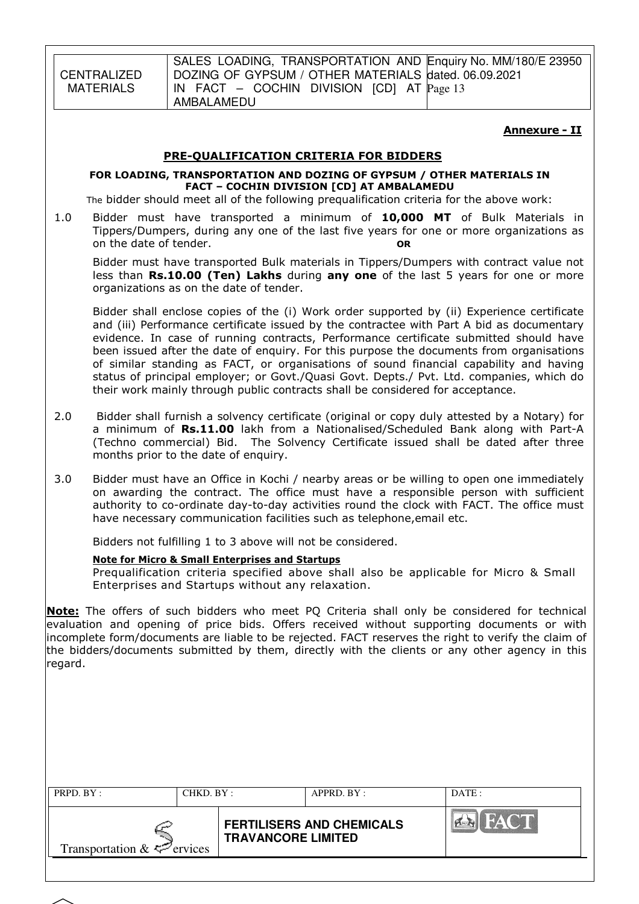**Annexure - II**

## PRE-QUALIFICATION CRITERIA FOR BIDDERS

### FOR LOADING, TRANSPORTATION AND DOZING OF GYPSUM / OTHER MATERIALS IN FACT – COCHIN DIVISION [CD] AT AMBALAMEDU

The bidder should meet all of the following prequalification criteria for the above work:

1.0 Bidder must have transported a minimum of **10,000 MT** of Bulk Materials in Tippers/Dumpers, during any one of the last five years for one or more organizations as on the date of tender.

**OR**

Bidder must have transported Bulk materials in Tippers/Dumpers with contract value not less than **Rs.10.00 (Ten) Lakhs** during **any one** of the last 5 years for one or more organizations as on the date of tender.

Bidder shall enclose copies of the (i) Work order supported by (ii) Experience certificate and (iii) Performance certificate issued by the contractee with Part A bid as documentary evidence. In case of running contracts, Performance certificate submitted should have been issued after the date of enquiry. For this purpose the documents from organisations of similar standing as FACT, or organisations of sound financial capability and having status of principal employer; or Govt./Quasi Govt. Depts./ Pvt. Ltd. companies, which do their work mainly through public contracts shall be considered for acceptance.

2.0 Bidder shall furnish a solvency certificate (original or copy duly attested by a Notary) for a minimum of **Rs.11.00** lakh from a Nationalised/Scheduled Bank along with Part-A (Techno commercial) Bid. The Solvency Certificate issued shall be dated after three months prior to the date of enquiry.

3.0 Bidder must have an Office in Kochi / nearby areas or be willing to open one immediately on awarding the contract. The office must have a responsible person with sufficient authority to co-ordinate day-to-day activities round the clock with FACT. The office must have necessary communication facilities such as telephone,email etc.

Bidders not fulfilling 1 to 3 above will not be considered.

**Note for Micro & Small Enterprises and Startups**

Prequalification criteria specified above shall also be applicable for Micro & Small Enterprises and Startups without any relaxation.

**Note:** The offers of such bidders who meet PQ Criteria shall only be considered for technical evaluation and opening of price bids. Offers received without supporting documents or with incomplete form/documents are liable to be rejected. FACT reserves the right to verify the claim of the bidders/documents submitted by them, directly with the clients or any other agency in this regard.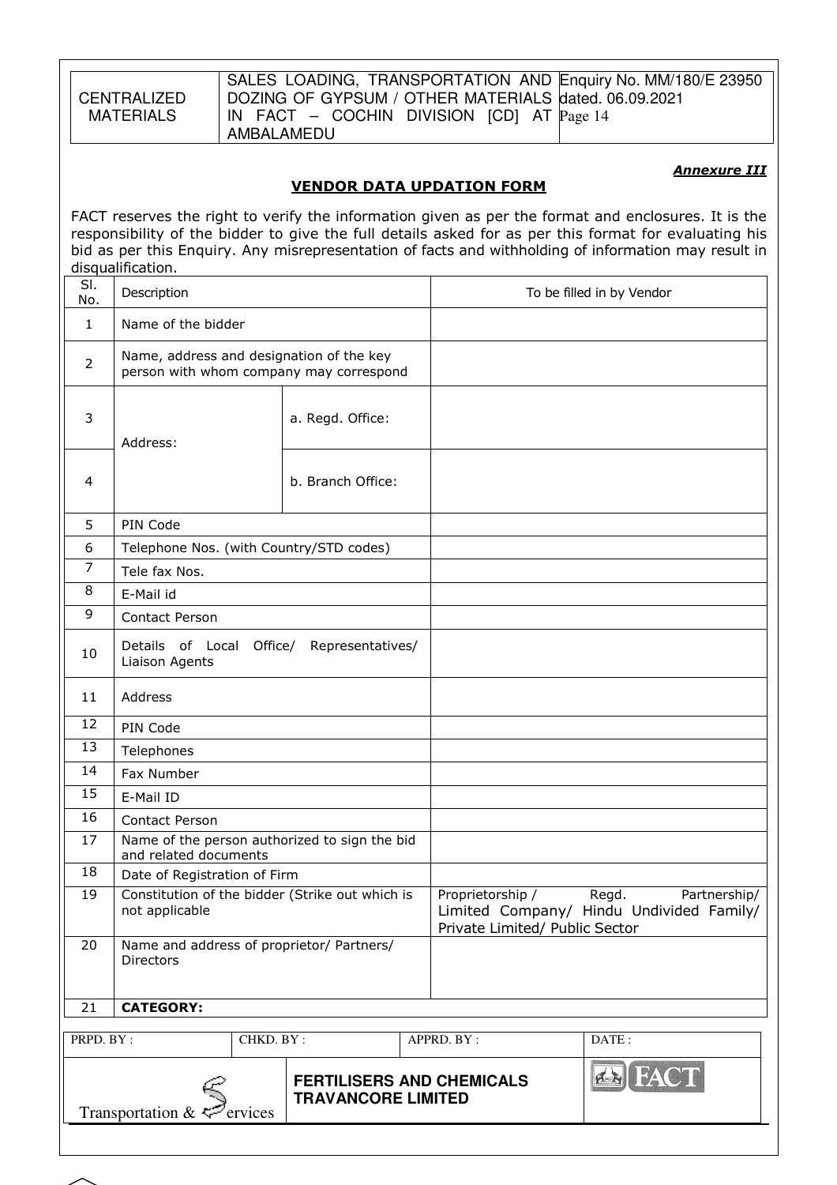*Annexure III*

## VENDOR DATA UPDATION FORM

FACT reserves the right to verify the information given as per the format and enclosures. It is the responsibility of the bidder to give the full details asked for as per this format for evaluating his bid as per this Enquiry. Any misrepresentation of facts and withholding of information may result in disqualification.

| Sl. No. | Description | | To be filled in by Vendor |
|---|---|---|---|
| 1 | Name of the bidder | | |
| 2 | Name, address and designation of the key person with whom company may correspond | | |
| 3 | Address: | a. Regd. Office: | |
| 4 | | b. Branch Office: | |
| 5 | PIN Code | | |
| 6 | Telephone Nos. (with Country/STD codes) | | |
| 7 | Tele fax Nos. | | |
| 8 | E-Mail id | | |
| 9 | Contact Person | | |
| 10 | Details of Local Office/ Representatives/ Liaison Agents | | |
| 11 | Address | | |
| 12 | PIN Code | | |
| 13 | Telephones | | |
| 14 | Fax Number | | |
| 15 | E-Mail ID | | |
| 16 | Contact Person | | |
| 17 | Name of the person authorized to sign the bid and related documents | | |
| 18 | Date of Registration of Firm | | |
| 19 | Constitution of the bidder (Strike out which is not applicable | | Proprietorship / Regd. Partnership/ Limited Company/ Hindu Undivided Family/ Private Limited/ Public Sector |
| 20 | Name and address of proprietor/ Partners/ Directors | | |
| 21 | **CATEGORY:** | | |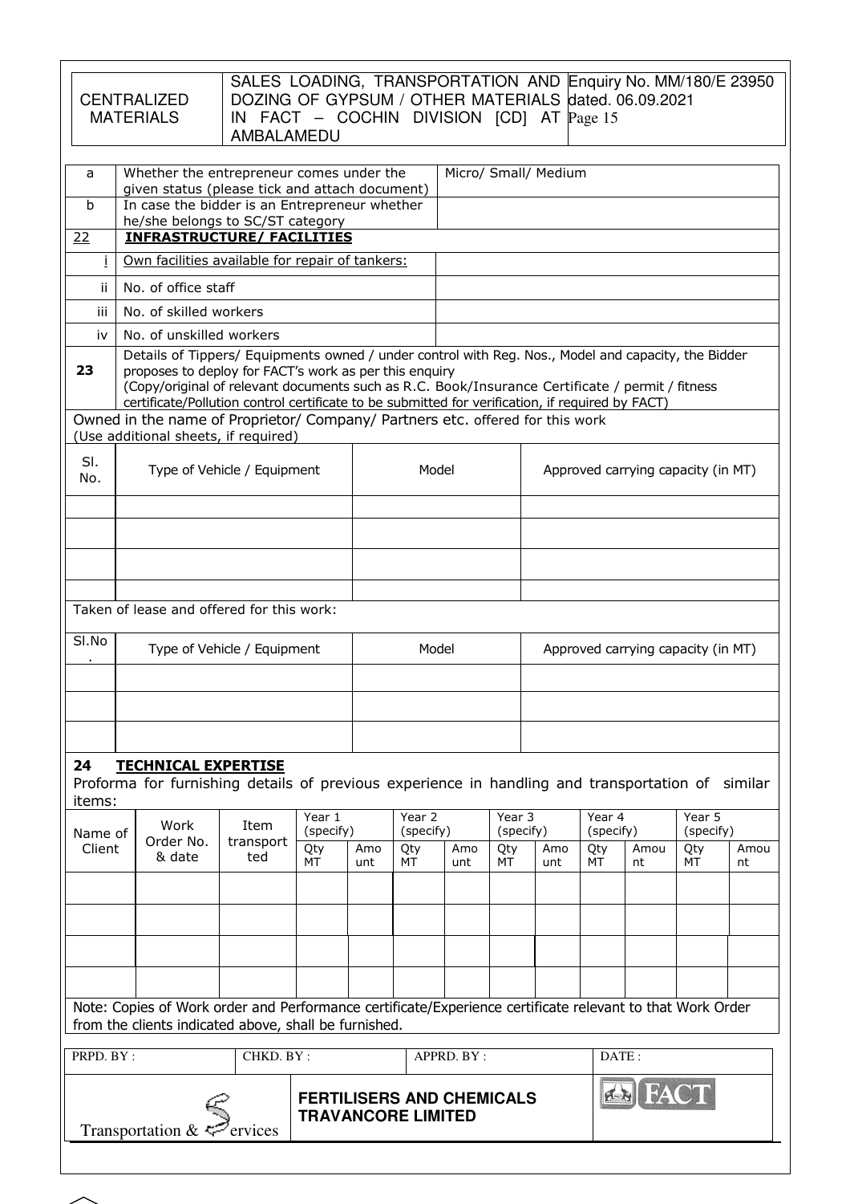| a | Whether the entrepreneur comes under the given status (please tick and attach document) | Micro/ Small/ Medium |
|---|---|---|
| b | In case the bidder is an Entrepreneur whether he/she belongs to SC/ST category | |
| 22 | **INFRASTRUCTURE/ FACILITIES** | |
| i | Own facilities available for repair of tankers: | |
| ii | No. of office staff | |
| iii | No. of skilled workers | |
| iv | No. of unskilled workers | |

**23** Details of Tippers/ Equipments owned / under control with Reg. Nos., Model and capacity, the Bidder proposes to deploy for FACT's work as per this enquiry
(Copy/original of relevant documents such as R.C. Book/Insurance Certificate / permit / fitness certificate/Pollution control certificate to be submitted for verification, if required by FACT)

Owned in the name of Proprietor/ Company/ Partners etc. offered for this work
(Use additional sheets, if required)

| Sl. No. | Type of Vehicle / Equipment | Model | Approved carrying capacity (in MT) |
|---|---|---|---|
| | | | |
| | | | |
| | | | |
| | | | |

Taken of lease and offered for this work:

| Sl.No. | Type of Vehicle / Equipment | Model | Approved carrying capacity (in MT) |
|---|---|---|---|
| | | | |
| | | | |
| | | | |

## 24 TECHNICAL EXPERTISE

Proforma for furnishing details of previous experience in handling and transportation of similar items:

| Name of Client | Work Order No. & date | Item transported | Year 1 (specify) | | Year 2 (specify) | | Year 3 (specify) | | Year 4 (specify) | | Year 5 (specify) | |
|---|---|---|---|---|---|---|---|---|---|---|---|---|
| | | | Qty MT | Amount | Qty MT | Amount | Qty MT | Amount | Qty MT | Amount | Qty MT | Amount |
| | | | | | | | | | | | | |
| | | | | | | | | | | | | |
| | | | | | | | | | | | | |
| | | | | | | | | | | | | |

Note: Copies of Work order and Performance certificate/Experience certificate relevant to that Work Order from the clients indicated above, shall be furnished.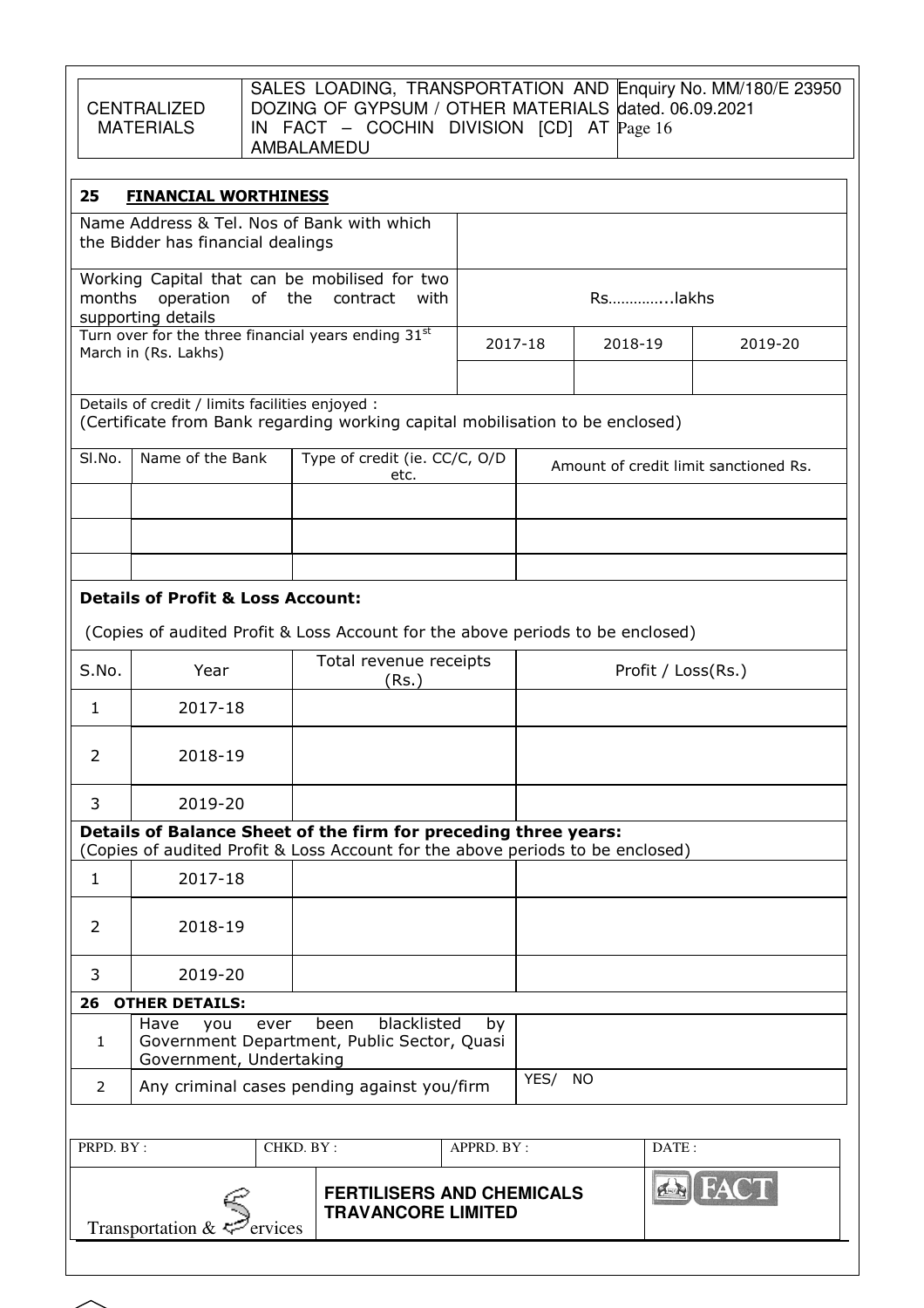## 25 FINANCIAL WORTHINESS

| | | | |
|---|---|---|---|
| Name Address & Tel. Nos of Bank with which the Bidder has financial dealings | | | |
| Working Capital that can be mobilised for two months operation of the contract with supporting details | Rs…………...lakhs | | |
| Turn over for the three financial years ending 31st March in (Rs. Lakhs) | 2017-18 | 2018-19 | 2019-20 |
| | | | |

Details of credit / limits facilities enjoyed :
(Certificate from Bank regarding working capital mobilisation to be enclosed)

| Sl.No. | Name of the Bank | Type of credit (ie. CC/C, O/D etc. | Amount of credit limit sanctioned Rs. |
|---|---|---|---|
| | | | |
| | | | |
| | | | |

**Details of Profit & Loss Account:**

(Copies of audited Profit & Loss Account for the above periods to be enclosed)

| S.No. | Year | Total revenue receipts (Rs.) | Profit / Loss(Rs.) |
|---|---|---|---|
| 1 | 2017-18 | | |
| 2 | 2018-19 | | |
| 3 | 2019-20 | | |

**Details of Balance Sheet of the firm for preceding three years:**
(Copies of audited Profit & Loss Account for the above periods to be enclosed)

| | | | |
|---|---|---|---|
| 1 | 2017-18 | | |
| 2 | 2018-19 | | |
| 3 | 2019-20 | | |

## 26 OTHER DETAILS:

| | | |
|---|---|---|
| 1 | Have you ever been blacklisted by Government Department, Public Sector, Quasi Government, Undertaking | |
| 2 | Any criminal cases pending against you/firm | YES/ NO |

| PRPD. BY : | CHKD. BY : | APPRD. BY : | DATE : |
|---|---|---|---|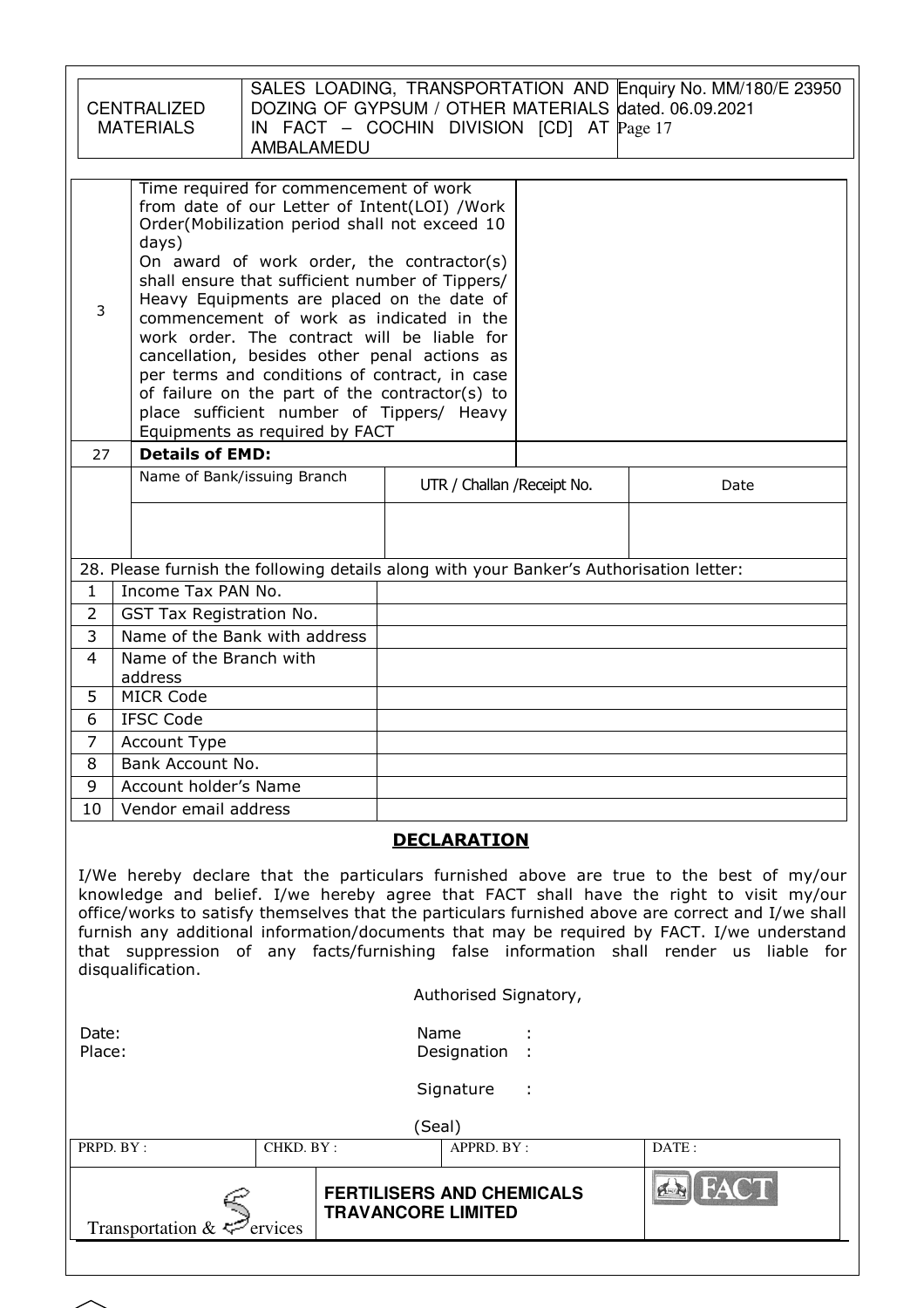| 3 | Time required for commencement of work from date of our Letter of Intent(LOI) /Work Order(Mobilization period shall not exceed 10 days)<br>On award of work order, the contractor(s) shall ensure that sufficient number of Tippers/ Heavy Equipments are placed on the date of commencement of work as indicated in the work order. The contract will be liable for cancellation, besides other penal actions as per terms and conditions of contract, in case of failure on the part of the contractor(s) to place sufficient number of Tippers/ Heavy Equipments as required by FACT | |
|---|---|---|
| 27 | **Details of EMD:** | |

| Name of Bank/issuing Branch | UTR / Challan /Receipt No. | Date |
|---|---|---|
| | | |

28. Please furnish the following details along with your Banker's Authorisation letter:

| | | |
|---|---|---|
| 1 | Income Tax PAN No. | |
| 2 | GST Tax Registration No. | |
| 3 | Name of the Bank with address | |
| 4 | Name of the Branch with address | |
| 5 | MICR Code | |
| 6 | IFSC Code | |
| 7 | Account Type | |
| 8 | Bank Account No. | |
| 9 | Account holder's Name | |
| 10 | Vendor email address | |

## DECLARATION

I/We hereby declare that the particulars furnished above are true to the best of my/our knowledge and belief. I/we hereby agree that FACT shall have the right to visit my/our office/works to satisfy themselves that the particulars furnished above are correct and I/we shall furnish any additional information/documents that may be required by FACT. I/we understand that suppression of any facts/furnishing false information shall render us liable for disqualification.

Authorised Signatory,

Date: Name :

Place: Designation :

Signature :

(Seal)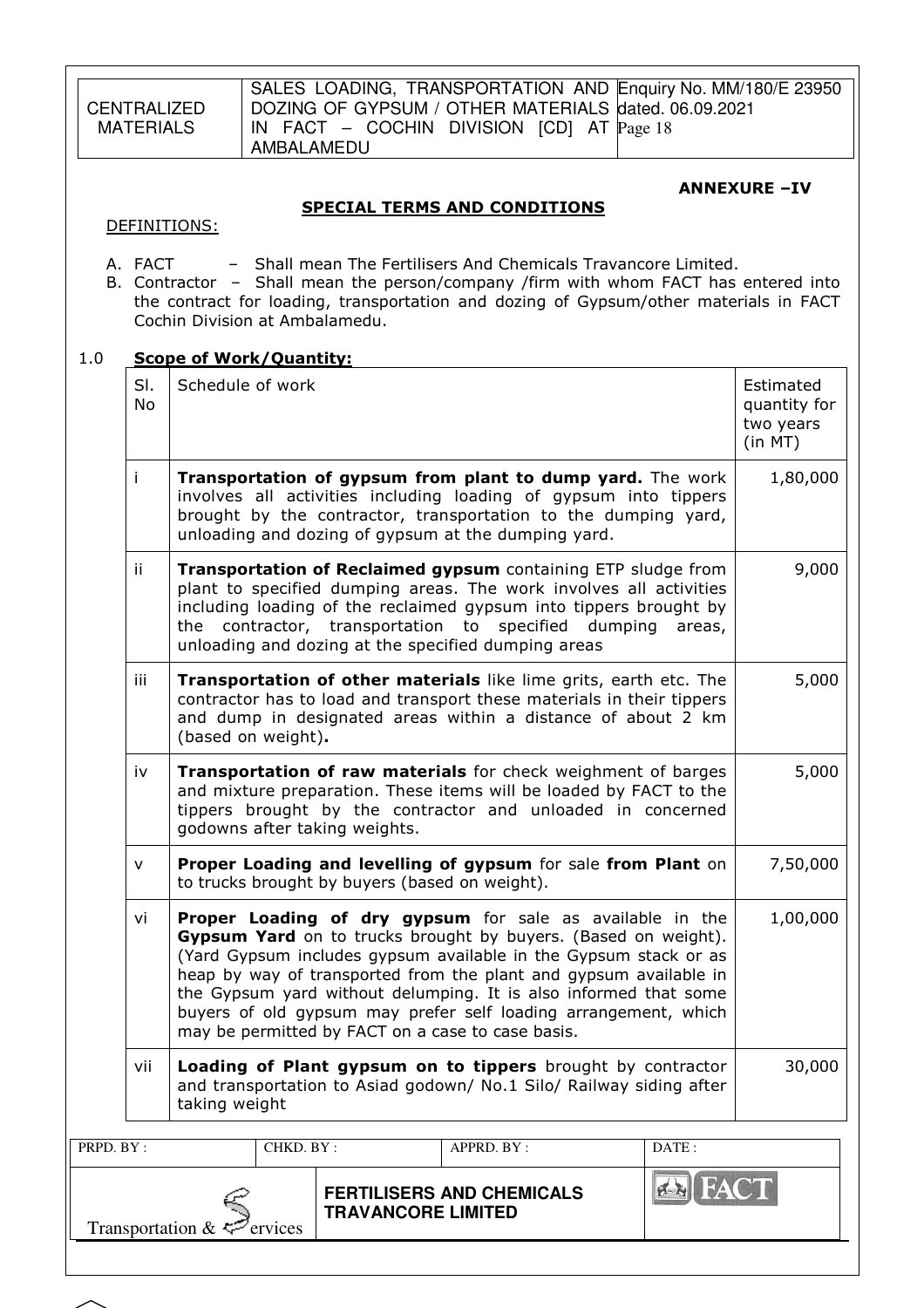**ANNEXURE –IV**

## SPECIAL TERMS AND CONDITIONS

DEFINITIONS:

A. FACT – Shall mean The Fertilisers And Chemicals Travancore Limited.
B. Contractor – Shall mean the person/company /firm with whom FACT has entered into the contract for loading, transportation and dozing of Gypsum/other materials in FACT Cochin Division at Ambalamedu.

1.0 **Scope of Work/Quantity:**

| Sl. No | Schedule of work | Estimated quantity for two years (in MT) |
|---|---|---|
| i | **Transportation of gypsum from plant to dump yard.** The work involves all activities including loading of gypsum into tippers brought by the contractor, transportation to the dumping yard, unloading and dozing of gypsum at the dumping yard. | 1,80,000 |
| ii | **Transportation of Reclaimed gypsum** containing ETP sludge from plant to specified dumping areas. The work involves all activities including loading of the reclaimed gypsum into tippers brought by the contractor, transportation to specified dumping areas, unloading and dozing at the specified dumping areas | 9,000 |
| iii | **Transportation of other materials** like lime grits, earth etc. The contractor has to load and transport these materials in their tippers and dump in designated areas within a distance of about 2 km (based on weight)**.** | 5,000 |
| iv | **Transportation of raw materials** for check weighment of barges and mixture preparation. These items will be loaded by FACT to the tippers brought by the contractor and unloaded in concerned godowns after taking weights. | 5,000 |
| v | **Proper Loading and levelling of gypsum** for sale **from Plant** on to trucks brought by buyers (based on weight). | 7,50,000 |
| vi | **Proper Loading of dry gypsum** for sale as available in the **Gypsum Yard** on to trucks brought by buyers. (Based on weight). (Yard Gypsum includes gypsum available in the Gypsum stack or as heap by way of transported from the plant and gypsum available in the Gypsum yard without delumping. It is also informed that some buyers of old gypsum may prefer self loading arrangement, which may be permitted by FACT on a case to case basis. | 1,00,000 |
| vii | **Loading of Plant gypsum on to tippers** brought by contractor and transportation to Asiad godown/ No.1 Silo/ Railway siding after taking weight | 30,000 |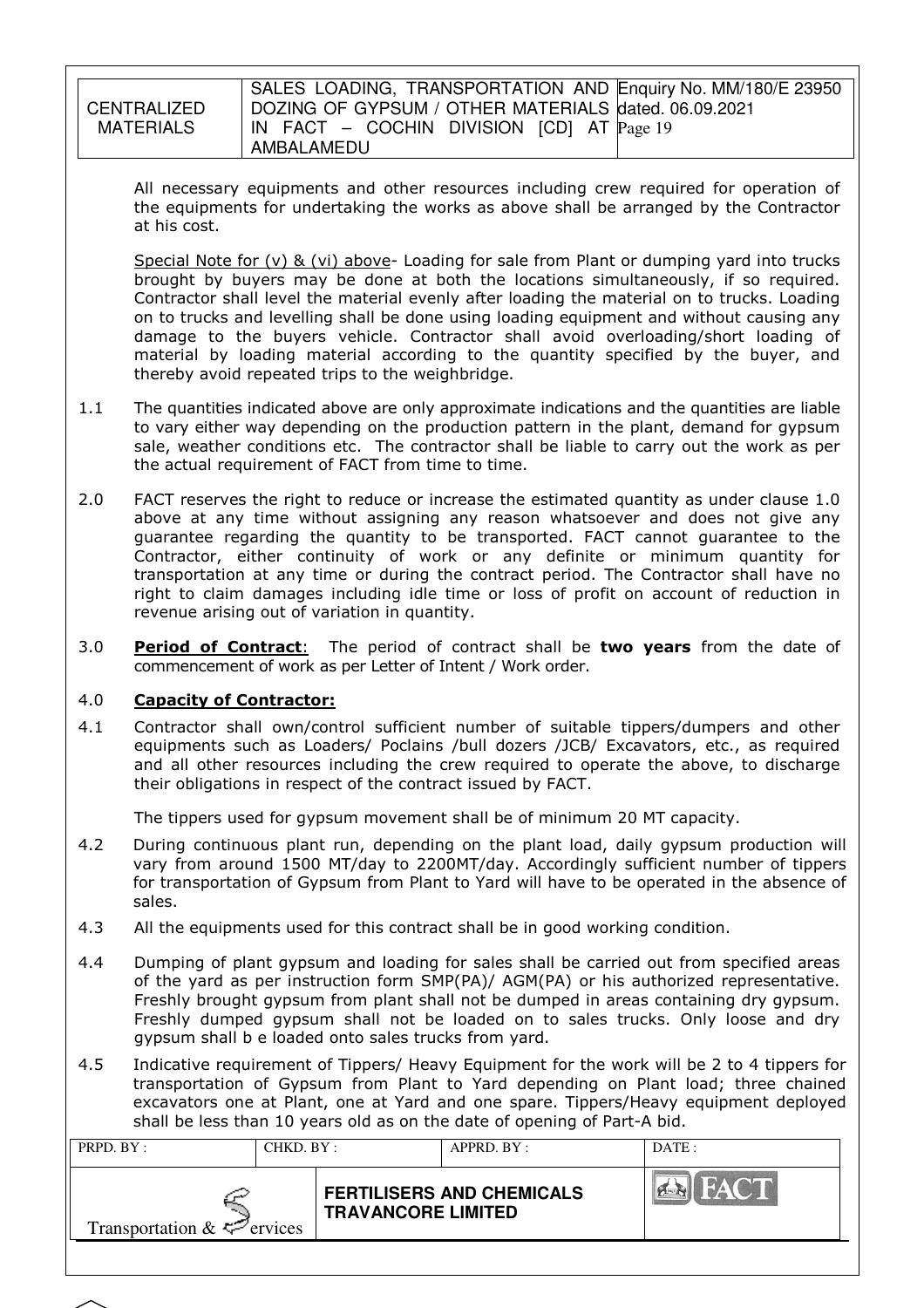All necessary equipments and other resources including crew required for operation of the equipments for undertaking the works as above shall be arranged by the Contractor at his cost.

Special Note for (v) & (vi) above- Loading for sale from Plant or dumping yard into trucks brought by buyers may be done at both the locations simultaneously, if so required. Contractor shall level the material evenly after loading the material on to trucks. Loading on to trucks and levelling shall be done using loading equipment and without causing any damage to the buyers vehicle. Contractor shall avoid overloading/short loading of material by loading material according to the quantity specified by the buyer, and thereby avoid repeated trips to the weighbridge.

1.1 The quantities indicated above are only approximate indications and the quantities are liable to vary either way depending on the production pattern in the plant, demand for gypsum sale, weather conditions etc. The contractor shall be liable to carry out the work as per the actual requirement of FACT from time to time.

2.0 FACT reserves the right to reduce or increase the estimated quantity as under clause 1.0 above at any time without assigning any reason whatsoever and does not give any guarantee regarding the quantity to be transported. FACT cannot guarantee to the Contractor, either continuity of work or any definite or minimum quantity for transportation at any time or during the contract period. The Contractor shall have no right to claim damages including idle time or loss of profit on account of reduction in revenue arising out of variation in quantity.

3.0 **Period of Contract**: The period of contract shall be **two years** from the date of commencement of work as per Letter of Intent / Work order.

4.0 **Capacity of Contractor:**

4.1 Contractor shall own/control sufficient number of suitable tippers/dumpers and other equipments such as Loaders/ Poclains /bull dozers /JCB/ Excavators, etc., as required and all other resources including the crew required to operate the above, to discharge their obligations in respect of the contract issued by FACT.

The tippers used for gypsum movement shall be of minimum 20 MT capacity.

4.2 During continuous plant run, depending on the plant load, daily gypsum production will vary from around 1500 MT/day to 2200MT/day. Accordingly sufficient number of tippers for transportation of Gypsum from Plant to Yard will have to be operated in the absence of sales.

4.3 All the equipments used for this contract shall be in good working condition.

4.4 Dumping of plant gypsum and loading for sales shall be carried out from specified areas of the yard as per instruction form SMP(PA)/ AGM(PA) or his authorized representative. Freshly brought gypsum from plant shall not be dumped in areas containing dry gypsum. Freshly dumped gypsum shall not be loaded on to sales trucks. Only loose and dry gypsum shall b e loaded onto sales trucks from yard.

4.5 Indicative requirement of Tippers/ Heavy Equipment for the work will be 2 to 4 tippers for transportation of Gypsum from Plant to Yard depending on Plant load; three chained excavators one at Plant, one at Yard and one spare. Tippers/Heavy equipment deployed shall be less than 10 years old as on the date of opening of Part-A bid.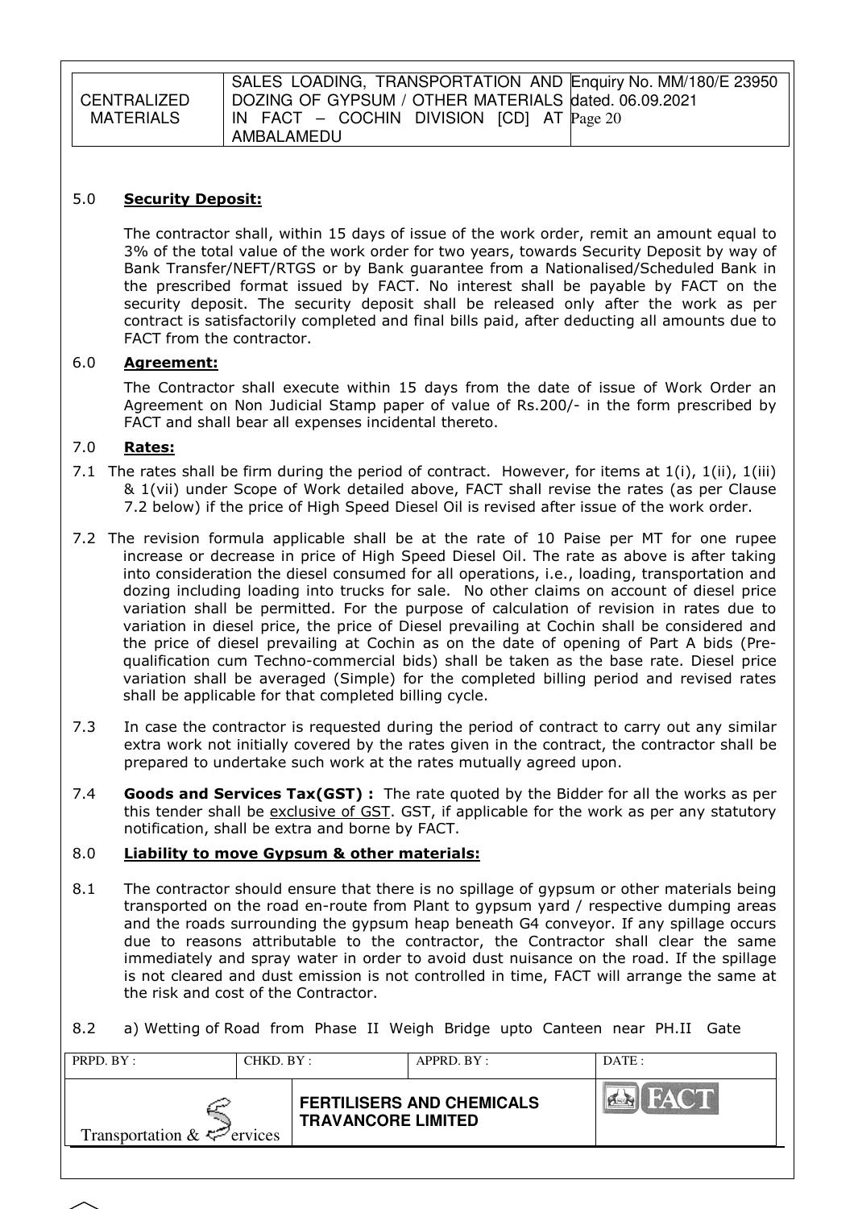### 5.0 **Security Deposit:**

The contractor shall, within 15 days of issue of the work order, remit an amount equal to 3% of the total value of the work order for two years, towards Security Deposit by way of Bank Transfer/NEFT/RTGS or by Bank guarantee from a Nationalised/Scheduled Bank in the prescribed format issued by FACT. No interest shall be payable by FACT on the security deposit. The security deposit shall be released only after the work as per contract is satisfactorily completed and final bills paid, after deducting all amounts due to FACT from the contractor.

### 6.0 **Agreement:**

The Contractor shall execute within 15 days from the date of issue of Work Order an Agreement on Non Judicial Stamp paper of value of Rs.200/- in the form prescribed by FACT and shall bear all expenses incidental thereto.

### 7.0 **Rates:**

7.1 The rates shall be firm during the period of contract. However, for items at 1(i), 1(ii), 1(iii) & 1(vii) under Scope of Work detailed above, FACT shall revise the rates (as per Clause 7.2 below) if the price of High Speed Diesel Oil is revised after issue of the work order.

7.2 The revision formula applicable shall be at the rate of 10 Paise per MT for one rupee increase or decrease in price of High Speed Diesel Oil. The rate as above is after taking into consideration the diesel consumed for all operations, i.e., loading, transportation and dozing including loading into trucks for sale. No other claims on account of diesel price variation shall be permitted. For the purpose of calculation of revision in rates due to variation in diesel price, the price of Diesel prevailing at Cochin shall be considered and the price of diesel prevailing at Cochin as on the date of opening of Part A bids (Pre-qualification cum Techno-commercial bids) shall be taken as the base rate. Diesel price variation shall be averaged (Simple) for the completed billing period and revised rates shall be applicable for that completed billing cycle.

7.3 In case the contractor is requested during the period of contract to carry out any similar extra work not initially covered by the rates given in the contract, the contractor shall be prepared to undertake such work at the rates mutually agreed upon.

7.4 **Goods and Services Tax(GST) :** The rate quoted by the Bidder for all the works as per this tender shall be exclusive of GST. GST, if applicable for the work as per any statutory notification, shall be extra and borne by FACT.

### 8.0 **Liability to move Gypsum & other materials:**

8.1 The contractor should ensure that there is no spillage of gypsum or other materials being transported on the road en-route from Plant to gypsum yard / respective dumping areas and the roads surrounding the gypsum heap beneath G4 conveyor. If any spillage occurs due to reasons attributable to the contractor, the Contractor shall clear the same immediately and spray water in order to avoid dust nuisance on the road. If the spillage is not cleared and dust emission is not controlled in time, FACT will arrange the same at the risk and cost of the Contractor.

8.2 a) Wetting of Road from Phase II Weigh Bridge upto Canteen near PH.II Gate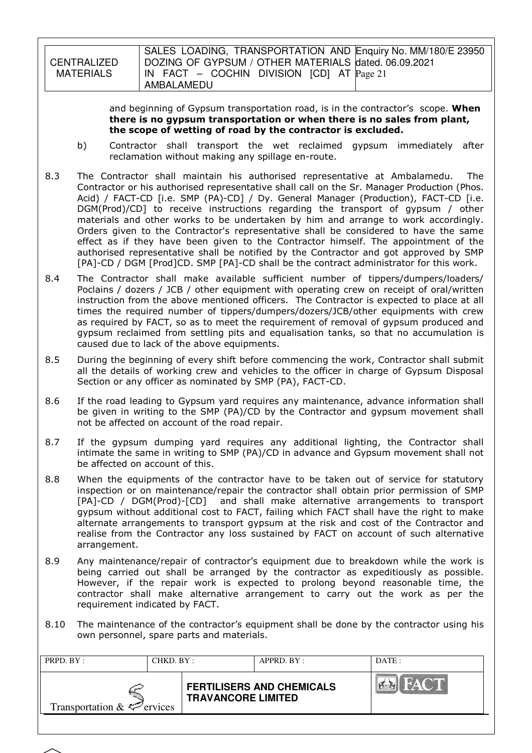and beginning of Gypsum transportation road, is in the contractor's scope. **When there is no gypsum transportation or when there is no sales from plant, the scope of wetting of road by the contractor is excluded.**

b) Contractor shall transport the wet reclaimed gypsum immediately after reclamation without making any spillage en-route.

8.3 The Contractor shall maintain his authorised representative at Ambalamedu. The Contractor or his authorised representative shall call on the Sr. Manager Production (Phos. Acid) / FACT-CD [i.e. SMP (PA)-CD] / Dy. General Manager (Production), FACT-CD [i.e. DGM(Prod)/CD] to receive instructions regarding the transport of gypsum / other materials and other works to be undertaken by him and arrange to work accordingly. Orders given to the Contractor's representative shall be considered to have the same effect as if they have been given to the Contractor himself. The appointment of the authorised representative shall be notified by the Contractor and got approved by SMP [PA]-CD / DGM [Prod]CD. SMP [PA]-CD shall be the contract administrator for this work.

8.4 The Contractor shall make available sufficient number of tippers/dumpers/loaders/ Poclains / dozers / JCB / other equipment with operating crew on receipt of oral/written instruction from the above mentioned officers. The Contractor is expected to place at all times the required number of tippers/dumpers/dozers/JCB/other equipments with crew as required by FACT, so as to meet the requirement of removal of gypsum produced and gypsum reclaimed from settling pits and equalisation tanks, so that no accumulation is caused due to lack of the above equipments.

8.5 During the beginning of every shift before commencing the work, Contractor shall submit all the details of working crew and vehicles to the officer in charge of Gypsum Disposal Section or any officer as nominated by SMP (PA), FACT-CD.

8.6 If the road leading to Gypsum yard requires any maintenance, advance information shall be given in writing to the SMP (PA)/CD by the Contractor and gypsum movement shall not be affected on account of the road repair.

8.7 If the gypsum dumping yard requires any additional lighting, the Contractor shall intimate the same in writing to SMP (PA)/CD in advance and Gypsum movement shall not be affected on account of this.

8.8 When the equipments of the contractor have to be taken out of service for statutory inspection or on maintenance/repair the contractor shall obtain prior permission of SMP [PA]-CD / DGM(Prod)-[CD] and shall make alternative arrangements to transport gypsum without additional cost to FACT, failing which FACT shall have the right to make alternate arrangements to transport gypsum at the risk and cost of the Contractor and realise from the Contractor any loss sustained by FACT on account of such alternative arrangement.

8.9 Any maintenance/repair of contractor's equipment due to breakdown while the work is being carried out shall be arranged by the contractor as expeditiously as possible. However, if the repair work is expected to prolong beyond reasonable time, the contractor shall make alternative arrangement to carry out the work as per the requirement indicated by FACT.

8.10 The maintenance of the contractor's equipment shall be done by the contractor using his own personnel, spare parts and materials.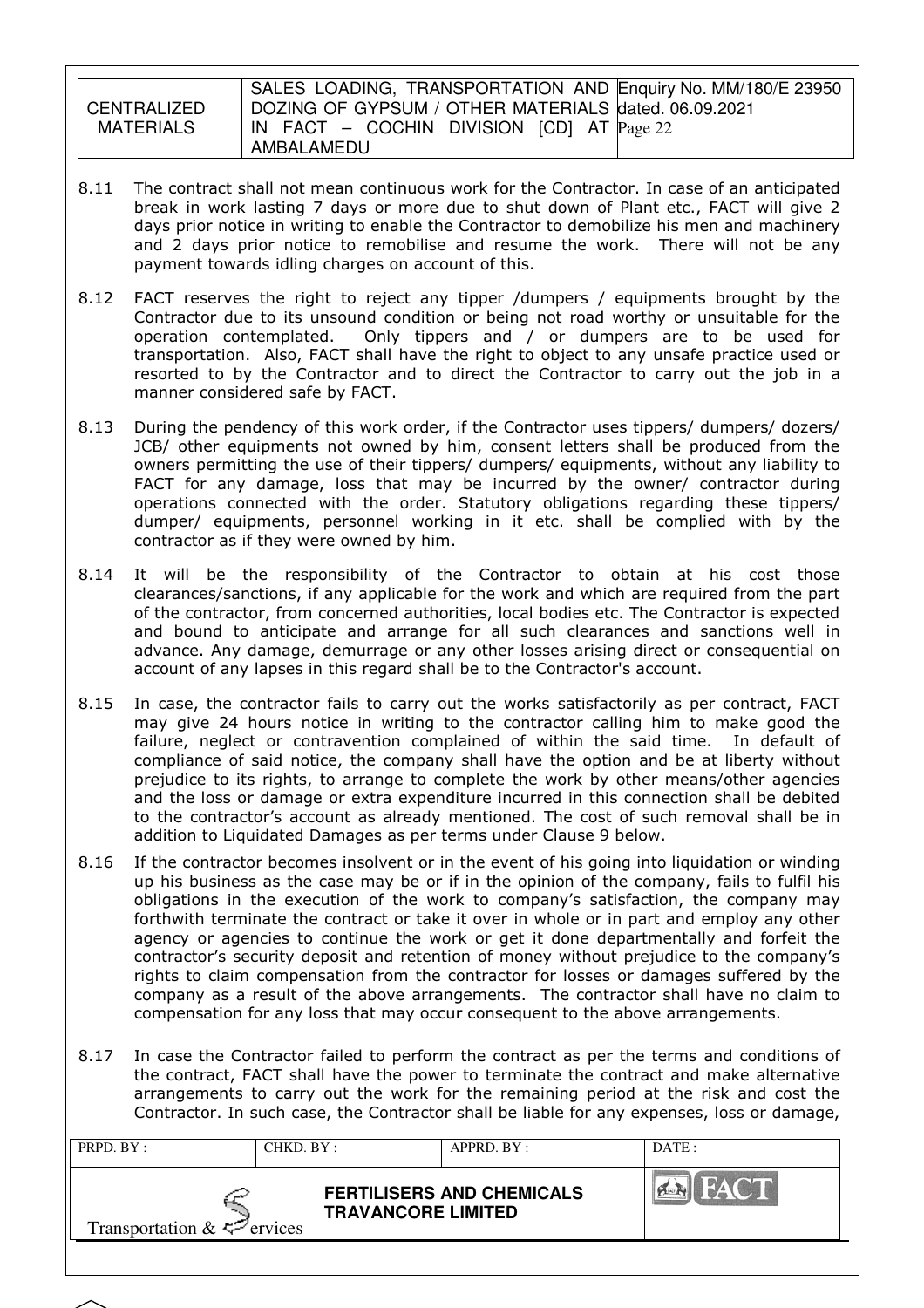8.11 The contract shall not mean continuous work for the Contractor. In case of an anticipated break in work lasting 7 days or more due to shut down of Plant etc., FACT will give 2 days prior notice in writing to enable the Contractor to demobilize his men and machinery and 2 days prior notice to remobilise and resume the work. There will not be any payment towards idling charges on account of this.

8.12 FACT reserves the right to reject any tipper /dumpers / equipments brought by the Contractor due to its unsound condition or being not road worthy or unsuitable for the operation contemplated. Only tippers and / or dumpers are to be used for transportation. Also, FACT shall have the right to object to any unsafe practice used or resorted to by the Contractor and to direct the Contractor to carry out the job in a manner considered safe by FACT.

8.13 During the pendency of this work order, if the Contractor uses tippers/ dumpers/ dozers/ JCB/ other equipments not owned by him, consent letters shall be produced from the owners permitting the use of their tippers/ dumpers/ equipments, without any liability to FACT for any damage, loss that may be incurred by the owner/ contractor during operations connected with the order. Statutory obligations regarding these tippers/ dumper/ equipments, personnel working in it etc. shall be complied with by the contractor as if they were owned by him.

8.14 It will be the responsibility of the Contractor to obtain at his cost those clearances/sanctions, if any applicable for the work and which are required from the part of the contractor, from concerned authorities, local bodies etc. The Contractor is expected and bound to anticipate and arrange for all such clearances and sanctions well in advance. Any damage, demurrage or any other losses arising direct or consequential on account of any lapses in this regard shall be to the Contractor's account.

8.15 In case, the contractor fails to carry out the works satisfactorily as per contract, FACT may give 24 hours notice in writing to the contractor calling him to make good the failure, neglect or contravention complained of within the said time. In default of compliance of said notice, the company shall have the option and be at liberty without prejudice to its rights, to arrange to complete the work by other means/other agencies and the loss or damage or extra expenditure incurred in this connection shall be debited to the contractor's account as already mentioned. The cost of such removal shall be in addition to Liquidated Damages as per terms under Clause 9 below.

8.16 If the contractor becomes insolvent or in the event of his going into liquidation or winding up his business as the case may be or if in the opinion of the company, fails to fulfil his obligations in the execution of the work to company's satisfaction, the company may forthwith terminate the contract or take it over in whole or in part and employ any other agency or agencies to continue the work or get it done departmentally and forfeit the contractor's security deposit and retention of money without prejudice to the company's rights to claim compensation from the contractor for losses or damages suffered by the company as a result of the above arrangements. The contractor shall have no claim to compensation for any loss that may occur consequent to the above arrangements.

8.17 In case the Contractor failed to perform the contract as per the terms and conditions of the contract, FACT shall have the power to terminate the contract and make alternative arrangements to carry out the work for the remaining period at the risk and cost the Contractor. In such case, the Contractor shall be liable for any expenses, loss or damage,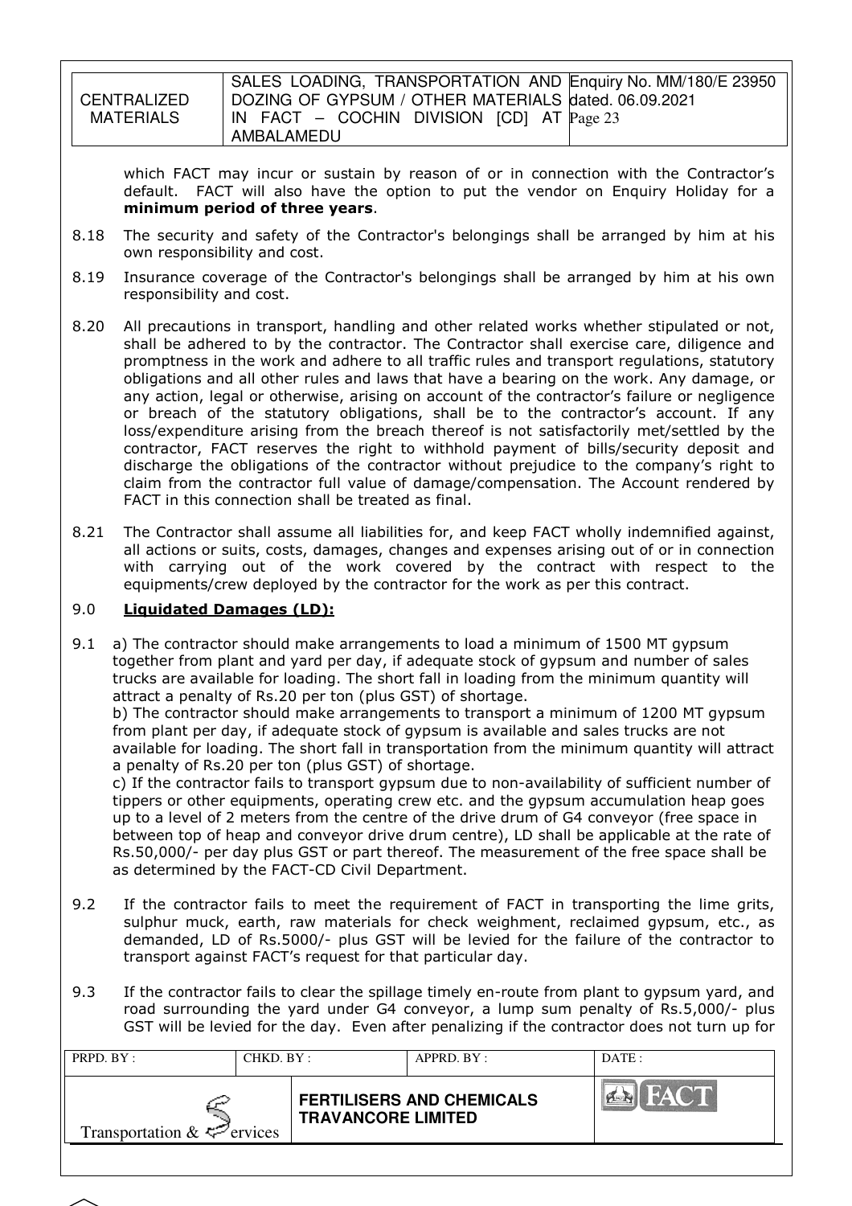which FACT may incur or sustain by reason of or in connection with the Contractor's default. FACT will also have the option to put the vendor on Enquiry Holiday for a **minimum period of three years**.

8.18 The security and safety of the Contractor's belongings shall be arranged by him at his own responsibility and cost.

8.19 Insurance coverage of the Contractor's belongings shall be arranged by him at his own responsibility and cost.

8.20 All precautions in transport, handling and other related works whether stipulated or not, shall be adhered to by the contractor. The Contractor shall exercise care, diligence and promptness in the work and adhere to all traffic rules and transport regulations, statutory obligations and all other rules and laws that have a bearing on the work. Any damage, or any action, legal or otherwise, arising on account of the contractor's failure or negligence or breach of the statutory obligations, shall be to the contractor's account. If any loss/expenditure arising from the breach thereof is not satisfactorily met/settled by the contractor, FACT reserves the right to withhold payment of bills/security deposit and discharge the obligations of the contractor without prejudice to the company's right to claim from the contractor full value of damage/compensation. The Account rendered by FACT in this connection shall be treated as final.

8.21 The Contractor shall assume all liabilities for, and keep FACT wholly indemnified against, all actions or suits, costs, damages, changes and expenses arising out of or in connection with carrying out of the work covered by the contract with respect to the equipments/crew deployed by the contractor for the work as per this contract.

## 9.0 Liquidated Damages (LD):

9.1 a) The contractor should make arrangements to load a minimum of 1500 MT gypsum together from plant and yard per day, if adequate stock of gypsum and number of sales trucks are available for loading. The short fall in loading from the minimum quantity will attract a penalty of Rs.20 per ton (plus GST) of shortage.

b) The contractor should make arrangements to transport a minimum of 1200 MT gypsum from plant per day, if adequate stock of gypsum is available and sales trucks are not available for loading. The short fall in transportation from the minimum quantity will attract a penalty of Rs.20 per ton (plus GST) of shortage.

c) If the contractor fails to transport gypsum due to non-availability of sufficient number of tippers or other equipments, operating crew etc. and the gypsum accumulation heap goes up to a level of 2 meters from the centre of the drive drum of G4 conveyor (free space in between top of heap and conveyor drive drum centre), LD shall be applicable at the rate of Rs.50,000/- per day plus GST or part thereof. The measurement of the free space shall be as determined by the FACT-CD Civil Department.

9.2 If the contractor fails to meet the requirement of FACT in transporting the lime grits, sulphur muck, earth, raw materials for check weighment, reclaimed gypsum, etc., as demanded, LD of Rs.5000/- plus GST will be levied for the failure of the contractor to transport against FACT's request for that particular day.

9.3 If the contractor fails to clear the spillage timely en-route from plant to gypsum yard, and road surrounding the yard under G4 conveyor, a lump sum penalty of Rs.5,000/- plus GST will be levied for the day. Even after penalizing if the contractor does not turn up for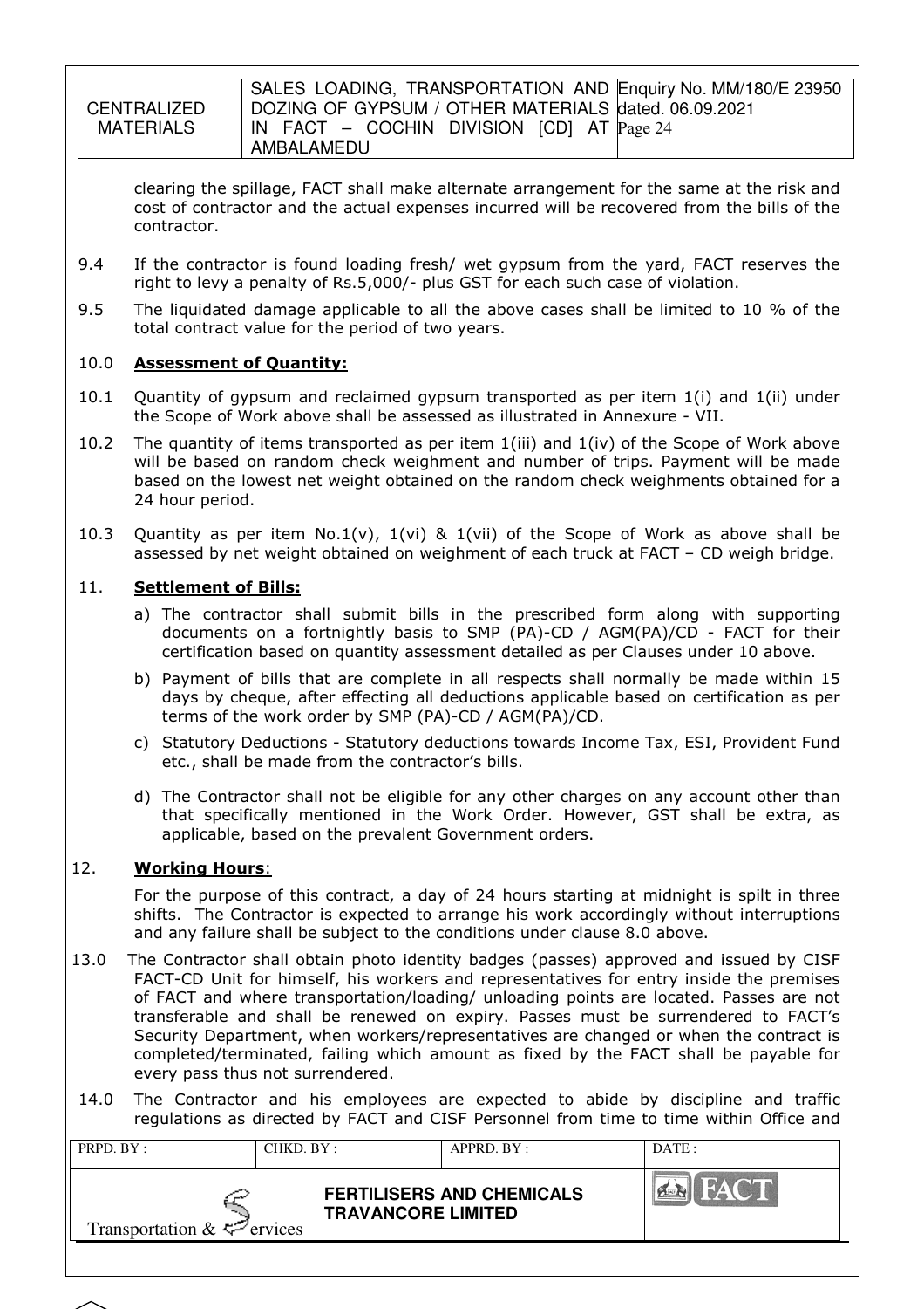clearing the spillage, FACT shall make alternate arrangement for the same at the risk and cost of contractor and the actual expenses incurred will be recovered from the bills of the contractor.

9.4 If the contractor is found loading fresh/ wet gypsum from the yard, FACT reserves the right to levy a penalty of Rs.5,000/- plus GST for each such case of violation.

9.5 The liquidated damage applicable to all the above cases shall be limited to 10 % of the total contract value for the period of two years.

10.0 **Assessment of Quantity:**

10.1 Quantity of gypsum and reclaimed gypsum transported as per item 1(i) and 1(ii) under the Scope of Work above shall be assessed as illustrated in Annexure - VII.

10.2 The quantity of items transported as per item 1(iii) and 1(iv) of the Scope of Work above will be based on random check weighment and number of trips. Payment will be made based on the lowest net weight obtained on the random check weighments obtained for a 24 hour period.

10.3 Quantity as per item No.1(v), 1(vi) & 1(vii) of the Scope of Work as above shall be assessed by net weight obtained on weighment of each truck at FACT – CD weigh bridge.

11. **Settlement of Bills:**

a) The contractor shall submit bills in the prescribed form along with supporting documents on a fortnightly basis to SMP (PA)-CD / AGM(PA)/CD - FACT for their certification based on quantity assessment detailed as per Clauses under 10 above.

b) Payment of bills that are complete in all respects shall normally be made within 15 days by cheque, after effecting all deductions applicable based on certification as per terms of the work order by SMP (PA)-CD / AGM(PA)/CD.

c) Statutory Deductions - Statutory deductions towards Income Tax, ESI, Provident Fund etc., shall be made from the contractor's bills.

d) The Contractor shall not be eligible for any other charges on any account other than that specifically mentioned in the Work Order. However, GST shall be extra, as applicable, based on the prevalent Government orders.

12. **Working Hours**:

For the purpose of this contract, a day of 24 hours starting at midnight is spilt in three shifts. The Contractor is expected to arrange his work accordingly without interruptions and any failure shall be subject to the conditions under clause 8.0 above.

13.0 The Contractor shall obtain photo identity badges (passes) approved and issued by CISF FACT-CD Unit for himself, his workers and representatives for entry inside the premises of FACT and where transportation/loading/ unloading points are located. Passes are not transferable and shall be renewed on expiry. Passes must be surrendered to FACT's Security Department, when workers/representatives are changed or when the contract is completed/terminated, failing which amount as fixed by the FACT shall be payable for every pass thus not surrendered.

14.0 The Contractor and his employees are expected to abide by discipline and traffic regulations as directed by FACT and CISF Personnel from time to time within Office and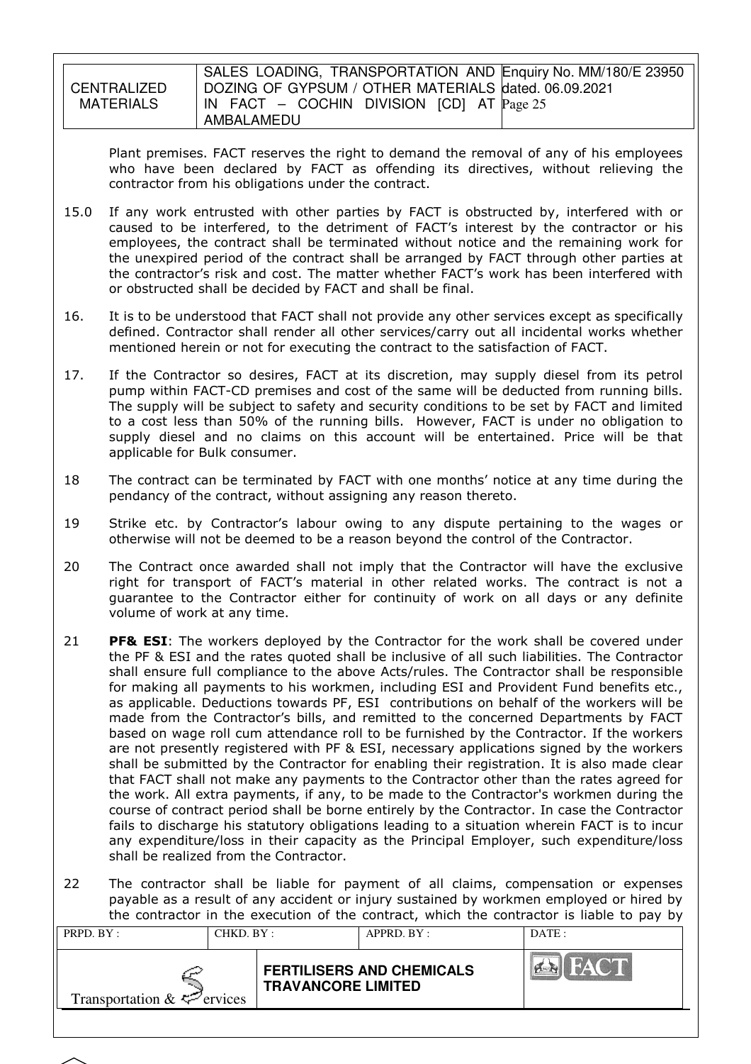Plant premises. FACT reserves the right to demand the removal of any of his employees who have been declared by FACT as offending its directives, without relieving the contractor from his obligations under the contract.

15.0 If any work entrusted with other parties by FACT is obstructed by, interfered with or caused to be interfered, to the detriment of FACT's interest by the contractor or his employees, the contract shall be terminated without notice and the remaining work for the unexpired period of the contract shall be arranged by FACT through other parties at the contractor's risk and cost. The matter whether FACT's work has been interfered with or obstructed shall be decided by FACT and shall be final.

16. It is to be understood that FACT shall not provide any other services except as specifically defined. Contractor shall render all other services/carry out all incidental works whether mentioned herein or not for executing the contract to the satisfaction of FACT.

17. If the Contractor so desires, FACT at its discretion, may supply diesel from its petrol pump within FACT-CD premises and cost of the same will be deducted from running bills. The supply will be subject to safety and security conditions to be set by FACT and limited to a cost less than 50% of the running bills. However, FACT is under no obligation to supply diesel and no claims on this account will be entertained. Price will be that applicable for Bulk consumer.

18 The contract can be terminated by FACT with one months' notice at any time during the pendancy of the contract, without assigning any reason thereto.

19 Strike etc. by Contractor's labour owing to any dispute pertaining to the wages or otherwise will not be deemed to be a reason beyond the control of the Contractor.

20 The Contract once awarded shall not imply that the Contractor will have the exclusive right for transport of FACT's material in other related works. The contract is not a guarantee to the Contractor either for continuity of work on all days or any definite volume of work at any time.

21 **PF& ESI**: The workers deployed by the Contractor for the work shall be covered under the PF & ESI and the rates quoted shall be inclusive of all such liabilities. The Contractor shall ensure full compliance to the above Acts/rules. The Contractor shall be responsible for making all payments to his workmen, including ESI and Provident Fund benefits etc., as applicable. Deductions towards PF, ESI contributions on behalf of the workers will be made from the Contractor's bills, and remitted to the concerned Departments by FACT based on wage roll cum attendance roll to be furnished by the Contractor. If the workers are not presently registered with PF & ESI, necessary applications signed by the workers shall be submitted by the Contractor for enabling their registration. It is also made clear that FACT shall not make any payments to the Contractor other than the rates agreed for the work. All extra payments, if any, to be made to the Contractor's workmen during the course of contract period shall be borne entirely by the Contractor. In case the Contractor fails to discharge his statutory obligations leading to a situation wherein FACT is to incur any expenditure/loss in their capacity as the Principal Employer, such expenditure/loss shall be realized from the Contractor.

22 The contractor shall be liable for payment of all claims, compensation or expenses payable as a result of any accident or injury sustained by workmen employed or hired by the contractor in the execution of the contract, which the contractor is liable to pay by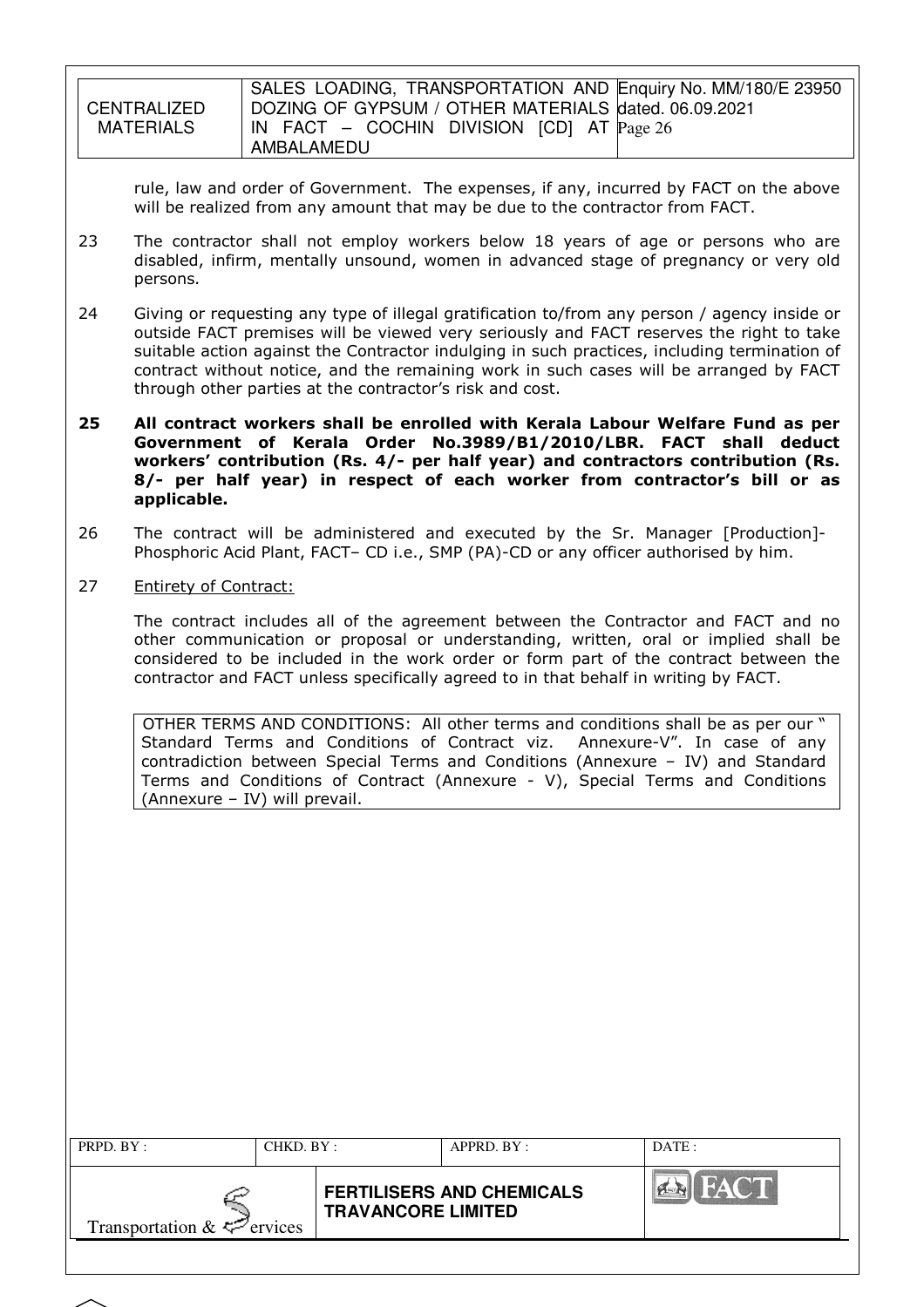rule, law and order of Government. The expenses, if any, incurred by FACT on the above will be realized from any amount that may be due to the contractor from FACT.

23 The contractor shall not employ workers below 18 years of age or persons who are disabled, infirm, mentally unsound, women in advanced stage of pregnancy or very old persons.

24 Giving or requesting any type of illegal gratification to/from any person / agency inside or outside FACT premises will be viewed very seriously and FACT reserves the right to take suitable action against the Contractor indulging in such practices, including termination of contract without notice, and the remaining work in such cases will be arranged by FACT through other parties at the contractor's risk and cost.

**25 All contract workers shall be enrolled with Kerala Labour Welfare Fund as per Government of Kerala Order No.3989/B1/2010/LBR. FACT shall deduct workers' contribution (Rs. 4/- per half year) and contractors contribution (Rs. 8/- per half year) in respect of each worker from contractor's bill or as applicable.**

26 The contract will be administered and executed by the Sr. Manager [Production]-Phosphoric Acid Plant, FACT– CD i.e., SMP (PA)-CD or any officer authorised by him.

27 Entirety of Contract:

The contract includes all of the agreement between the Contractor and FACT and no other communication or proposal or understanding, written, oral or implied shall be considered to be included in the work order or form part of the contract between the contractor and FACT unless specifically agreed to in that behalf in writing by FACT.

OTHER TERMS AND CONDITIONS: All other terms and conditions shall be as per our " Standard Terms and Conditions of Contract viz. Annexure-V". In case of any contradiction between Special Terms and Conditions (Annexure – IV) and Standard Terms and Conditions of Contract (Annexure - V), Special Terms and Conditions (Annexure – IV) will prevail.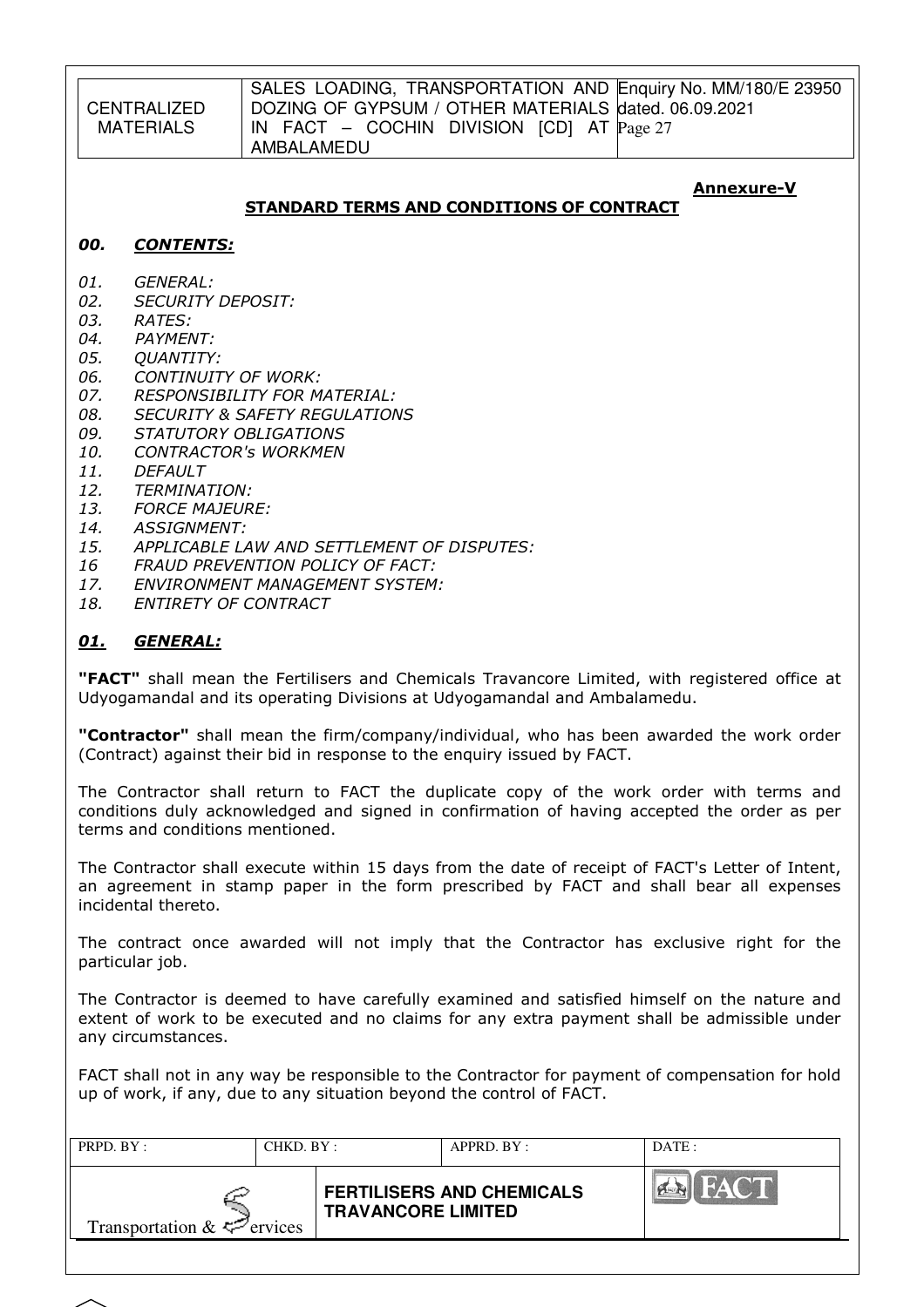**Annexure-V**

## STANDARD TERMS AND CONDITIONS OF CONTRACT

### *00. CONTENTS:*

*01. GENERAL:*
*02. SECURITY DEPOSIT:*
*03. RATES:*
*04. PAYMENT:*
*05. QUANTITY:*
*06. CONTINUITY OF WORK:*
*07. RESPONSIBILITY FOR MATERIAL:*
*08. SECURITY & SAFETY REGULATIONS*
*09. STATUTORY OBLIGATIONS*
*10. CONTRACTOR's WORKMEN*
*11. DEFAULT*
*12. TERMINATION:*
*13. FORCE MAJEURE:*
*14. ASSIGNMENT:*
*15. APPLICABLE LAW AND SETTLEMENT OF DISPUTES:*
*16 FRAUD PREVENTION POLICY OF FACT:*
*17. ENVIRONMENT MANAGEMENT SYSTEM:*
*18. ENTIRETY OF CONTRACT*

### *01. GENERAL:*

**"FACT"** shall mean the Fertilisers and Chemicals Travancore Limited, with registered office at Udyogamandal and its operating Divisions at Udyogamandal and Ambalamedu.

**"Contractor"** shall mean the firm/company/individual, who has been awarded the work order (Contract) against their bid in response to the enquiry issued by FACT.

The Contractor shall return to FACT the duplicate copy of the work order with terms and conditions duly acknowledged and signed in confirmation of having accepted the order as per terms and conditions mentioned.

The Contractor shall execute within 15 days from the date of receipt of FACT's Letter of Intent, an agreement in stamp paper in the form prescribed by FACT and shall bear all expenses incidental thereto.

The contract once awarded will not imply that the Contractor has exclusive right for the particular job.

The Contractor is deemed to have carefully examined and satisfied himself on the nature and extent of work to be executed and no claims for any extra payment shall be admissible under any circumstances.

FACT shall not in any way be responsible to the Contractor for payment of compensation for hold up of work, if any, due to any situation beyond the control of FACT.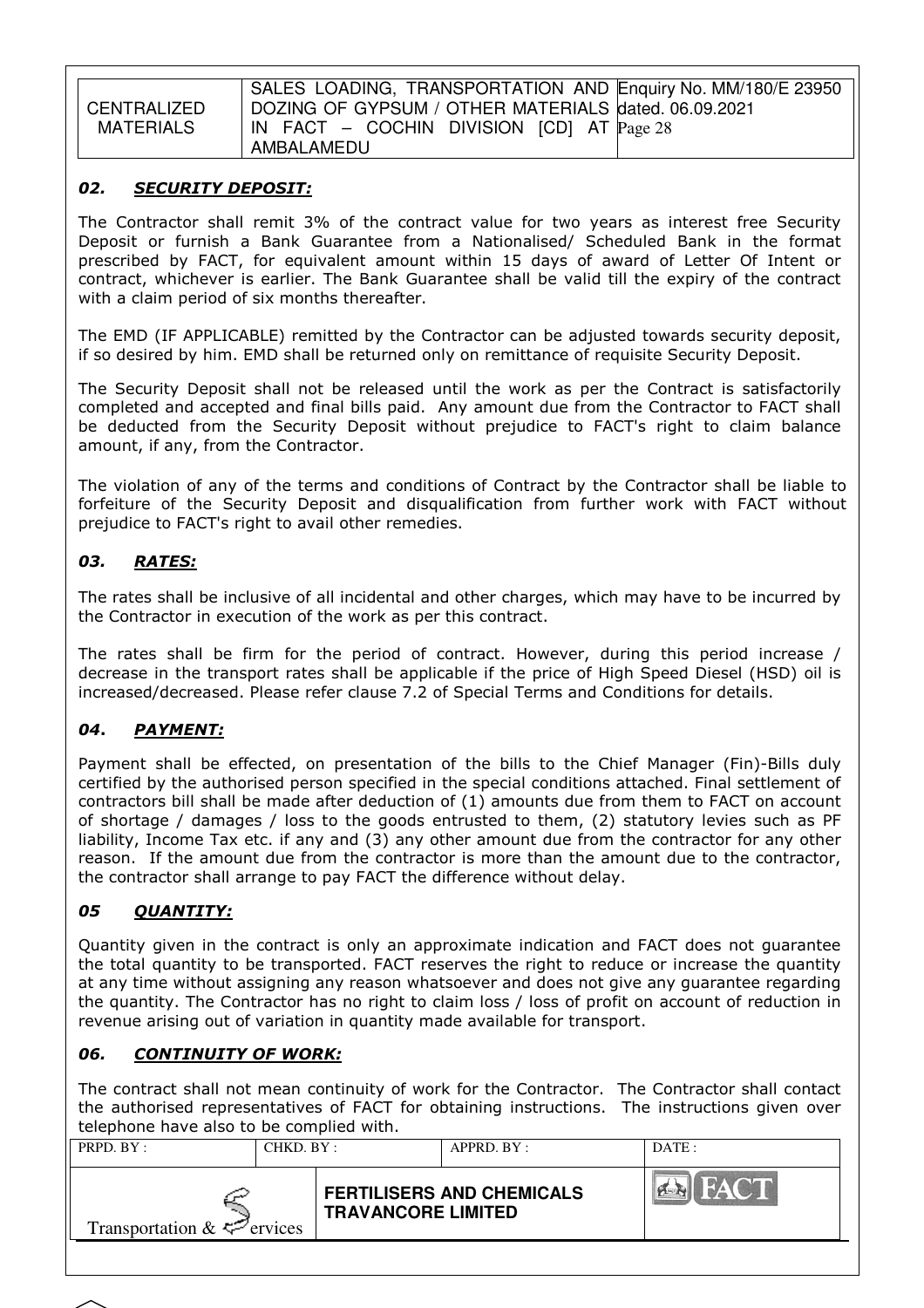## *02. SECURITY DEPOSIT:*

The Contractor shall remit 3% of the contract value for two years as interest free Security Deposit or furnish a Bank Guarantee from a Nationalised/ Scheduled Bank in the format prescribed by FACT, for equivalent amount within 15 days of award of Letter Of Intent or contract, whichever is earlier. The Bank Guarantee shall be valid till the expiry of the contract with a claim period of six months thereafter.

The EMD (IF APPLICABLE) remitted by the Contractor can be adjusted towards security deposit, if so desired by him. EMD shall be returned only on remittance of requisite Security Deposit.

The Security Deposit shall not be released until the work as per the Contract is satisfactorily completed and accepted and final bills paid. Any amount due from the Contractor to FACT shall be deducted from the Security Deposit without prejudice to FACT's right to claim balance amount, if any, from the Contractor.

The violation of any of the terms and conditions of Contract by the Contractor shall be liable to forfeiture of the Security Deposit and disqualification from further work with FACT without prejudice to FACT's right to avail other remedies.

## *03. RATES:*

The rates shall be inclusive of all incidental and other charges, which may have to be incurred by the Contractor in execution of the work as per this contract.

The rates shall be firm for the period of contract. However, during this period increase / decrease in the transport rates shall be applicable if the price of High Speed Diesel (HSD) oil is increased/decreased. Please refer clause 7.2 of Special Terms and Conditions for details.

## *04. PAYMENT:*

Payment shall be effected, on presentation of the bills to the Chief Manager (Fin)-Bills duly certified by the authorised person specified in the special conditions attached. Final settlement of contractors bill shall be made after deduction of (1) amounts due from them to FACT on account of shortage / damages / loss to the goods entrusted to them, (2) statutory levies such as PF liability, Income Tax etc. if any and (3) any other amount due from the contractor for any other reason. If the amount due from the contractor is more than the amount due to the contractor, the contractor shall arrange to pay FACT the difference without delay.

## *05 QUANTITY:*

Quantity given in the contract is only an approximate indication and FACT does not guarantee the total quantity to be transported. FACT reserves the right to reduce or increase the quantity at any time without assigning any reason whatsoever and does not give any guarantee regarding the quantity. The Contractor has no right to claim loss / loss of profit on account of reduction in revenue arising out of variation in quantity made available for transport.

## *06. CONTINUITY OF WORK:*

The contract shall not mean continuity of work for the Contractor. The Contractor shall contact the authorised representatives of FACT for obtaining instructions. The instructions given over telephone have also to be complied with.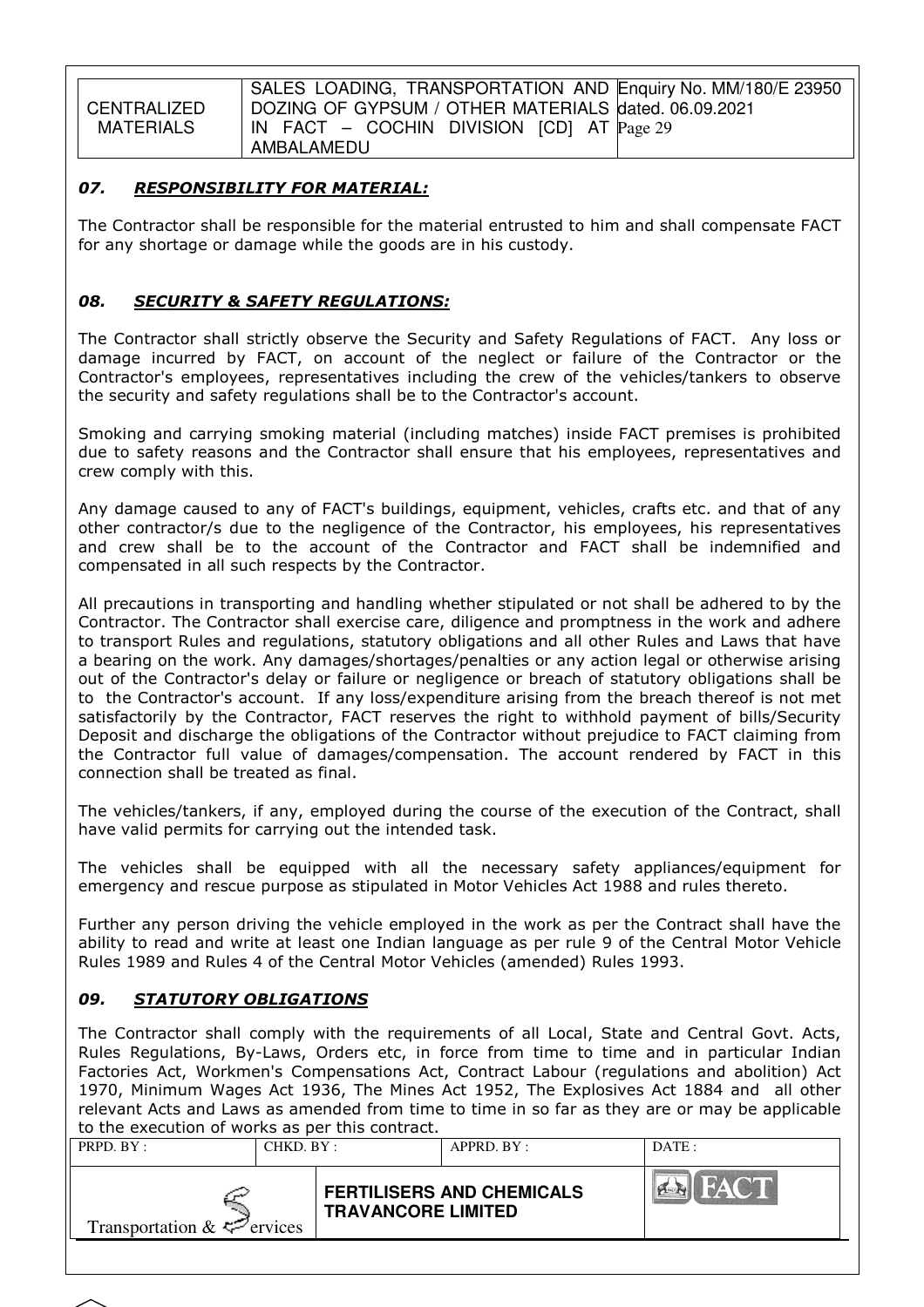### *07. RESPONSIBILITY FOR MATERIAL:*

The Contractor shall be responsible for the material entrusted to him and shall compensate FACT for any shortage or damage while the goods are in his custody.

### *08. SECURITY & SAFETY REGULATIONS:*

The Contractor shall strictly observe the Security and Safety Regulations of FACT. Any loss or damage incurred by FACT, on account of the neglect or failure of the Contractor or the Contractor's employees, representatives including the crew of the vehicles/tankers to observe the security and safety regulations shall be to the Contractor's account.

Smoking and carrying smoking material (including matches) inside FACT premises is prohibited due to safety reasons and the Contractor shall ensure that his employees, representatives and crew comply with this.

Any damage caused to any of FACT's buildings, equipment, vehicles, crafts etc. and that of any other contractor/s due to the negligence of the Contractor, his employees, his representatives and crew shall be to the account of the Contractor and FACT shall be indemnified and compensated in all such respects by the Contractor.

All precautions in transporting and handling whether stipulated or not shall be adhered to by the Contractor. The Contractor shall exercise care, diligence and promptness in the work and adhere to transport Rules and regulations, statutory obligations and all other Rules and Laws that have a bearing on the work. Any damages/shortages/penalties or any action legal or otherwise arising out of the Contractor's delay or failure or negligence or breach of statutory obligations shall be to the Contractor's account. If any loss/expenditure arising from the breach thereof is not met satisfactorily by the Contractor, FACT reserves the right to withhold payment of bills/Security Deposit and discharge the obligations of the Contractor without prejudice to FACT claiming from the Contractor full value of damages/compensation. The account rendered by FACT in this connection shall be treated as final.

The vehicles/tankers, if any, employed during the course of the execution of the Contract, shall have valid permits for carrying out the intended task.

The vehicles shall be equipped with all the necessary safety appliances/equipment for emergency and rescue purpose as stipulated in Motor Vehicles Act 1988 and rules thereto.

Further any person driving the vehicle employed in the work as per the Contract shall have the ability to read and write at least one Indian language as per rule 9 of the Central Motor Vehicle Rules 1989 and Rules 4 of the Central Motor Vehicles (amended) Rules 1993.

### *09. STATUTORY OBLIGATIONS*

The Contractor shall comply with the requirements of all Local, State and Central Govt. Acts, Rules Regulations, By-Laws, Orders etc, in force from time to time and in particular Indian Factories Act, Workmen's Compensations Act, Contract Labour (regulations and abolition) Act 1970, Minimum Wages Act 1936, The Mines Act 1952, The Explosives Act 1884 and all other relevant Acts and Laws as amended from time to time in so far as they are or may be applicable to the execution of works as per this contract.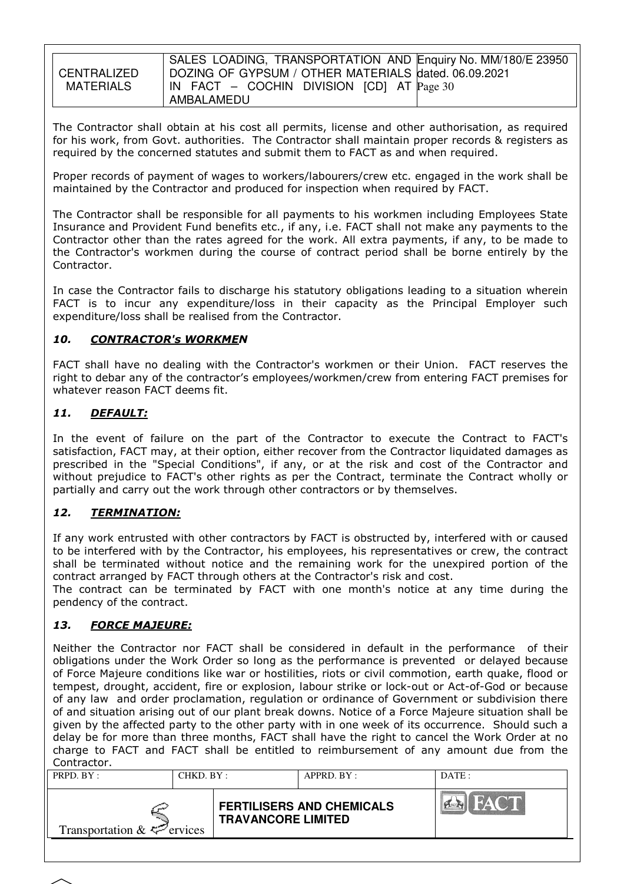The Contractor shall obtain at his cost all permits, license and other authorisation, as required for his work, from Govt. authorities. The Contractor shall maintain proper records & registers as required by the concerned statutes and submit them to FACT as and when required.

Proper records of payment of wages to workers/labourers/crew etc. engaged in the work shall be maintained by the Contractor and produced for inspection when required by FACT.

The Contractor shall be responsible for all payments to his workmen including Employees State Insurance and Provident Fund benefits etc., if any, i.e. FACT shall not make any payments to the Contractor other than the rates agreed for the work. All extra payments, if any, to be made to the Contractor's workmen during the course of contract period shall be borne entirely by the Contractor.

In case the Contractor fails to discharge his statutory obligations leading to a situation wherein FACT is to incur any expenditure/loss in their capacity as the Principal Employer such expenditure/loss shall be realised from the Contractor.

### *10. CONTRACTOR's WORKMEN*

FACT shall have no dealing with the Contractor's workmen or their Union. FACT reserves the right to debar any of the contractor's employees/workmen/crew from entering FACT premises for whatever reason FACT deems fit.

### *11. DEFAULT:*

In the event of failure on the part of the Contractor to execute the Contract to FACT's satisfaction, FACT may, at their option, either recover from the Contractor liquidated damages as prescribed in the "Special Conditions", if any, or at the risk and cost of the Contractor and without prejudice to FACT's other rights as per the Contract, terminate the Contract wholly or partially and carry out the work through other contractors or by themselves.

### *12. TERMINATION:*

If any work entrusted with other contractors by FACT is obstructed by, interfered with or caused to be interfered with by the Contractor, his employees, his representatives or crew, the contract shall be terminated without notice and the remaining work for the unexpired portion of the contract arranged by FACT through others at the Contractor's risk and cost.

The contract can be terminated by FACT with one month's notice at any time during the pendency of the contract.

### *13. FORCE MAJEURE:*

Neither the Contractor nor FACT shall be considered in default in the performance of their obligations under the Work Order so long as the performance is prevented or delayed because of Force Majeure conditions like war or hostilities, riots or civil commotion, earth quake, flood or tempest, drought, accident, fire or explosion, labour strike or lock-out or Act-of-God or because of any law and order proclamation, regulation or ordinance of Government or subdivision there of and situation arising out of our plant break downs. Notice of a Force Majeure situation shall be given by the affected party to the other party with in one week of its occurrence. Should such a delay be for more than three months, FACT shall have the right to cancel the Work Order at no charge to FACT and FACT shall be entitled to reimbursement of any amount due from the Contractor.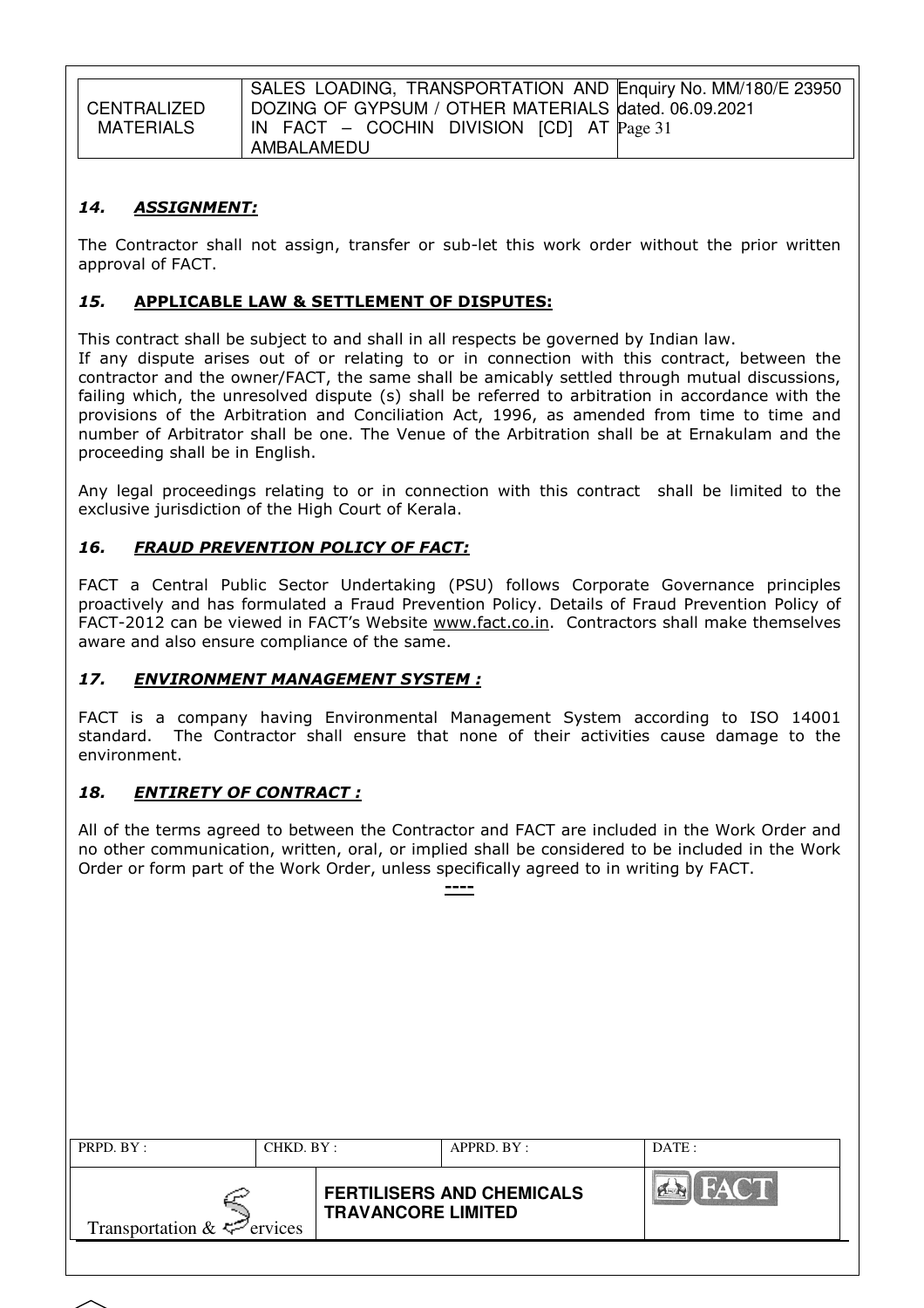### *14. ASSIGNMENT:*

The Contractor shall not assign, transfer or sub-let this work order without the prior written approval of FACT.

### *15.* APPLICABLE LAW & SETTLEMENT OF DISPUTES:

This contract shall be subject to and shall in all respects be governed by Indian law.

If any dispute arises out of or relating to or in connection with this contract, between the contractor and the owner/FACT, the same shall be amicably settled through mutual discussions, failing which, the unresolved dispute (s) shall be referred to arbitration in accordance with the provisions of the Arbitration and Conciliation Act, 1996, as amended from time to time and number of Arbitrator shall be one. The Venue of the Arbitration shall be at Ernakulam and the proceeding shall be in English.

Any legal proceedings relating to or in connection with this contract shall be limited to the exclusive jurisdiction of the High Court of Kerala.

### *16. FRAUD PREVENTION POLICY OF FACT:*

FACT a Central Public Sector Undertaking (PSU) follows Corporate Governance principles proactively and has formulated a Fraud Prevention Policy. Details of Fraud Prevention Policy of FACT-2012 can be viewed in FACT's Website www.fact.co.in. Contractors shall make themselves aware and also ensure compliance of the same.

### *17. ENVIRONMENT MANAGEMENT SYSTEM :*

FACT is a company having Environmental Management System according to ISO 14001 standard. The Contractor shall ensure that none of their activities cause damage to the environment.

### *18. ENTIRETY OF CONTRACT :*

All of the terms agreed to between the Contractor and FACT are included in the Work Order and no other communication, written, oral, or implied shall be considered to be included in the Work Order or form part of the Work Order, unless specifically agreed to in writing by FACT.

----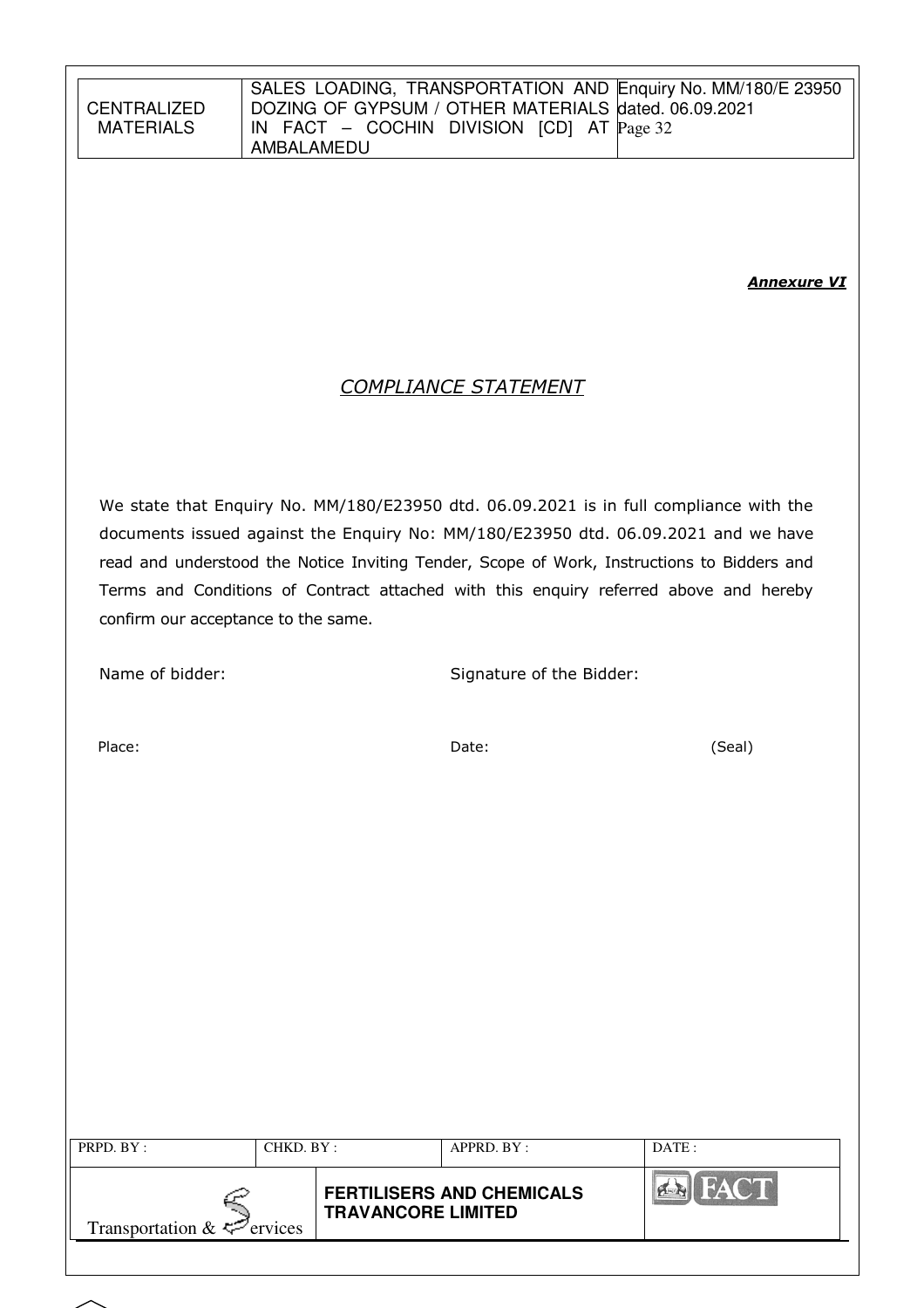***Annexure VI***

## *COMPLIANCE STATEMENT*

We state that Enquiry No. MM/180/E23950 dtd. 06.09.2021 is in full compliance with the documents issued against the Enquiry No: MM/180/E23950 dtd. 06.09.2021 and we have read and understood the Notice Inviting Tender, Scope of Work, Instructions to Bidders and Terms and Conditions of Contract attached with this enquiry referred above and hereby confirm our acceptance to the same.

Name of bidder: Signature of the Bidder:

Place: Date: (Seal)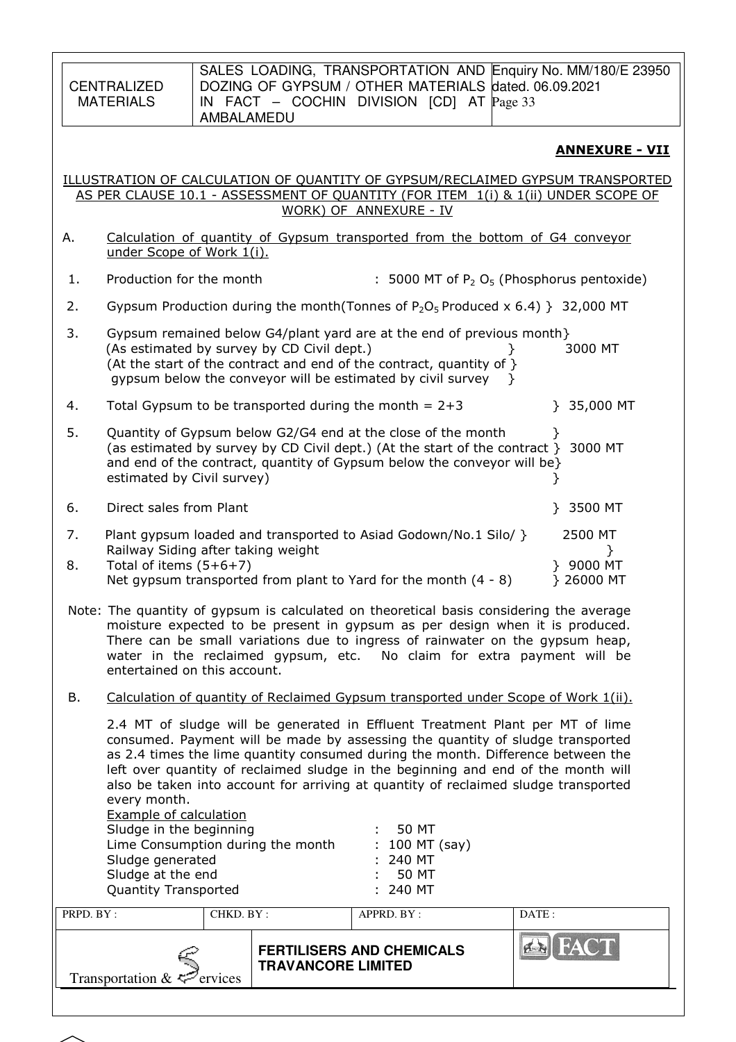**ANNEXURE - VII**

ILLUSTRATION OF CALCULATION OF QUANTITY OF GYPSUM/RECLAIMED GYPSUM TRANSPORTED AS PER CLAUSE 10.1 - ASSESSMENT OF QUANTITY (FOR ITEM 1(i) & 1(ii) UNDER SCOPE OF WORK) OF ANNEXURE - IV

A. Calculation of quantity of Gypsum transported from the bottom of G4 conveyor under Scope of Work 1(i).

| | | |
|---|---|---|
| 1. | Production for the month | : 5000 MT of $P_2O_5$ (Phosphorus pentoxide) |
| 2. | Gypsum Production during the month(Tonnes of $P_2O_5$ Produced x 6.4) | 32,000 MT |
| 3. | Gypsum remained below G4/plant yard are at the end of previous month (As estimated by survey by CD Civil dept.) (At the start of the contract and end of the contract, quantity of gypsum below the conveyor will be estimated by civil survey | 3000 MT |
| 4. | Total Gypsum to be transported during the month = 2+3 | 35,000 MT |
| 5. | Quantity of Gypsum below G2/G4 end at the close of the month (as estimated by survey by CD Civil dept.) (At the start of the contract and end of the contract, quantity of Gypsum below the conveyor will be estimated by Civil survey) | 3000 MT |
| 6. | Direct sales from Plant | 3500 MT |
| 7. | Plant gypsum loaded and transported to Asiad Godown/No.1 Silo/ Railway Siding after taking weight | 2500 MT |
| 8. | Total of items (5+6+7) | 9000 MT |
| | Net gypsum transported from plant to Yard for the month (4 - 8) | 26000 MT |

Note: The quantity of gypsum is calculated on theoretical basis considering the average moisture expected to be present in gypsum as per design when it is produced. There can be small variations due to ingress of rainwater on the gypsum heap, water in the reclaimed gypsum, etc. No claim for extra payment will be entertained on this account.

B. Calculation of quantity of Reclaimed Gypsum transported under Scope of Work 1(ii).

2.4 MT of sludge will be generated in Effluent Treatment Plant per MT of lime consumed. Payment will be made by assessing the quantity of sludge transported as 2.4 times the lime quantity consumed during the month. Difference between the left over quantity of reclaimed sludge in the beginning and end of the month will also be taken into account for arriving at quantity of reclaimed sludge transported every month.

Example of calculation

| | |
|---|---|
| Sludge in the beginning | : 50 MT |
| Lime Consumption during the month | : 100 MT (say) |
| Sludge generated | : 240 MT |
| Sludge at the end | : 50 MT |
| Quantity Transported | : 240 MT |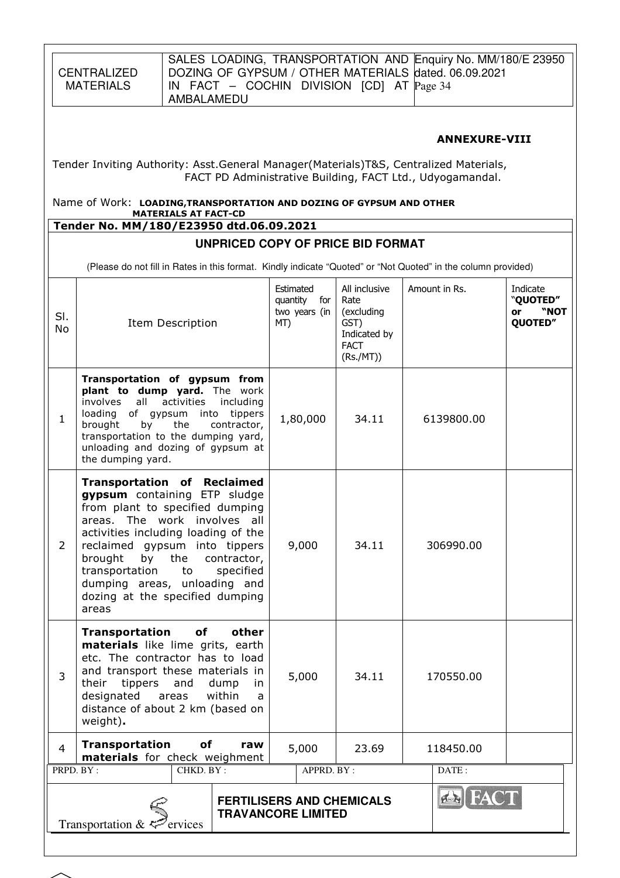**ANNEXURE-VIII**

Tender Inviting Authority: Asst.General Manager(Materials)T&S, Centralized Materials, FACT PD Administrative Building, FACT Ltd., Udyogamandal.

Name of Work: **LOADING,TRANSPORTATION AND DOZING OF GYPSUM AND OTHER MATERIALS AT FACT-CD**

**Tender No. MM/180/E23950 dtd.06.09.2021**

## UNPRICED COPY OF PRICE BID FORMAT

(Please do not fill in Rates in this format. Kindly indicate "Quoted" or "Not Quoted" in the column provided)

| Sl. No | Item Description | Estimated quantity for two years (in MT) | All inclusive Rate (excluding GST) Indicated by FACT (Rs./MT)) | Amount in Rs. | Indicate "QUOTED" or "NOT QUOTED" |
|---|---|---|---|---|---|
| 1 | **Transportation of gypsum from plant to dump yard.** The work involves all activities including loading of gypsum into tippers brought by the contractor, transportation to the dumping yard, unloading and dozing of gypsum at the dumping yard. | 1,80,000 | 34.11 | 6139800.00 | |
| 2 | **Transportation of Reclaimed gypsum** containing ETP sludge from plant to specified dumping areas. The work involves all activities including loading of the reclaimed gypsum into tippers brought by the contractor, transportation to specified dumping areas, unloading and dozing at the specified dumping areas | 9,000 | 34.11 | 306990.00 | |
| 3 | **Transportation of other materials** like lime grits, earth etc. The contractor has to load and transport these materials in their tippers and dump in designated areas within a distance of about 2 km (based on weight)**.** | 5,000 | 34.11 | 170550.00 | |
| 4 | **Transportation of raw materials** for check weighment | 5,000 | 23.69 | 118450.00 | |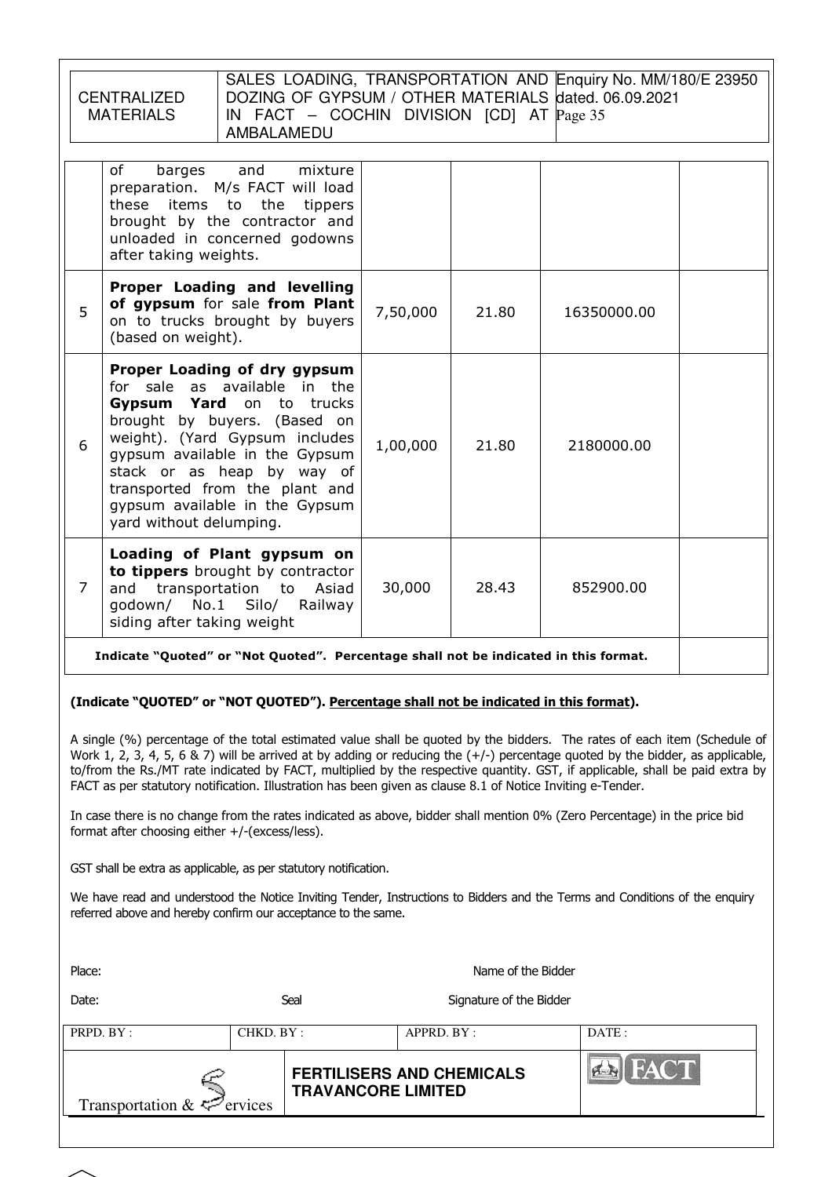| | | | | | |
|---|---|---|---|---|---|
| | of barges and mixture preparation. M/s FACT will load these items to the tippers brought by the contractor and unloaded in concerned godowns after taking weights. | | | | |
| 5 | **Proper Loading and levelling of gypsum** for sale **from Plant** on to trucks brought by buyers (based on weight). | 7,50,000 | 21.80 | 16350000.00 | |
| 6 | **Proper Loading of dry gypsum** for sale as available in the **Gypsum Yard** on to trucks brought by buyers. (Based on weight). (Yard Gypsum includes gypsum available in the Gypsum stack or as heap by way of transported from the plant and gypsum available in the Gypsum yard without delumping. | 1,00,000 | 21.80 | 2180000.00 | |
| 7 | **Loading of Plant gypsum on to tippers** brought by contractor and transportation to Asiad godown/ No.1 Silo/ Railway siding after taking weight | 30,000 | 28.43 | 852900.00 | |
| **Indicate "Quoted" or "Not Quoted". Percentage shall not be indicated in this format.** | | | | | |

**(Indicate "QUOTED" or "NOT QUOTED"). Percentage shall not be indicated in this format).**

A single (%) percentage of the total estimated value shall be quoted by the bidders. The rates of each item (Schedule of Work 1, 2, 3, 4, 5, 6 & 7) will be arrived at by adding or reducing the (+/-) percentage quoted by the bidder, as applicable, to/from the Rs./MT rate indicated by FACT, multiplied by the respective quantity. GST, if applicable, shall be paid extra by FACT as per statutory notification. Illustration has been given as clause 8.1 of Notice Inviting e-Tender.

In case there is no change from the rates indicated as above, bidder shall mention 0% (Zero Percentage) in the price bid format after choosing either +/-(excess/less).

GST shall be extra as applicable, as per statutory notification.

We have read and understood the Notice Inviting Tender, Instructions to Bidders and the Terms and Conditions of the enquiry referred above and hereby confirm our acceptance to the same.

Place: Name of the Bidder

Date: Seal Signature of the Bidder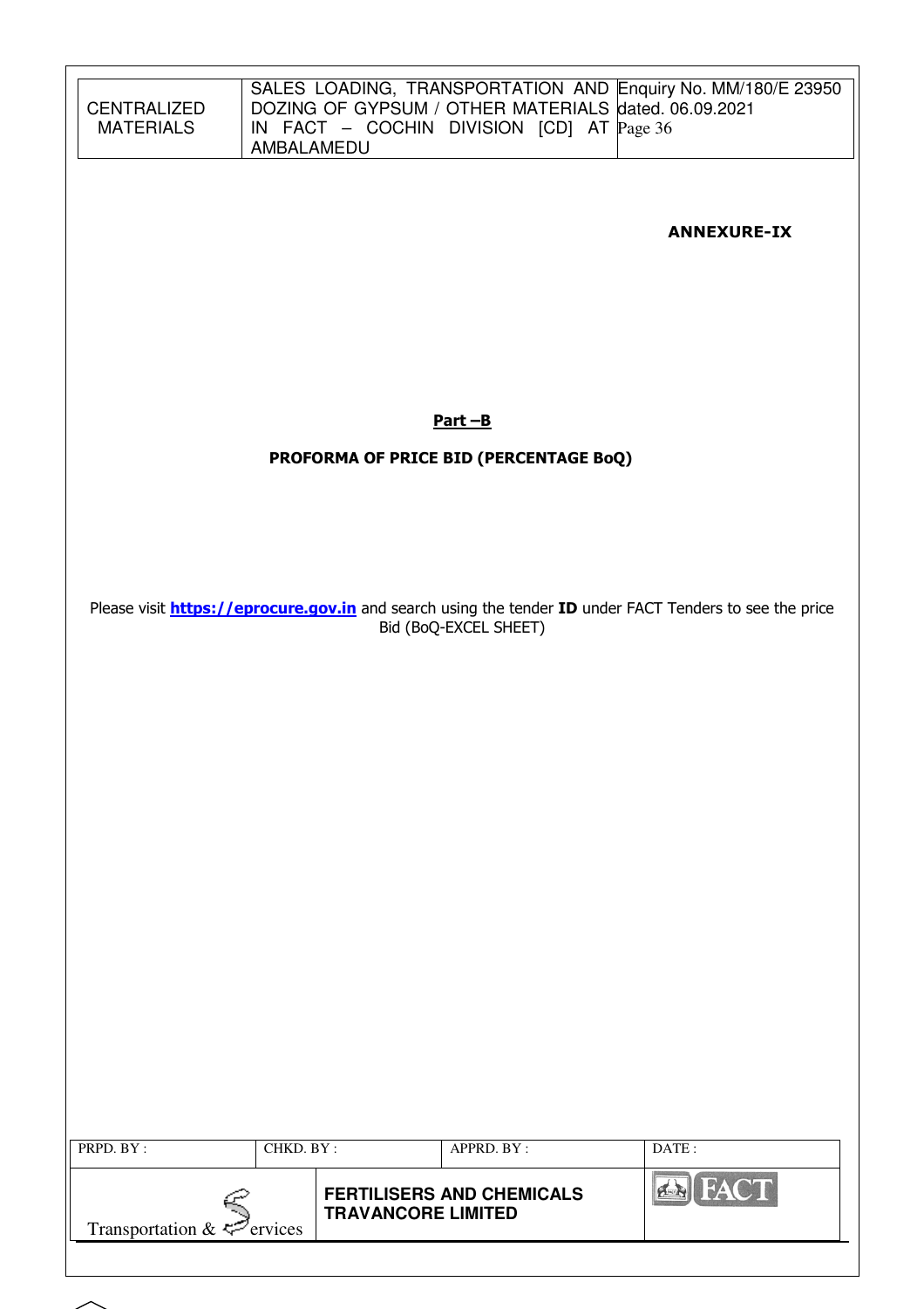**ANNEXURE-IX**

**Part –B**

**PROFORMA OF PRICE BID (PERCENTAGE BoQ)**

Please visit **https://eprocure.gov.in** and search using the tender **ID** under FACT Tenders to see the price Bid (BoQ-EXCEL SHEET)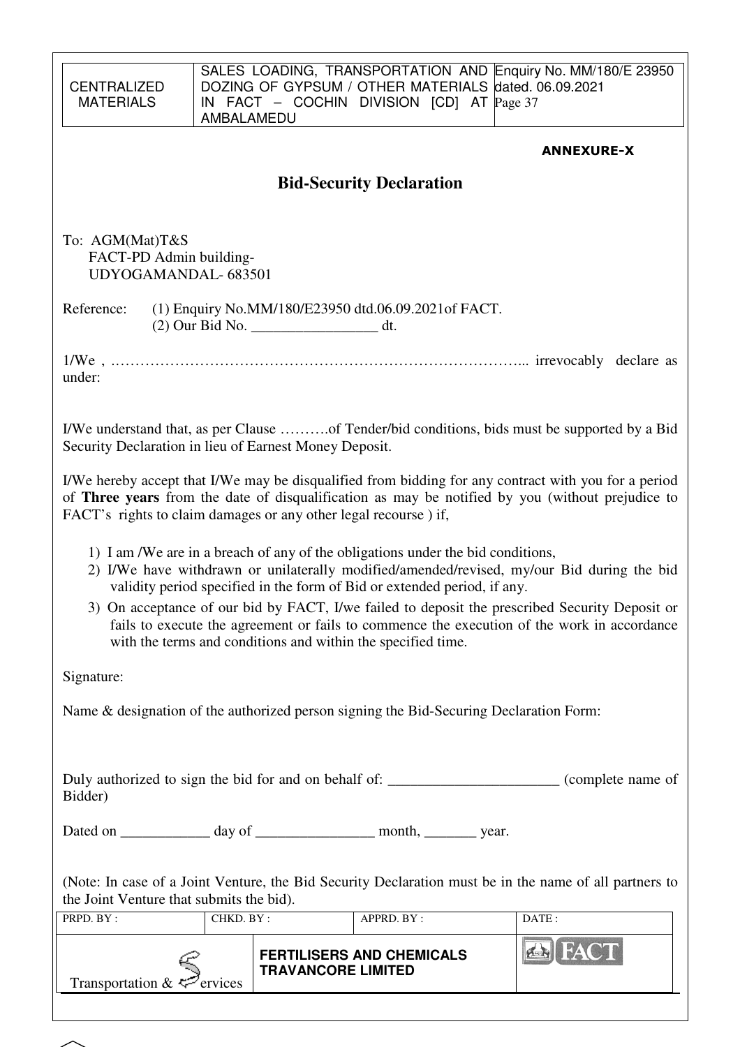**ANNEXURE-X**

## Bid-Security Declaration

To: AGM(Mat)T&S
FACT-PD Admin building-
UDYOGAMANDAL- 683501

Reference: (1) Enquiry No.MM/180/E23950 dtd.06.09.2021of FACT.
(2) Our Bid No. _________________ dt.

1/We , ……………………………………………………………………….. irrevocably declare as under:

I/We understand that, as per Clause ……….of Tender/bid conditions, bids must be supported by a Bid Security Declaration in lieu of Earnest Money Deposit.

I/We hereby accept that I/We may be disqualified from bidding for any contract with you for a period of **Three years** from the date of disqualification as may be notified by you (without prejudice to FACT's rights to claim damages or any other legal recourse ) if,

1) I am /We are in a breach of any of the obligations under the bid conditions,
2) I/We have withdrawn or unilaterally modified/amended/revised, my/our Bid during the bid validity period specified in the form of Bid or extended period, if any.
3) On acceptance of our bid by FACT, I/we failed to deposit the prescribed Security Deposit or fails to execute the agreement or fails to commence the execution of the work in accordance with the terms and conditions and within the specified time.

Signature:

Name & designation of the authorized person signing the Bid-Securing Declaration Form:

Duly authorized to sign the bid for and on behalf of: _______________________ (complete name of Bidder)

Dated on ____________ day of ________________ month, _______ year.

(Note: In case of a Joint Venture, the Bid Security Declaration must be in the name of all partners to the Joint Venture that submits the bid).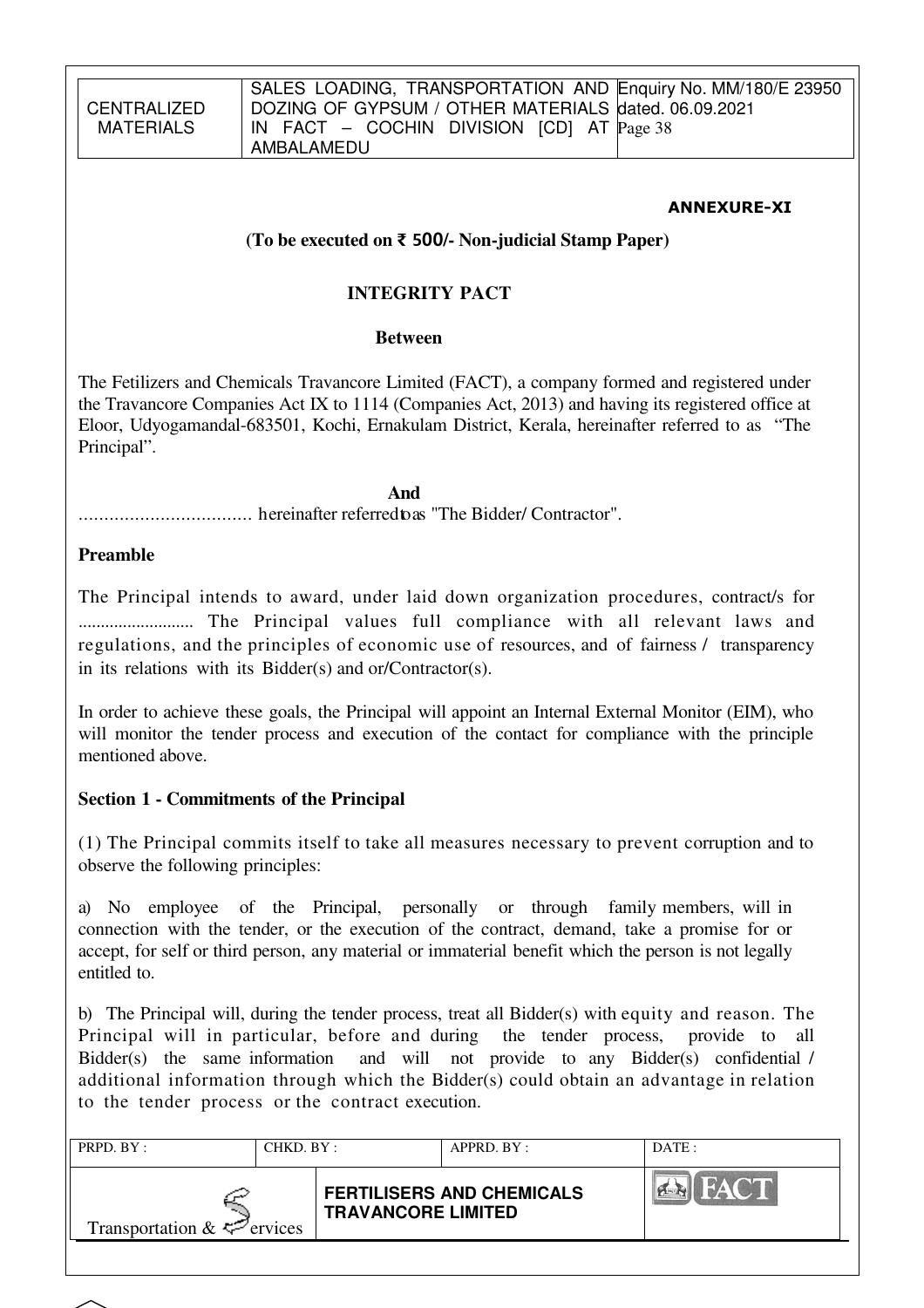**ANNEXURE-XI**

**(To be executed on ₹ 500/- Non-judicial Stamp Paper)**

## INTEGRITY PACT

**Between**

The Fetilizers and Chemicals Travancore Limited (FACT), a company formed and registered under the Travancore Companies Act IX to 1114 (Companies Act, 2013) and having its registered office at Eloor, Udyogamandal-683501, Kochi, Ernakulam District, Kerala, hereinafter referred to as "The Principal".

**And**

................................. hereinafter referred to as "The Bidder/ Contractor".

### Preamble

The Principal intends to award, under laid down organization procedures, contract/s for .......................... The Principal values full compliance with all relevant laws and regulations, and the principles of economic use of resources, and of fairness / transparency in its relations with its Bidder(s) and or/Contractor(s).

In order to achieve these goals, the Principal will appoint an Internal External Monitor (EIM), who will monitor the tender process and execution of the contact for compliance with the principle mentioned above.

### Section 1 - Commitments of the Principal

(1) The Principal commits itself to take all measures necessary to prevent corruption and to observe the following principles:

a) No employee of the Principal, personally or through family members, will in connection with the tender, or the execution of the contract, demand, take a promise for or accept, for self or third person, any material or immaterial benefit which the person is not legally entitled to.

b) The Principal will, during the tender process, treat all Bidder(s) with equity and reason. The Principal will in particular, before and during the tender process, provide to all Bidder(s) the same information and will not provide to any Bidder(s) confidential / additional information through which the Bidder(s) could obtain an advantage in relation to the tender process or the contract execution.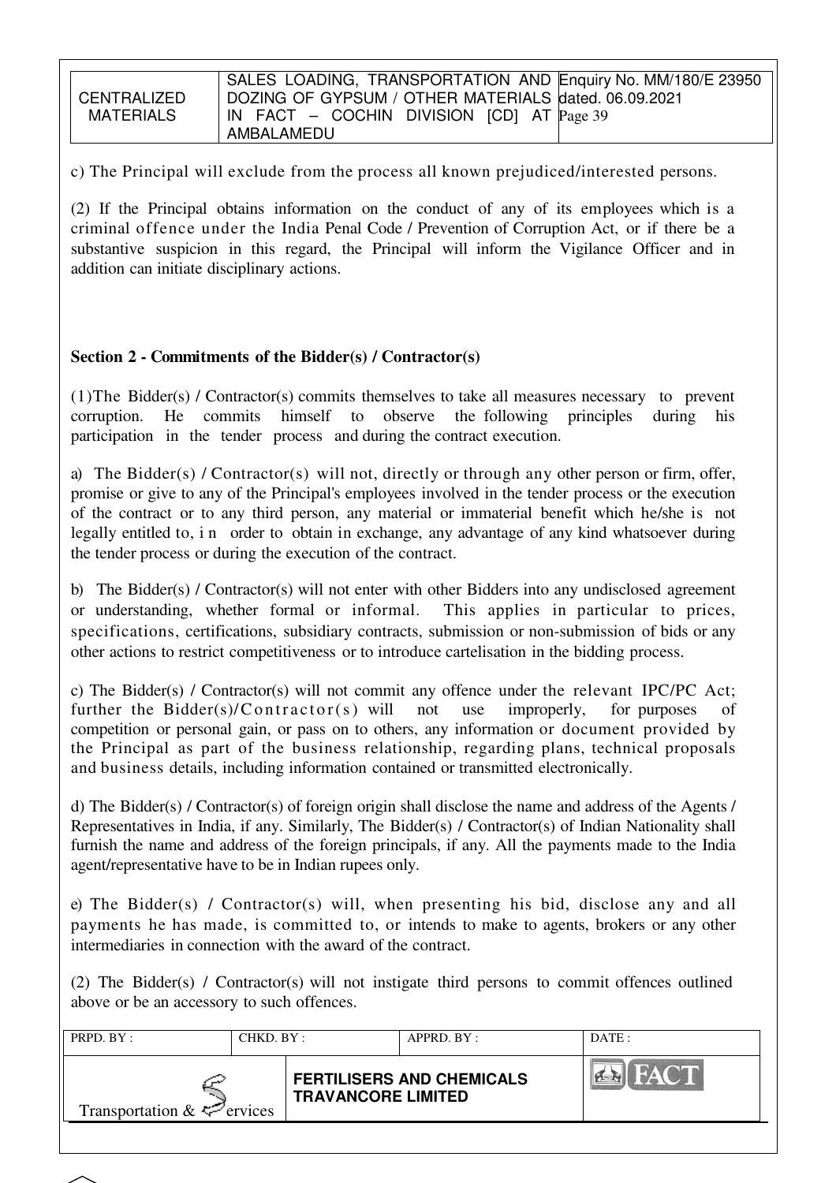c) The Principal will exclude from the process all known prejudiced/interested persons.

(2) If the Principal obtains information on the conduct of any of its employees which is a criminal offence under the India Penal Code / Prevention of Corruption Act, or if there be a substantive suspicion in this regard, the Principal will inform the Vigilance Officer and in addition can initiate disciplinary actions.

**Section 2 - Commitments of the Bidder(s) / Contractor(s)**

(1)The Bidder(s) / Contractor(s) commits themselves to take all measures necessary to prevent corruption. He commits himself to observe the following principles during his participation in the tender process and during the contract execution.

a) The Bidder(s) / Contractor(s) will not, directly or through any other person or firm, offer, promise or give to any of the Principal's employees involved in the tender process or the execution of the contract or to any third person, any material or immaterial benefit which he/she is not legally entitled to, in order to obtain in exchange, any advantage of any kind whatsoever during the tender process or during the execution of the contract.

b) The Bidder(s) / Contractor(s) will not enter with other Bidders into any undisclosed agreement or understanding, whether formal or informal. This applies in particular to prices, specifications, certifications, subsidiary contracts, submission or non-submission of bids or any other actions to restrict competitiveness or to introduce cartelisation in the bidding process.

c) The Bidder(s) / Contractor(s) will not commit any offence under the relevant IPC/PC Act; further the Bidder(s)/Contractor(s) will not use improperly, for purposes of competition or personal gain, or pass on to others, any information or document provided by the Principal as part of the business relationship, regarding plans, technical proposals and business details, including information contained or transmitted electronically.

d) The Bidder(s) / Contractor(s) of foreign origin shall disclose the name and address of the Agents / Representatives in India, if any. Similarly, The Bidder(s) / Contractor(s) of Indian Nationality shall furnish the name and address of the foreign principals, if any. All the payments made to the India agent/representative have to be in Indian rupees only.

e) The Bidder(s) / Contractor(s) will, when presenting his bid, disclose any and all payments he has made, is committed to, or intends to make to agents, brokers or any other intermediaries in connection with the award of the contract.

(2) The Bidder(s) / Contractor(s) will not instigate third persons to commit offences outlined above or be an accessory to such offences.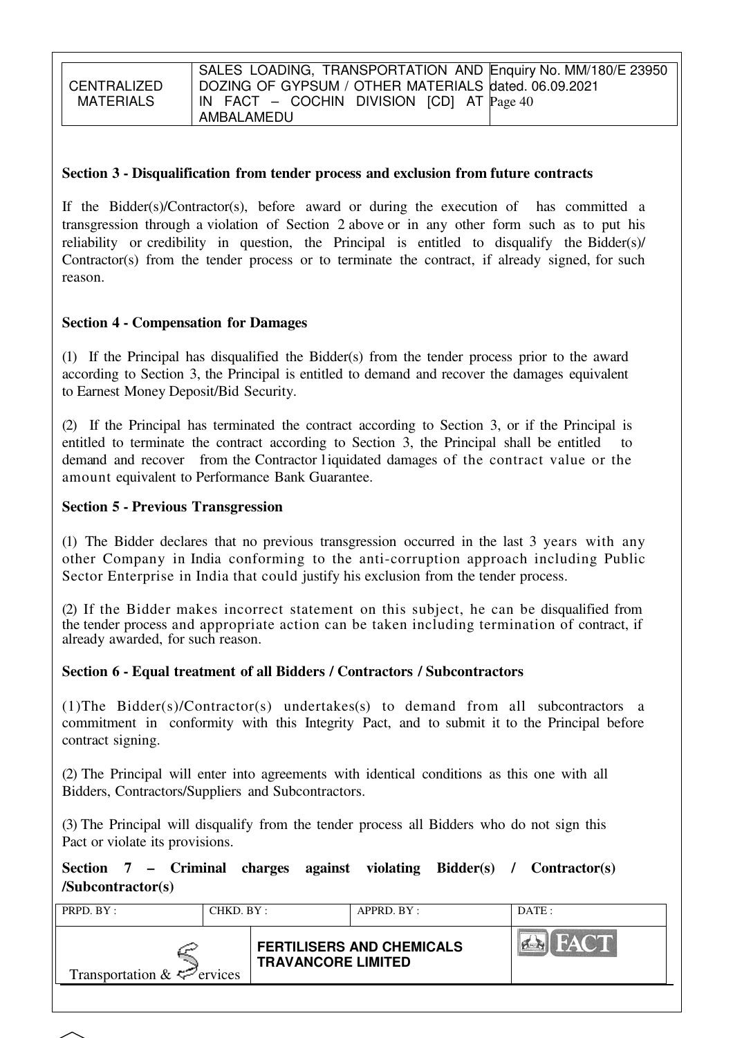## Section 3 - Disqualification from tender process and exclusion from future contracts

If the Bidder(s)/Contractor(s), before award or during the execution of has committed a transgression through a violation of Section 2 above or in any other form such as to put his reliability or credibility in question, the Principal is entitled to disqualify the Bidder(s)/ Contractor(s) from the tender process or to terminate the contract, if already signed, for such reason.

## Section 4 - Compensation for Damages

(1) If the Principal has disqualified the Bidder(s) from the tender process prior to the award according to Section 3, the Principal is entitled to demand and recover the damages equivalent to Earnest Money Deposit/Bid Security.

(2) If the Principal has terminated the contract according to Section 3, or if the Principal is entitled to terminate the contract according to Section 3, the Principal shall be entitled to demand and recover from the Contractor liquidated damages of the contract value or the amount equivalent to Performance Bank Guarantee.

## Section 5 - Previous Transgression

(1) The Bidder declares that no previous transgression occurred in the last 3 years with any other Company in India conforming to the anti-corruption approach including Public Sector Enterprise in India that could justify his exclusion from the tender process.

(2) If the Bidder makes incorrect statement on this subject, he can be disqualified from the tender process and appropriate action can be taken including termination of contract, if already awarded, for such reason.

## Section 6 - Equal treatment of all Bidders / Contractors / Subcontractors

(1)The Bidder(s)/Contractor(s) undertakes(s) to demand from all subcontractors a commitment in conformity with this Integrity Pact, and to submit it to the Principal before contract signing.

(2) The Principal will enter into agreements with identical conditions as this one with all Bidders, Contractors/Suppliers and Subcontractors.

(3) The Principal will disqualify from the tender process all Bidders who do not sign this Pact or violate its provisions.

## Section 7 – Criminal charges against violating Bidder(s) / Contractor(s) /Subcontractor(s)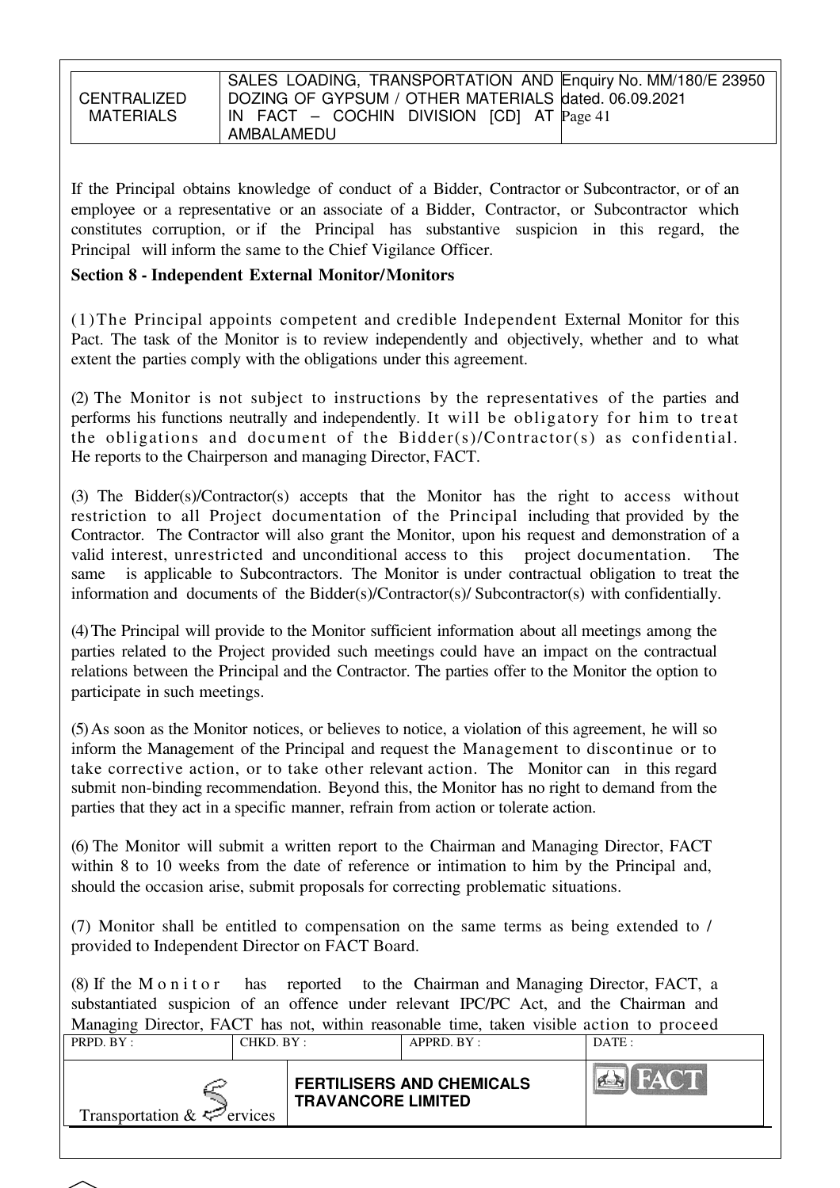If the Principal obtains knowledge of conduct of a Bidder, Contractor or Subcontractor, or of an employee or a representative or an associate of a Bidder, Contractor, or Subcontractor which constitutes corruption, or if the Principal has substantive suspicion in this regard, the Principal will inform the same to the Chief Vigilance Officer.

**Section 8 - Independent External Monitor/Monitors**

(1) The Principal appoints competent and credible Independent External Monitor for this Pact. The task of the Monitor is to review independently and objectively, whether and to what extent the parties comply with the obligations under this agreement.

(2) The Monitor is not subject to instructions by the representatives of the parties and performs his functions neutrally and independently. It will be obligatory for him to treat the obligations and document of the Bidder(s)/Contractor(s) as confidential. He reports to the Chairperson and managing Director, FACT.

(3) The Bidder(s)/Contractor(s) accepts that the Monitor has the right to access without restriction to all Project documentation of the Principal including that provided by the Contractor. The Contractor will also grant the Monitor, upon his request and demonstration of a valid interest, unrestricted and unconditional access to this project documentation. The same is applicable to Subcontractors. The Monitor is under contractual obligation to treat the information and documents of the Bidder(s)/Contractor(s)/ Subcontractor(s) with confidentially.

(4) The Principal will provide to the Monitor sufficient information about all meetings among the parties related to the Project provided such meetings could have an impact on the contractual relations between the Principal and the Contractor. The parties offer to the Monitor the option to participate in such meetings.

(5) As soon as the Monitor notices, or believes to notice, a violation of this agreement, he will so inform the Management of the Principal and request the Management to discontinue or to take corrective action, or to take other relevant action. The Monitor can in this regard submit non-binding recommendation. Beyond this, the Monitor has no right to demand from the parties that they act in a specific manner, refrain from action or tolerate action.

(6) The Monitor will submit a written report to the Chairman and Managing Director, FACT within 8 to 10 weeks from the date of reference or intimation to him by the Principal and, should the occasion arise, submit proposals for correcting problematic situations.

(7) Monitor shall be entitled to compensation on the same terms as being extended to / provided to Independent Director on FACT Board.

(8) If the Monitor has reported to the Chairman and Managing Director, FACT, a substantiated suspicion of an offence under relevant IPC/PC Act, and the Chairman and Managing Director, FACT has not, within reasonable time, taken visible action to proceed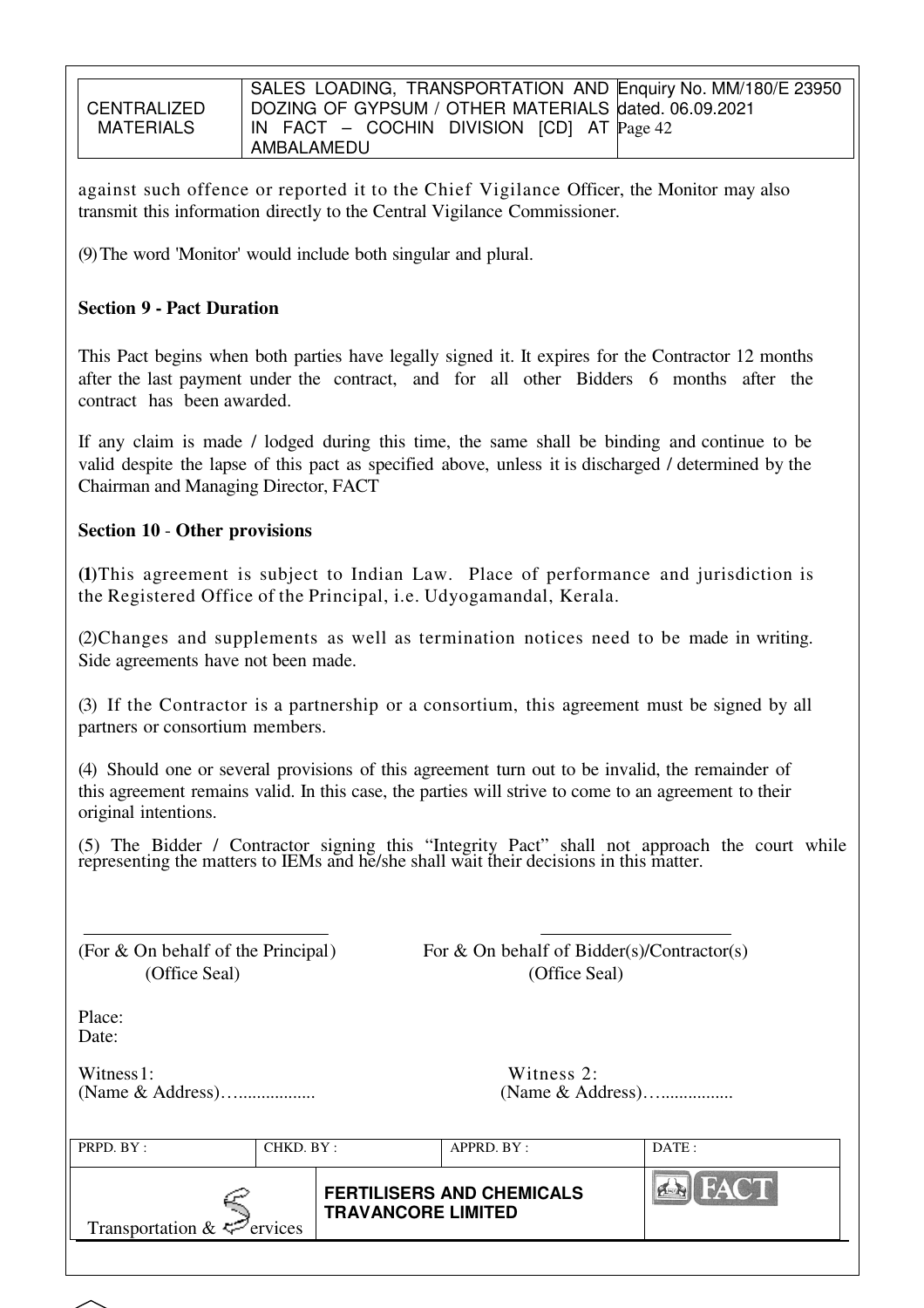against such offence or reported it to the Chief Vigilance Officer, the Monitor may also transmit this information directly to the Central Vigilance Commissioner.

(9) The word 'Monitor' would include both singular and plural.

### Section 9 - Pact Duration

This Pact begins when both parties have legally signed it. It expires for the Contractor 12 months after the last payment under the contract, and for all other Bidders 6 months after the contract has been awarded.

If any claim is made / lodged during this time, the same shall be binding and continue to be valid despite the lapse of this pact as specified above, unless it is discharged / determined by the Chairman and Managing Director, FACT

### Section 10 - Other provisions

**(1)** This agreement is subject to Indian Law. Place of performance and jurisdiction is the Registered Office of the Principal, i.e. Udyogamandal, Kerala.

(2) Changes and supplements as well as termination notices need to be made in writing. Side agreements have not been made.

(3) If the Contractor is a partnership or a consortium, this agreement must be signed by all partners or consortium members.

(4) Should one or several provisions of this agreement turn out to be invalid, the remainder of this agreement remains valid. In this case, the parties will strive to come to an agreement to their original intentions.

(5) The Bidder / Contractor signing this "Integrity Pact" shall not approach the court while representing the matters to IEMs and he/she shall wait their decisions in this matter.

\_\_\_\_\_\_\_\_\_\_\_\_\_\_\_\_\_\_\_\_\_\_\_\_\_\_\_\_ \_\_\_\_\_\_\_\_\_\_\_\_\_\_\_\_\_\_\_\_\_\_

(For & On behalf of the Principal) (Office Seal)

For & On behalf of Bidder(s)/Contractor(s) (Office Seal)

Place:
Date:

Witness1:
(Name & Address)…................

Witness 2:
(Name & Address)…................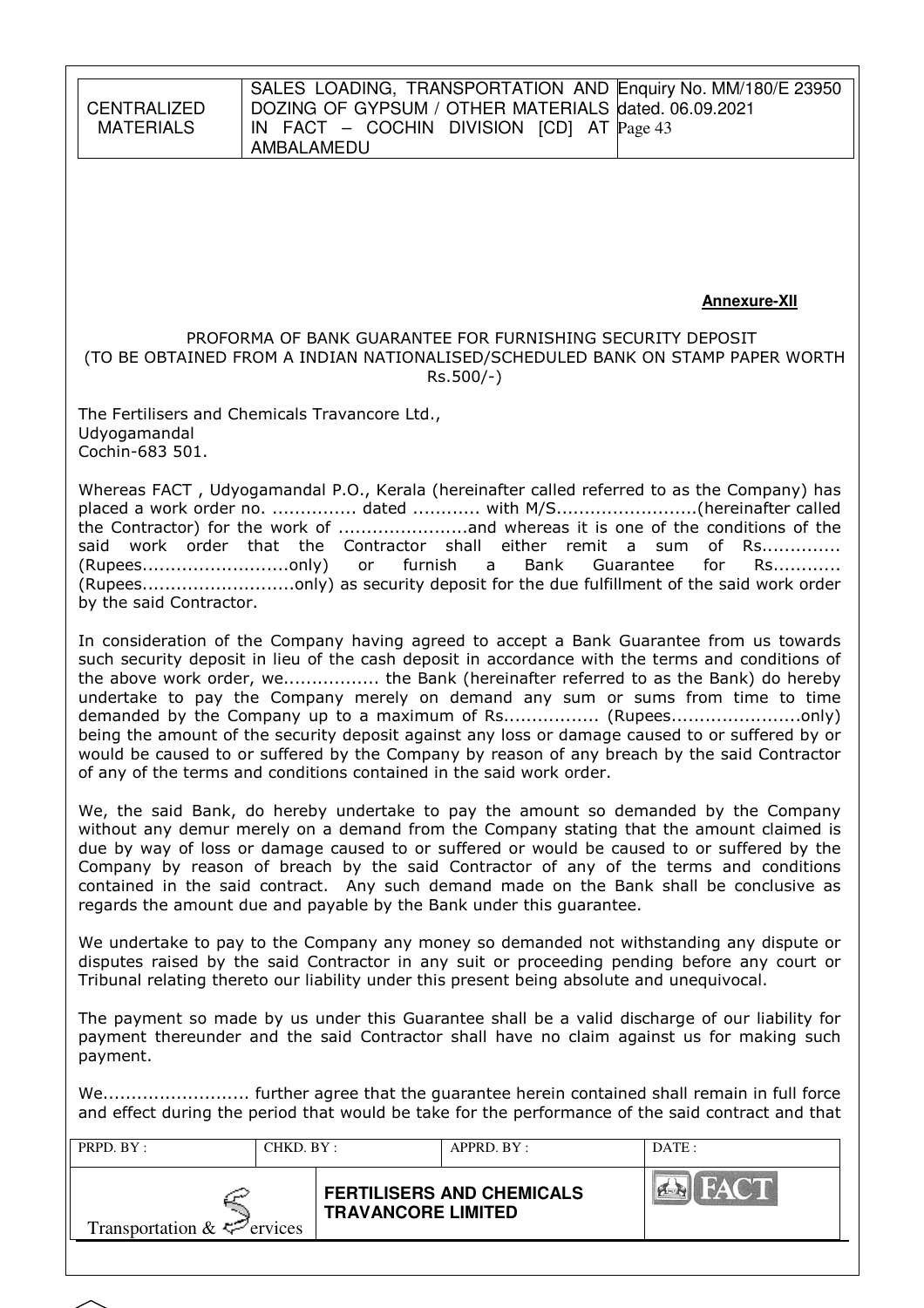**Annexure-XII**

PROFORMA OF BANK GUARANTEE FOR FURNISHING SECURITY DEPOSIT
(TO BE OBTAINED FROM A INDIAN NATIONALISED/SCHEDULED BANK ON STAMP PAPER WORTH Rs.500/-)

The Fertilisers and Chemicals Travancore Ltd.,
Udyogamandal
Cochin-683 501.

Whereas FACT , Udyogamandal P.O., Kerala (hereinafter called referred to as the Company) has placed a work order no. ............... dated ............ with M/S.........................(hereinafter called the Contractor) for the work of .......................and whereas it is one of the conditions of the said work order that the Contractor shall either remit a sum of Rs.............. (Rupees..........................only) or furnish a Bank Guarantee for Rs............ (Rupees...........................only) as security deposit for the due fulfillment of the said work order by the said Contractor.

In consideration of the Company having agreed to accept a Bank Guarantee from us towards such security deposit in lieu of the cash deposit in accordance with the terms and conditions of the above work order, we................. the Bank (hereinafter referred to as the Bank) do hereby undertake to pay the Company merely on demand any sum or sums from time to time demanded by the Company up to a maximum of Rs................. (Rupees.......................only) being the amount of the security deposit against any loss or damage caused to or suffered by or would be caused to or suffered by the Company by reason of any breach by the said Contractor of any of the terms and conditions contained in the said work order.

We, the said Bank, do hereby undertake to pay the amount so demanded by the Company without any demur merely on a demand from the Company stating that the amount claimed is due by way of loss or damage caused to or suffered or would be caused to or suffered by the Company by reason of breach by the said Contractor of any of the terms and conditions contained in the said contract. Any such demand made on the Bank shall be conclusive as regards the amount due and payable by the Bank under this guarantee.

We undertake to pay to the Company any money so demanded not withstanding any dispute or disputes raised by the said Contractor in any suit or proceeding pending before any court or Tribunal relating thereto our liability under this present being absolute and unequivocal.

The payment so made by us under this Guarantee shall be a valid discharge of our liability for payment thereunder and the said Contractor shall have no claim against us for making such payment.

We.......................... further agree that the guarantee herein contained shall remain in full force and effect during the period that would be take for the performance of the said contract and that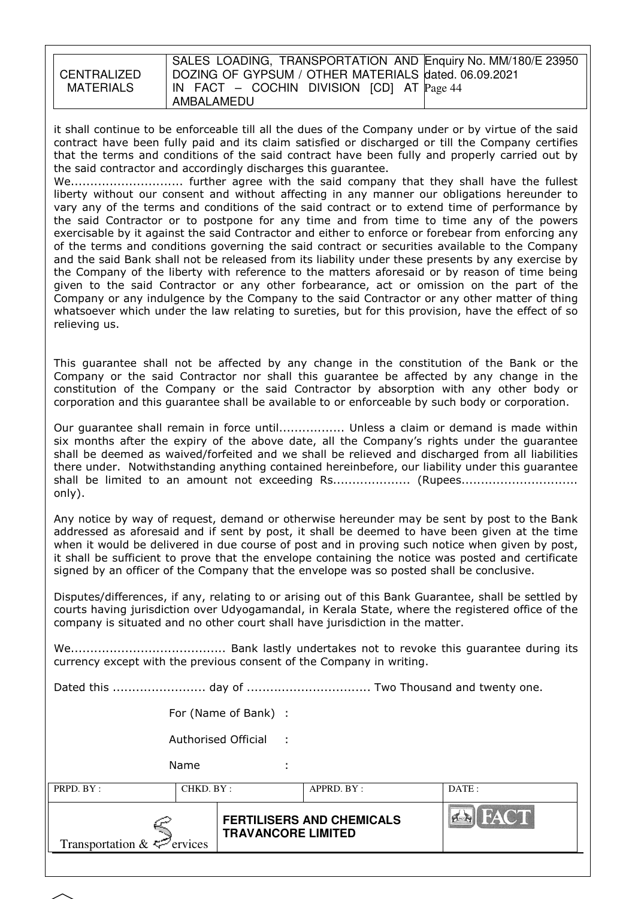it shall continue to be enforceable till all the dues of the Company under or by virtue of the said contract have been fully paid and its claim satisfied or discharged or till the Company certifies that the terms and conditions of the said contract have been fully and properly carried out by the said contractor and accordingly discharges this guarantee.

We............................ further agree with the said company that they shall have the fullest liberty without our consent and without affecting in any manner our obligations hereunder to vary any of the terms and conditions of the said contract or to extend time of performance by the said Contractor or to postpone for any time and from time to time any of the powers exercisable by it against the said Contractor and either to enforce or forebear from enforcing any of the terms and conditions governing the said contract or securities available to the Company and the said Bank shall not be released from its liability under these presents by any exercise by the Company of the liberty with reference to the matters aforesaid or by reason of time being given to the said Contractor or any other forbearance, act or omission on the part of the Company or any indulgence by the Company to the said Contractor or any other matter of thing whatsoever which under the law relating to sureties, but for this provision, have the effect of so relieving us.

This guarantee shall not be affected by any change in the constitution of the Bank or the Company or the said Contractor nor shall this guarantee be affected by any change in the constitution of the Company or the said Contractor by absorption with any other body or corporation and this guarantee shall be available to or enforceable by such body or corporation.

Our guarantee shall remain in force until................ Unless a claim or demand is made within six months after the expiry of the above date, all the Company's rights under the guarantee shall be deemed as waived/forfeited and we shall be relieved and discharged from all liabilities there under. Notwithstanding anything contained hereinbefore, our liability under this guarantee shall be limited to an amount not exceeding Rs................... (Rupees............................. only).

Any notice by way of request, demand or otherwise hereunder may be sent by post to the Bank addressed as aforesaid and if sent by post, it shall be deemed to have been given at the time when it would be delivered in due course of post and in proving such notice when given by post, it shall be sufficient to prove that the envelope containing the notice was posted and certificate signed by an officer of the Company that the envelope was so posted shall be conclusive.

Disputes/differences, if any, relating to or arising out of this Bank Guarantee, shall be settled by courts having jurisdiction over Udyogamandal, in Kerala State, where the registered office of the company is situated and no other court shall have jurisdiction in the matter.

We....................................... Bank lastly undertakes not to revoke this guarantee during its currency except with the previous consent of the Company in writing.

Dated this ....................... day of ............................... Two Thousand and twenty one.

For (Name of Bank) :

Authorised Official :

Name :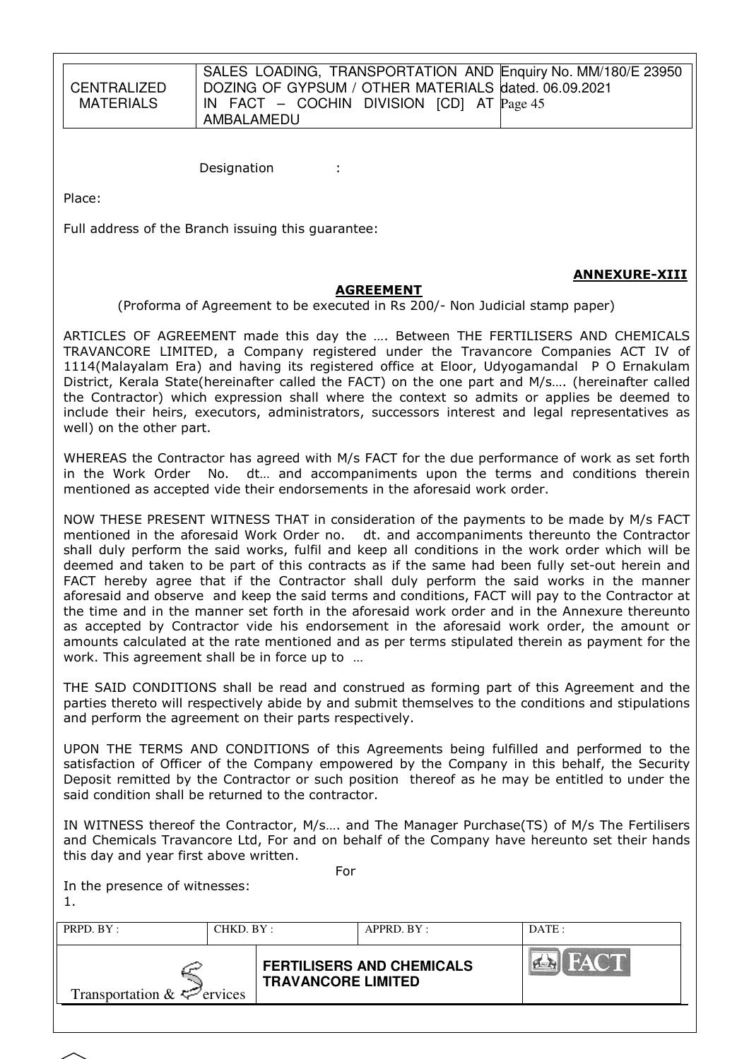Designation :

Place:

Full address of the Branch issuing this guarantee:

**ANNEXURE-XIII**

**AGREEMENT**

(Proforma of Agreement to be executed in Rs 200/- Non Judicial stamp paper)

ARTICLES OF AGREEMENT made this day the …. Between THE FERTILISERS AND CHEMICALS TRAVANCORE LIMITED, a Company registered under the Travancore Companies ACT IV of 1114(Malayalam Era) and having its registered office at Eloor, Udyogamandal P O Ernakulam District, Kerala State(hereinafter called the FACT) on the one part and M/s…. (hereinafter called the Contractor) which expression shall where the context so admits or applies be deemed to include their heirs, executors, administrators, successors interest and legal representatives as well) on the other part.

WHEREAS the Contractor has agreed with M/s FACT for the due performance of work as set forth in the Work Order No. dt… and accompaniments upon the terms and conditions therein mentioned as accepted vide their endorsements in the aforesaid work order.

NOW THESE PRESENT WITNESS THAT in consideration of the payments to be made by M/s FACT mentioned in the aforesaid Work Order no. dt. and accompaniments thereunto the Contractor shall duly perform the said works, fulfil and keep all conditions in the work order which will be deemed and taken to be part of this contracts as if the same had been fully set-out herein and FACT hereby agree that if the Contractor shall duly perform the said works in the manner aforesaid and observe and keep the said terms and conditions, FACT will pay to the Contractor at the time and in the manner set forth in the aforesaid work order and in the Annexure thereunto as accepted by Contractor vide his endorsement in the aforesaid work order, the amount or amounts calculated at the rate mentioned and as per terms stipulated therein as payment for the work. This agreement shall be in force up to …

THE SAID CONDITIONS shall be read and construed as forming part of this Agreement and the parties thereto will respectively abide by and submit themselves to the conditions and stipulations and perform the agreement on their parts respectively.

UPON THE TERMS AND CONDITIONS of this Agreements being fulfilled and performed to the satisfaction of Officer of the Company empowered by the Company in this behalf, the Security Deposit remitted by the Contractor or such position thereof as he may be entitled to under the said condition shall be returned to the contractor.

IN WITNESS thereof the Contractor, M/s…. and The Manager Purchase(TS) of M/s The Fertilisers and Chemicals Travancore Ltd, For and on behalf of the Company have hereunto set their hands this day and year first above written.

For

In the presence of witnesses:

1.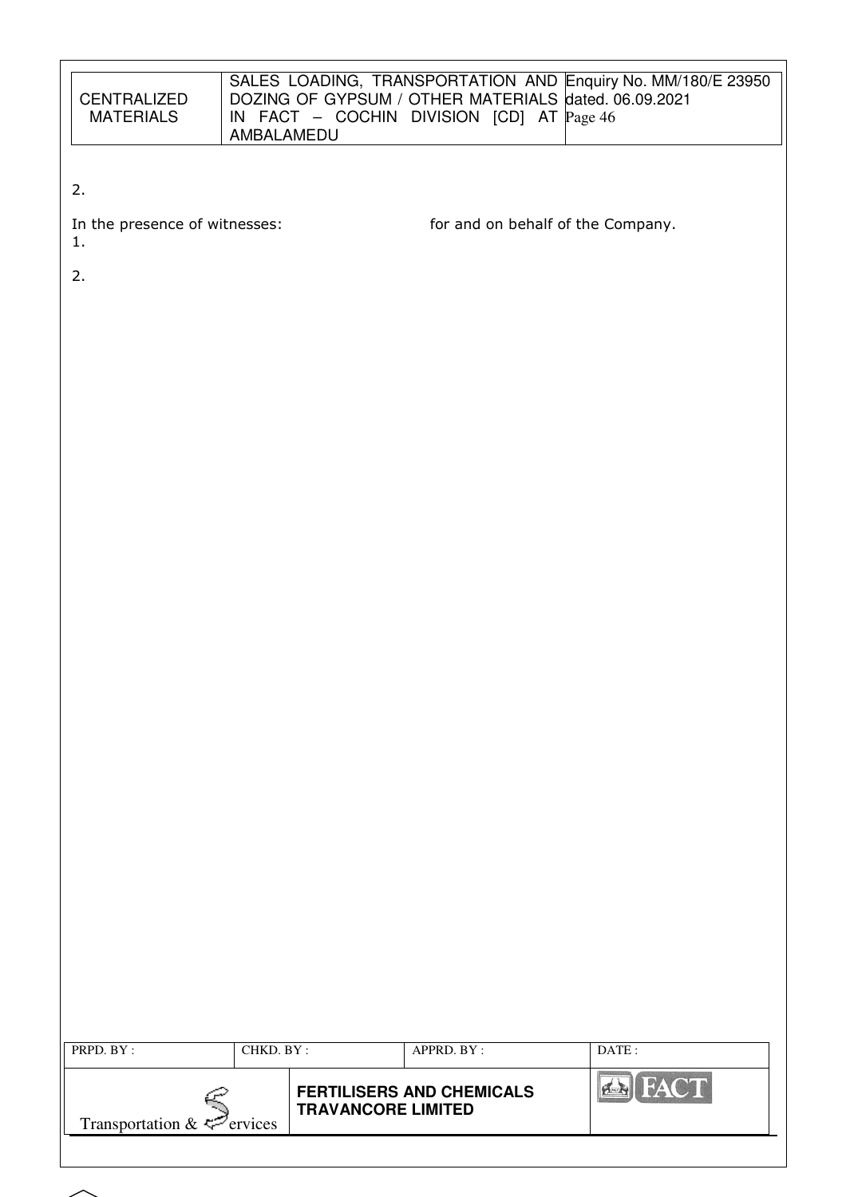2.

In the presence of witnesses: for and on behalf of the Company.

1.

2.